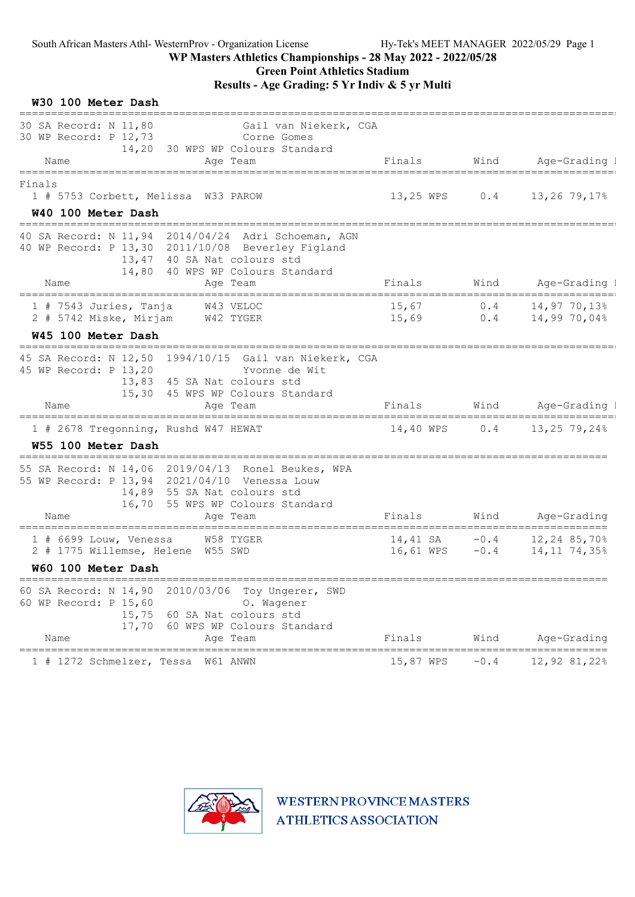South African Masters Athl- WesternProv - Organization License    Hy-Tek's MEET MANAGER 2022/05/29 Page 1

**WP Masters Athletics Championships - 28 May 2022 - 2022/05/28**

**Green Point Athletics Stadium**

**Results - Age Grading: 5 Yr Indiv & 5 yr Multi**

## W30 100 Meter Dash

```
30 SA Record: N 11,80              Gail van Niekerk, CGA
30 WP Record: P 12,73              Corne Gomes
             14,20  30 WPS WP Colours Standard
    Name                  Age Team                   Finals       Wind      Age-Grading
Finals
  1 # 5753 Corbett, Melissa  W33 PAROW               13,25 WPS     0.4     13,26 79,17%
```

## W40 100 Meter Dash

```
40 SA Record: N 11,94  2014/04/24  Adri Schoeman, AGN
40 WP Record: P 13,30  2011/10/08  Beverley Figland
             13,47  40 SA Nat colours std
             14,80  40 WPS WP Colours Standard
    Name                  Age Team                   Finals       Wind      Age-Grading
  1 # 7543 Juries, Tanja     W43 VELOC               15,67         0.4     14,97 70,13%
  2 # 5742 Miske, Mirjam     W42 TYGER               15,69         0.4     14,99 70,04%
```

## W45 100 Meter Dash

```
45 SA Record: N 12,50  1994/10/15  Gail van Niekerk, CGA
45 WP Record: P 13,20              Yvonne de Wit
             13,83  45 SA Nat colours std
             15,30  45 WPS WP Colours Standard
    Name                  Age Team                   Finals       Wind      Age-Grading
  1 # 2678 Tregonning, Rushd W47 HEWAT               14,40 WPS     0.4     13,25 79,24%
```

## W55 100 Meter Dash

```
55 SA Record: N 14,06  2019/04/13  Ronel Beukes, WPA
55 WP Record: P 13,94  2021/04/10  Venessa Louw
             14,89  55 SA Nat colours std
             16,70  55 WPS WP Colours Standard
    Name                  Age Team                   Finals       Wind      Age-Grading
  1 # 6699 Louw, Venessa     W58 TYGER               14,41 SA     -0.4     12,24 85,70%
  2 # 1775 Willemse, Helene  W55 SWD                 16,61 WPS    -0.4     14,11 74,35%
```

## W60 100 Meter Dash

```
60 SA Record: N 14,90  2010/03/06  Toy Ungerer, SWD
60 WP Record: P 15,60              O. Wagener
             15,75  60 SA Nat colours std
             17,70  60 WPS WP Colours Standard
    Name                  Age Team                   Finals       Wind      Age-Grading
  1 # 1272 Schmelzer, Tessa  W61 ANWN                15,87 WPS    -0.4     12,92 81,22%
```

WESTERN PROVINCE MASTERS ATHLETICS ASSOCIATION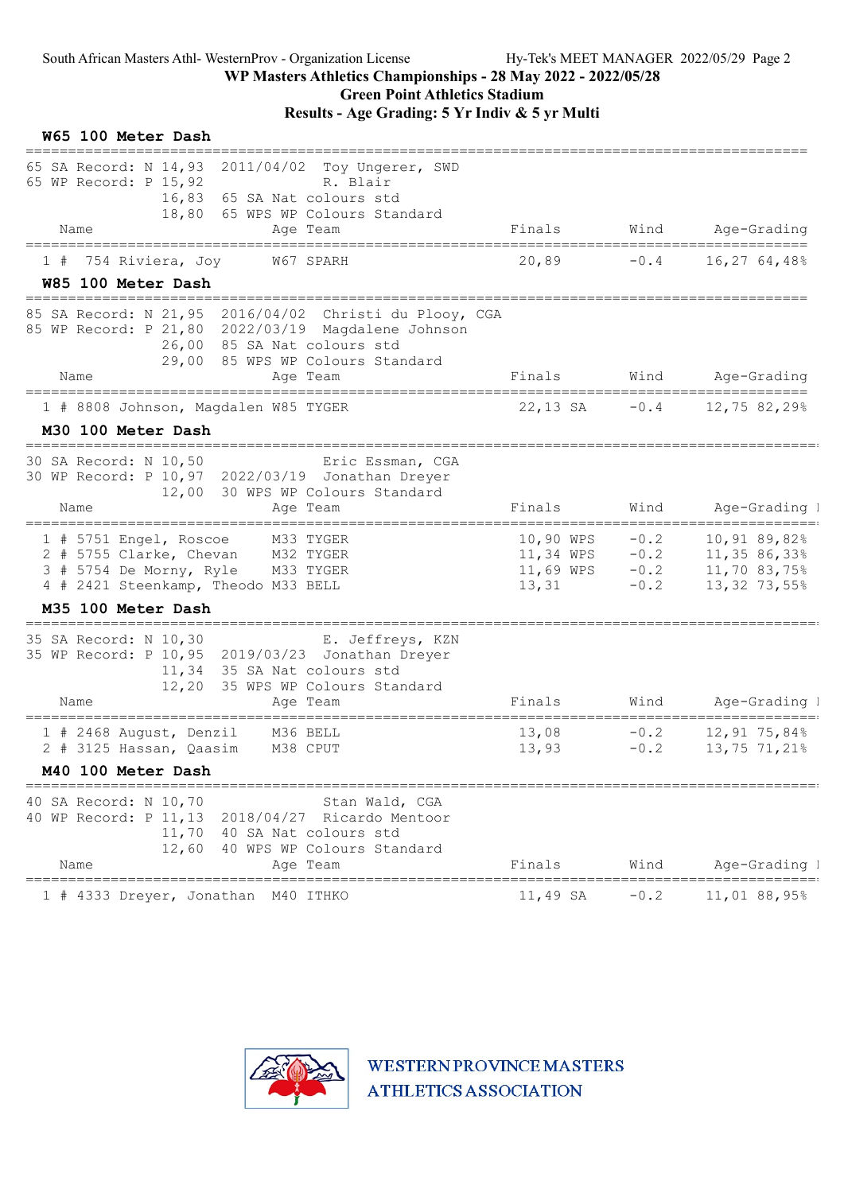## W65 100 Meter Dash

65 SA Record: N 14,93 2011/04/02 Toy Ungerer, SWD
65 WP Record: P 15,92 R. Blair
16,83 65 SA Nat colours std
18,80 65 WPS WP Colours Standard

| | Name | Age | Team | Finals | Wind | Age-Grading |
|---|---|---|---|---|---|---|
| 1 | # 754 Riviera, Joy | W67 | SPARH | 20,89 | -0.4 | 16,27 64,48% |

## W85 100 Meter Dash

85 SA Record: N 21,95 2016/04/02 Christi du Plooy, CGA
85 WP Record: P 21,80 2022/03/19 Magdalene Johnson
26,00 85 SA Nat colours std
29,00 85 WPS WP Colours Standard

| | Name | Age | Team | Finals | Wind | Age-Grading |
|---|---|---|---|---|---|---|
| 1 | # 8808 Johnson, Magdalen | W85 | TYGER | 22,13 SA | -0.4 | 12,75 82,29% |

## M30 100 Meter Dash

30 SA Record: N 10,50 Eric Essman, CGA
30 WP Record: P 10,97 2022/03/19 Jonathan Dreyer
12,00 30 WPS WP Colours Standard

| | Name | Age | Team | Finals | Wind | Age-Grading |
|---|---|---|---|---|---|---|
| 1 | # 5751 Engel, Roscoe | M33 | TYGER | 10,90 WPS | -0.2 | 10,91 89,82% |
| 2 | # 5755 Clarke, Chevan | M32 | TYGER | 11,34 WPS | -0.2 | 11,35 86,33% |
| 3 | # 5754 De Morny, Ryle | M33 | TYGER | 11,69 WPS | -0.2 | 11,70 83,75% |
| 4 | # 2421 Steenkamp, Theodo | M33 | BELL | 13,31 | -0.2 | 13,32 73,55% |

## M35 100 Meter Dash

35 SA Record: N 10,30 E. Jeffreys, KZN
35 WP Record: P 10,95 2019/03/23 Jonathan Dreyer
11,34 35 SA Nat colours std
12,20 35 WPS WP Colours Standard

| | Name | Age | Team | Finals | Wind | Age-Grading |
|---|---|---|---|---|---|---|
| 1 | # 2468 August, Denzil | M36 | BELL | 13,08 | -0.2 | 12,91 75,84% |
| 2 | # 3125 Hassan, Qaasim | M38 | CPUT | 13,93 | -0.2 | 13,75 71,21% |

## M40 100 Meter Dash

40 SA Record: N 10,70 Stan Wald, CGA
40 WP Record: P 11,13 2018/04/27 Ricardo Mentoor
11,70 40 SA Nat colours std
12,60 40 WPS WP Colours Standard

| | Name | Age | Team | Finals | Wind | Age-Grading |
|---|---|---|---|---|---|---|
| 1 | # 4333 Dreyer, Jonathan | M40 | ITHKO | 11,49 SA | -0.2 | 11,01 88,95% |

WESTERN PROVINCE MASTERS ATHLETICS ASSOCIATION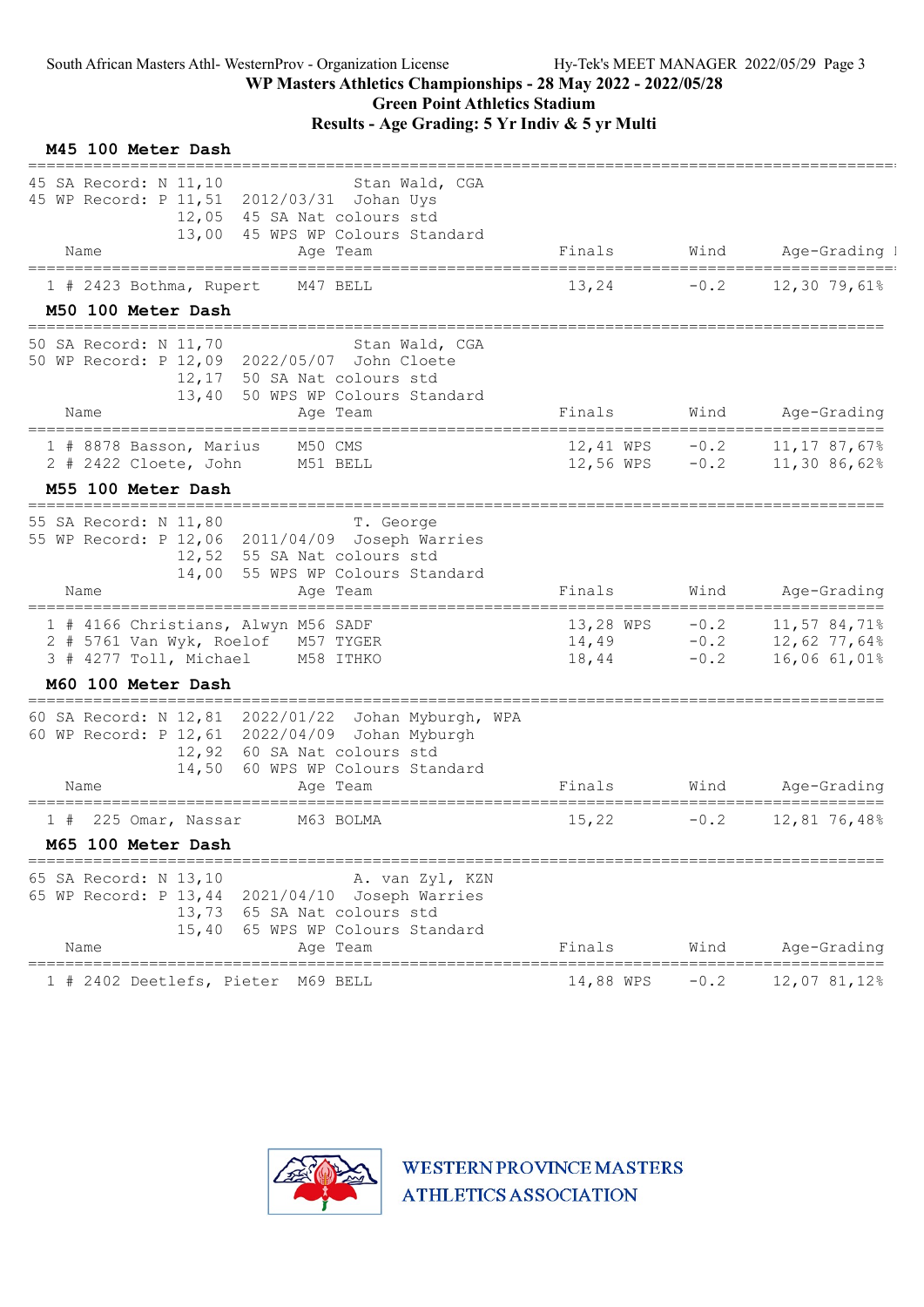South African Masters Athl- WesternProv - Organization License

Hy-Tek's MEET MANAGER 2022/05/29

## WP Masters Athletics Championships - 28 May 2022 - 2022/05/28

## Green Point Athletics Stadium

## Results - Age Grading: 5 Yr Indiv & 5 yr Multi

### M45 100 Meter Dash

45 SA Record: N 11,10 Stan Wald, CGA
45 WP Record: P 11,51 2012/03/31 Johan Uys
12,05 45 SA Nat colours std
13,00 45 WPS WP Colours Standard

| Name | Age | Team | Finals | Wind | Age-Grading |
|---|---|---|---|---|---|
| 1 # 2423 Bothma, Rupert | M47 | BELL | 13,24 | -0.2 | 12,30 79,61% |

### M50 100 Meter Dash

50 SA Record: N 11,70 Stan Wald, CGA
50 WP Record: P 12,09 2022/05/07 John Cloete
12,17 50 SA Nat colours std
13,40 50 WPS WP Colours Standard

| Name | Age | Team | Finals | Wind | Age-Grading |
|---|---|---|---|---|---|
| 1 # 8878 Basson, Marius | M50 | CMS | 12,41 WPS | -0.2 | 11,17 87,67% |
| 2 # 2422 Cloete, John | M51 | BELL | 12,56 WPS | -0.2 | 11,30 86,62% |

### M55 100 Meter Dash

55 SA Record: N 11,80 T. George
55 WP Record: P 12,06 2011/04/09 Joseph Warries
12,52 55 SA Nat colours std
14,00 55 WPS WP Colours Standard

| Name | Age | Team | Finals | Wind | Age-Grading |
|---|---|---|---|---|---|
| 1 # 4166 Christians, Alwyn | M56 | SADF | 13,28 WPS | -0.2 | 11,57 84,71% |
| 2 # 5761 Van Wyk, Roelof | M57 | TYGER | 14,49 | -0.2 | 12,62 77,64% |
| 3 # 4277 Toll, Michael | M58 | ITHKO | 18,44 | -0.2 | 16,06 61,01% |

### M60 100 Meter Dash

60 SA Record: N 12,81 2022/01/22 Johan Myburgh, WPA
60 WP Record: P 12,61 2022/04/09 Johan Myburgh
12,92 60 SA Nat colours std
14,50 60 WPS WP Colours Standard

| Name | Age | Team | Finals | Wind | Age-Grading |
|---|---|---|---|---|---|
| 1 # 225 Omar, Nassar | M63 | BOLMA | 15,22 | -0.2 | 12,81 76,48% |

### M65 100 Meter Dash

65 SA Record: N 13,10 A. van Zyl, KZN
65 WP Record: P 13,44 2021/04/10 Joseph Warries
13,73 65 SA Nat colours std
15,40 65 WPS WP Colours Standard

| Name | Age | Team | Finals | Wind | Age-Grading |
|---|---|---|---|---|---|
| 1 # 2402 Deetlefs, Pieter | M69 | BELL | 14,88 WPS | -0.2 | 12,07 81,12% |

WESTERN PROVINCE MASTERS ATHLETICS ASSOCIATION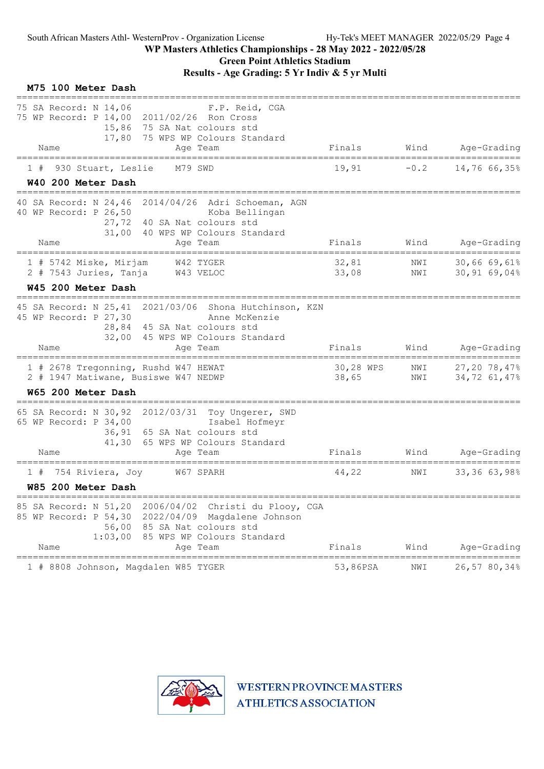## M75 100 Meter Dash

75 SA Record: N 14,06 F.P. Reid, CGA
75 WP Record: P 14,00 2011/02/26 Ron Cross
15,86 75 SA Nat colours std
17,80 75 WPS WP Colours Standard

| | Name | Age | Team | Finals | Wind | Age-Grading |
|---|---|---|---|---|---|---|
| 1 # | 930 Stuart, Leslie | M79 | SWD | 19,91 | -0.2 | 14,76 66,35% |

## W40 200 Meter Dash

40 SA Record: N 24,46 2014/04/26 Adri Schoeman, AGN
40 WP Record: P 26,50 Koba Bellingan
27,72 40 SA Nat colours std
31,00 40 WPS WP Colours Standard

| | Name | Age | Team | Finals | Wind | Age-Grading |
|---|---|---|---|---|---|---|
| 1 # | 5742 Miske, Mirjam | W42 | TYGER | 32,81 | NWI | 30,66 69,61% |
| 2 # | 7543 Juries, Tanja | W43 | VELOC | 33,08 | NWI | 30,91 69,04% |

## W45 200 Meter Dash

45 SA Record: N 25,41 2021/03/06 Shona Hutchinson, KZN
45 WP Record: P 27,30 Anne McKenzie
28,84 45 SA Nat colours std
32,00 45 WPS WP Colours Standard

| | Name | Age | Team | Finals | Wind | Age-Grading |
|---|---|---|---|---|---|---|
| 1 # | 2678 Tregonning, Rushd | W47 | HEWAT | 30,28 WPS | NWI | 27,20 78,47% |
| 2 # | 1947 Matiwane, Busiswe | W47 | NEDWP | 38,65 | NWI | 34,72 61,47% |

## W65 200 Meter Dash

65 SA Record: N 30,92 2012/03/31 Toy Ungerer, SWD
65 WP Record: P 34,00 Isabel Hofmeyr
36,91 65 SA Nat colours std
41,30 65 WPS WP Colours Standard

| | Name | Age | Team | Finals | Wind | Age-Grading |
|---|---|---|---|---|---|---|
| 1 # | 754 Riviera, Joy | W67 | SPARH | 44,22 | NWI | 33,36 63,98% |

## W85 200 Meter Dash

85 SA Record: N 51,20 2006/04/02 Christi du Plooy, CGA
85 WP Record: P 54,30 2022/04/09 Magdalene Johnson
56,00 85 SA Nat colours std
1:03,00 85 WPS WP Colours Standard

| | Name | Age | Team | Finals | Wind | Age-Grading |
|---|---|---|---|---|---|---|
| 1 # | 8808 Johnson, Magdalen | W85 | TYGER | 53,86PSA | NWI | 26,57 80,34% |

WESTERN PROVINCE MASTERS ATHLETICS ASSOCIATION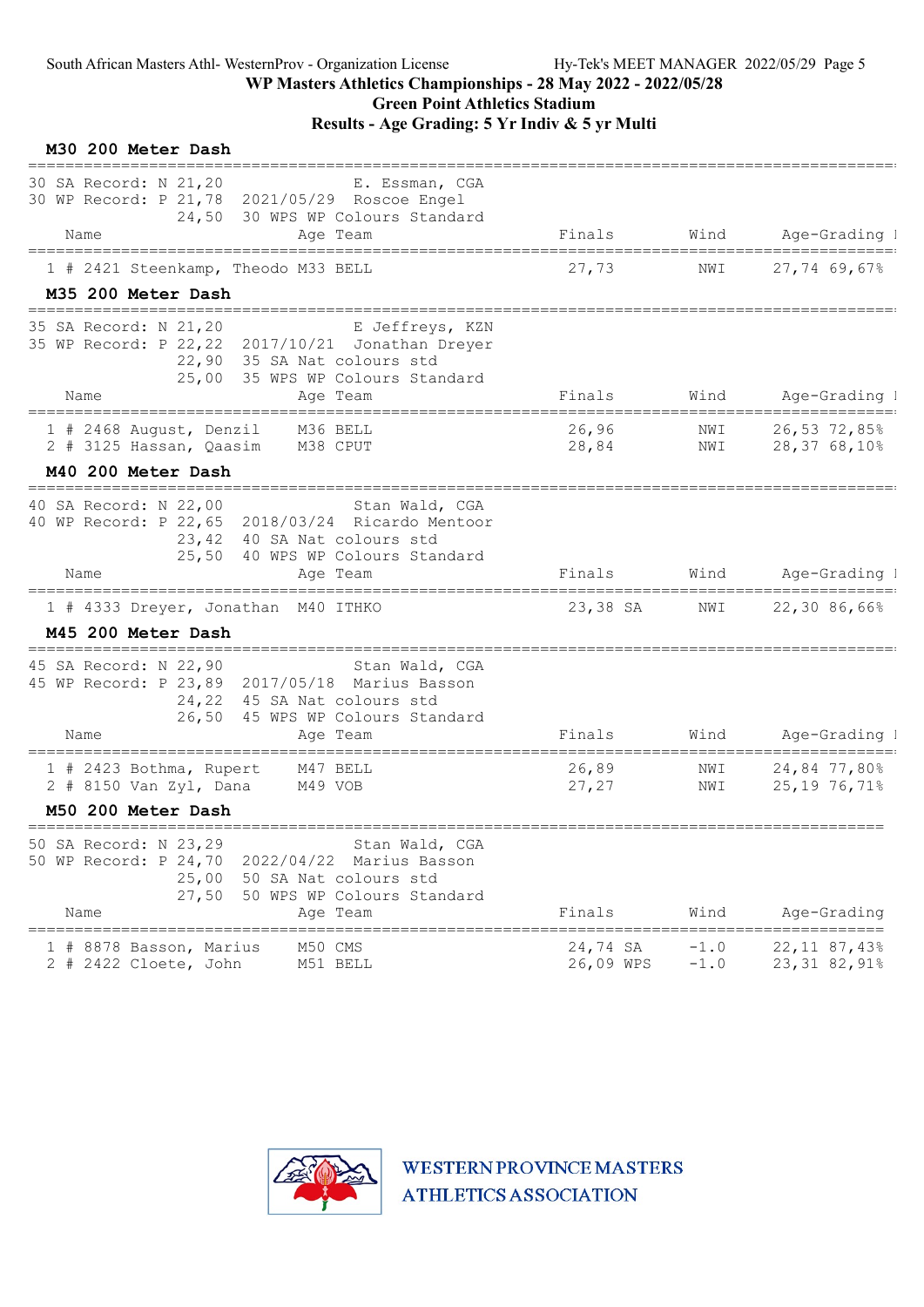South African Masters Athl- WesternProv - Organization License

## WP Masters Athletics Championships - 28 May 2022 - 2022/05/28

## Green Point Athletics Stadium

## Results - Age Grading: 5 Yr Indiv & 5 yr Multi

### M30 200 Meter Dash

30 SA Record: N 21,20 E. Essman, CGA
30 WP Record: P 21,78 2021/05/29 Roscoe Engel
24,50 30 WPS WP Colours Standard

| | Name | Age | Team | Finals | Wind | Age-Grading | |
|---|---|---|---|---|---|---|---|
| 1 | # 2421 Steenkamp, Theodo | M33 | BELL | 27,73 | NWI | 27,74 | 69,67% |

### M35 200 Meter Dash

35 SA Record: N 21,20 E Jeffreys, KZN
35 WP Record: P 22,22 2017/10/21 Jonathan Dreyer
22,90 35 SA Nat colours std
25,00 35 WPS WP Colours Standard

| | Name | Age | Team | Finals | Wind | Age-Grading | |
|---|---|---|---|---|---|---|---|
| 1 | # 2468 August, Denzil | M36 | BELL | 26,96 | NWI | 26,53 | 72,85% |
| 2 | # 3125 Hassan, Qaasim | M38 | CPUT | 28,84 | NWI | 28,37 | 68,10% |

### M40 200 Meter Dash

40 SA Record: N 22,00 Stan Wald, CGA
40 WP Record: P 22,65 2018/03/24 Ricardo Mentoor
23,42 40 SA Nat colours std
25,50 40 WPS WP Colours Standard

| | Name | Age | Team | Finals | Wind | Age-Grading | |
|---|---|---|---|---|---|---|---|
| 1 | # 4333 Dreyer, Jonathan | M40 | ITHKO | 23,38 SA | NWI | 22,30 | 86,66% |

### M45 200 Meter Dash

45 SA Record: N 22,90 Stan Wald, CGA
45 WP Record: P 23,89 2017/05/18 Marius Basson
24,22 45 SA Nat colours std
26,50 45 WPS WP Colours Standard

| | Name | Age | Team | Finals | Wind | Age-Grading | |
|---|---|---|---|---|---|---|---|
| 1 | # 2423 Bothma, Rupert | M47 | BELL | 26,89 | NWI | 24,84 | 77,80% |
| 2 | # 8150 Van Zyl, Dana | M49 | VOB | 27,27 | NWI | 25,19 | 76,71% |

### M50 200 Meter Dash

50 SA Record: N 23,29 Stan Wald, CGA
50 WP Record: P 24,70 2022/04/22 Marius Basson
25,00 50 SA Nat colours std
27,50 50 WPS WP Colours Standard

| | Name | Age | Team | Finals | Wind | Age-Grading | |
|---|---|---|---|---|---|---|---|
| 1 | # 8878 Basson, Marius | M50 | CMS | 24,74 SA | -1.0 | 22,11 | 87,43% |
| 2 | # 2422 Cloete, John | M51 | BELL | 26,09 WPS | -1.0 | 23,31 | 82,91% |

WESTERN PROVINCE MASTERS ATHLETICS ASSOCIATION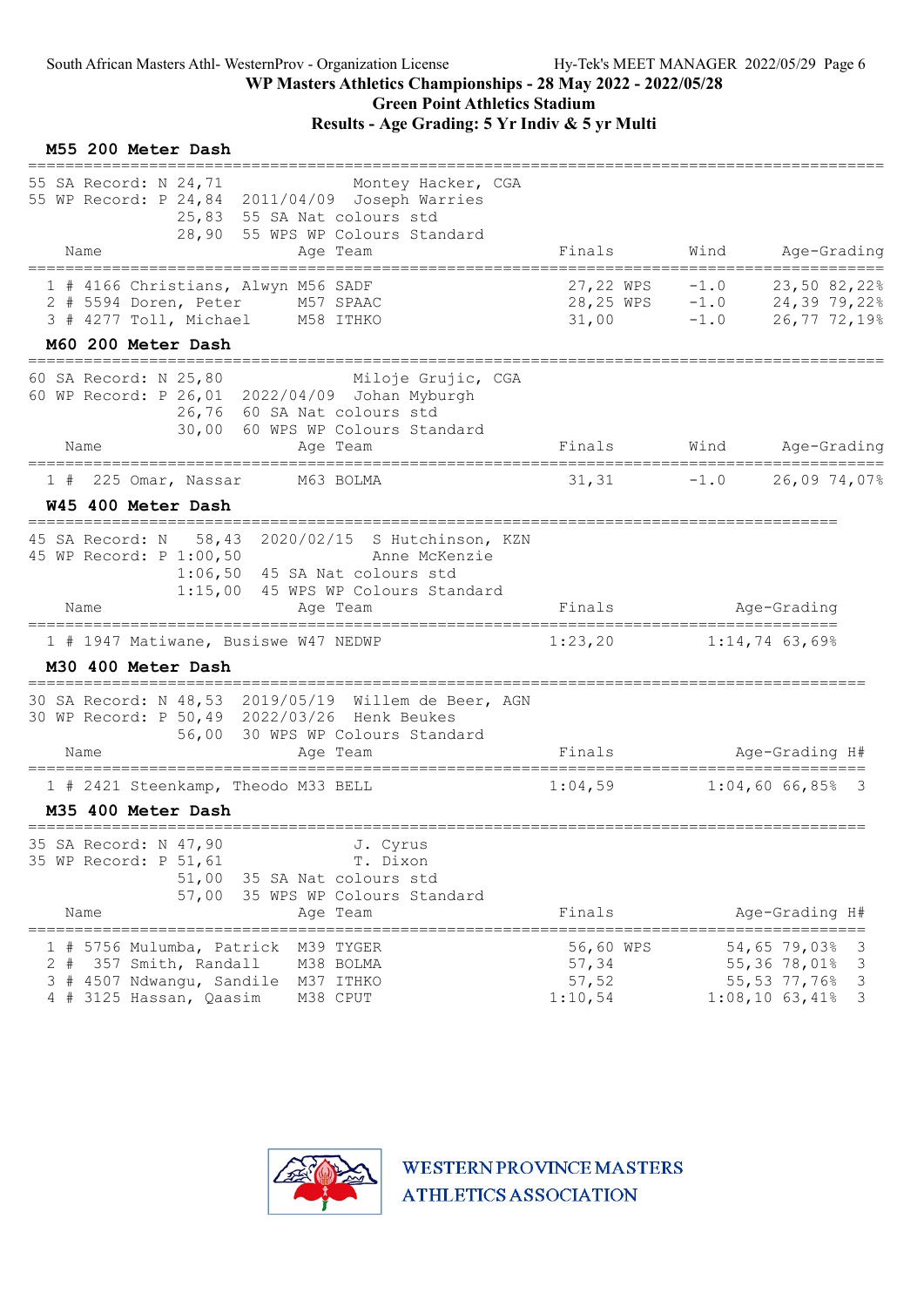## WP Masters Athletics Championships - 28 May 2022 - 2022/05/28

### Green Point Athletics Stadium

### Results - Age Grading: 5 Yr Indiv & 5 yr Multi

#### M55 200 Meter Dash

55 SA Record: N 24,71 Montey Hacker, CGA
55 WP Record: P 24,84 2011/04/09 Joseph Warries
25,83 55 SA Nat colours std
28,90 55 WPS WP Colours Standard

| | Name | Age | Team | Finals | | Wind | Age-Grading | |
|---|---|---|---|---|---|---|---|---|
| 1 | # 4166 Christians, Alwyn | M56 | SADF | 27,22 | WPS | -1.0 | 23,50 | 82,22% |
| 2 | # 5594 Doren, Peter | M57 | SPAAC | 28,25 | WPS | -1.0 | 24,39 | 79,22% |
| 3 | # 4277 Toll, Michael | M58 | ITHKO | 31,00 | | -1.0 | 26,77 | 72,19% |

#### M60 200 Meter Dash

60 SA Record: N 25,80 Miloje Grujic, CGA
60 WP Record: P 26,01 2022/04/09 Johan Myburgh
26,76 60 SA Nat colours std
30,00 60 WPS WP Colours Standard

| | Name | Age | Team | Finals | Wind | Age-Grading | |
|---|---|---|---|---|---|---|---|
| 1 | # 225 Omar, Nassar | M63 | BOLMA | 31,31 | -1.0 | 26,09 | 74,07% |

#### W45 400 Meter Dash

45 SA Record: N 58,43 2020/02/15 S Hutchinson, KZN
45 WP Record: P 1:00,50 Anne McKenzie
1:06,50 45 SA Nat colours std
1:15,00 45 WPS WP Colours Standard

| | Name | Age | Team | Finals | Age-Grading | |
|---|---|---|---|---|---|---|
| 1 | # 1947 Matiwane, Busiswe | W47 | NEDWP | 1:23,20 | 1:14,74 | 63,69% |

#### M30 400 Meter Dash

30 SA Record: N 48,53 2019/05/19 Willem de Beer, AGN
30 WP Record: P 50,49 2022/03/26 Henk Beukes
56,00 30 WPS WP Colours Standard

| | Name | Age | Team | Finals | Age-Grading | | H# |
|---|---|---|---|---|---|---|---|
| 1 | # 2421 Steenkamp, Theodo | M33 | BELL | 1:04,59 | 1:04,60 | 66,85% | 3 |

#### M35 400 Meter Dash

35 SA Record: N 47,90 J. Cyrus
35 WP Record: P 51,61 T. Dixon
51,00 35 SA Nat colours std
57,00 35 WPS WP Colours Standard

| | Name | Age | Team | Finals | | Age-Grading | | H# |
|---|---|---|---|---|---|---|---|---|
| 1 | # 5756 Mulumba, Patrick | M39 | TYGER | 56,60 | WPS | 54,65 | 79,03% | 3 |
| 2 | # 357 Smith, Randall | M38 | BOLMA | 57,34 | | 55,36 | 78,01% | 3 |
| 3 | # 4507 Ndwangu, Sandile | M37 | ITHKO | 57,52 | | 55,53 | 77,76% | 3 |
| 4 | # 3125 Hassan, Qaasim | M38 | CPUT | 1:10,54 | | 1:08,10 | 63,41% | 3 |

WESTERN PROVINCE MASTERS ATHLETICS ASSOCIATION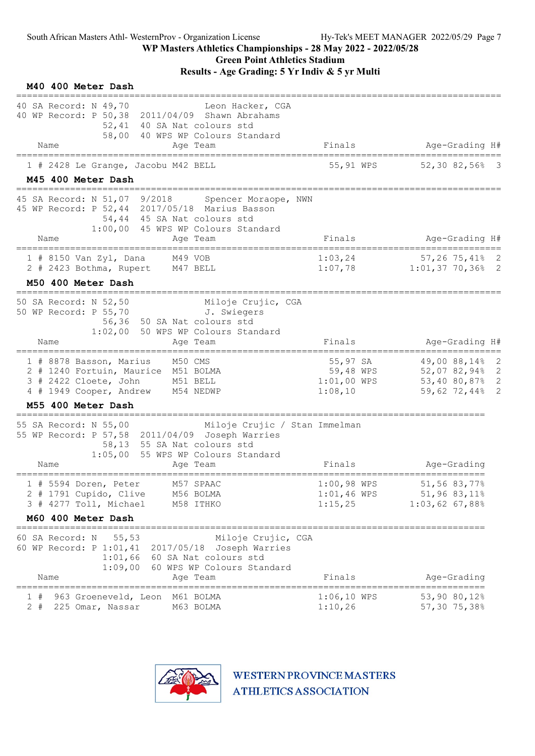South African Masters Athl- WesternProv - Organization License — Hy-Tek's MEET MANAGER 2022/05/29

**WP Masters Athletics Championships - 28 May 2022 - 2022/05/28**

**Green Point Athletics Stadium**

**Results - Age Grading: 5 Yr Indiv & 5 yr Multi**

### M40 400 Meter Dash

40 SA Record: N 49,70 — Leon Hacker, CGA
40 WP Record: P 50,38 — 2011/04/09 Shawn Abrahams
52,41 — 40 SA Nat colours std
58,00 — 40 WPS WP Colours Standard

| Place | # | Name | Age | Team | Finals | | Age-Grading | | H# |
|---|---|---|---|---|---|---|---|---|---|
| 1 | # 2428 | Le Grange, Jacobu | M42 | BELL | 55,91 | WPS | 52,30 | 82,56% | 3 |

### M45 400 Meter Dash

45 SA Record: N 51,07 — 9/2018 — Spencer Moraope, NWN
45 WP Record: P 52,44 — 2017/05/18 Marius Basson
54,44 — 45 SA Nat colours std
1:00,00 — 45 WPS WP Colours Standard

| Place | # | Name | Age | Team | Finals | | Age-Grading | | H# |
|---|---|---|---|---|---|---|---|---|---|
| 1 | # 8150 | Van Zyl, Dana | M49 | VOB | 1:03,24 | | 57,26 | 75,41% | 2 |
| 2 | # 2423 | Bothma, Rupert | M47 | BELL | 1:07,78 | | 1:01,37 | 70,36% | 2 |

### M50 400 Meter Dash

50 SA Record: N 52,50 — Miloje Crujic, CGA
50 WP Record: P 55,70 — J. Swiegers
56,36 — 50 SA Nat colours std
1:02,00 — 50 WPS WP Colours Standard

| Place | # | Name | Age | Team | Finals | | Age-Grading | | H# |
|---|---|---|---|---|---|---|---|---|---|
| 1 | # 8878 | Basson, Marius | M50 | CMS | 55,97 | SA | 49,00 | 88,14% | 2 |
| 2 | # 1240 | Fortuin, Maurice | M51 | BOLMA | 59,48 | WPS | 52,07 | 82,94% | 2 |
| 3 | # 2422 | Cloete, John | M51 | BELL | 1:01,00 | WPS | 53,40 | 80,87% | 2 |
| 4 | # 1949 | Cooper, Andrew | M54 | NEDWP | 1:08,10 | | 59,62 | 72,44% | 2 |

### M55 400 Meter Dash

55 SA Record: N 55,00 — Miloje Crujic / Stan Immelman
55 WP Record: P 57,58 — 2011/04/09 Joseph Warries
58,13 — 55 SA Nat colours std
1:05,00 — 55 WPS WP Colours Standard

| Place | # | Name | Age | Team | Finals | | Age-Grading | |
|---|---|---|---|---|---|---|---|---|
| 1 | # 5594 | Doren, Peter | M57 | SPAAC | 1:00,98 | WPS | 51,56 | 83,77% |
| 2 | # 1791 | Cupido, Clive | M56 | BOLMA | 1:01,46 | WPS | 51,96 | 83,11% |
| 3 | # 4277 | Toll, Michael | M58 | ITHKO | 1:15,25 | | 1:03,62 | 67,88% |

### M60 400 Meter Dash

60 SA Record: N 55,53 — Miloje Crujic, CGA
60 WP Record: P 1:01,41 — 2017/05/18 Joseph Warries
1:01,66 — 60 SA Nat colours std
1:09,00 — 60 WPS WP Colours Standard

| Place | # | Name | Age | Team | Finals | | Age-Grading | |
|---|---|---|---|---|---|---|---|---|
| 1 | # 963 | Groeneveld, Leon | M61 | BOLMA | 1:06,10 | WPS | 53,90 | 80,12% |
| 2 | # 225 | Omar, Nassar | M63 | BOLMA | 1:10,26 | | 57,30 | 75,38% |

WESTERN PROVINCE MASTERS ATHLETICS ASSOCIATION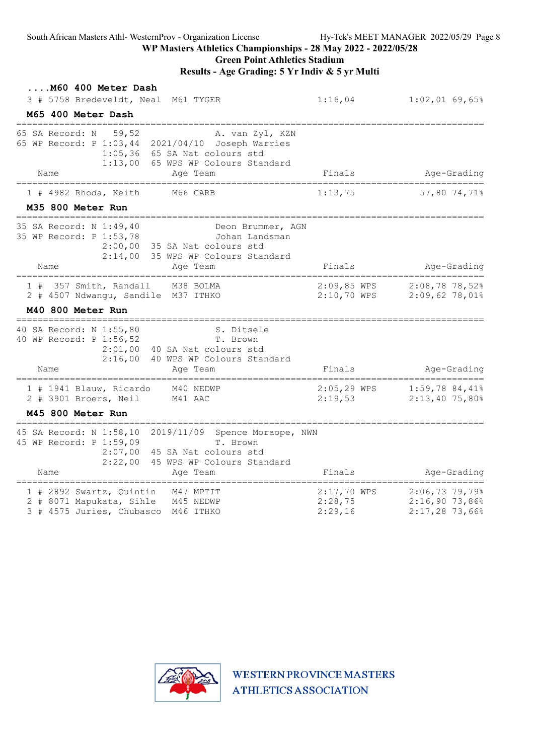## ....M60 400 Meter Dash

| | Name | Age | Team | Finals | | Age-Grading |
|---|---|---|---|---|---|---|
| 3 | # 5758 Bredeveldt, Neal | M61 | TYGER | 1:16,04 | | 1:02,01 69,65% |

## M65 400 Meter Dash

65 SA Record: N 59,52 A. van Zyl, KZN
65 WP Record: P 1:03,44 2021/04/10 Joseph Warries
1:05,36 65 SA Nat colours std
1:13,00 65 WPS WP Colours Standard

| | Name | Age | Team | Finals | | Age-Grading |
|---|---|---|---|---|---|---|
| 1 | # 4982 Rhoda, Keith | M66 | CARB | 1:13,75 | | 57,80 74,71% |

## M35 800 Meter Run

35 SA Record: N 1:49,40 Deon Brummer, AGN
35 WP Record: P 1:53,78 Johan Landsman
2:00,00 35 SA Nat colours std
2:14,00 35 WPS WP Colours Standard

| | Name | Age | Team | Finals | | Age-Grading |
|---|---|---|---|---|---|---|
| 1 | # 357 Smith, Randall | M38 | BOLMA | 2:09,85 | WPS | 2:08,78 78,52% |
| 2 | # 4507 Ndwangu, Sandile | M37 | ITHKO | 2:10,70 | WPS | 2:09,62 78,01% |

## M40 800 Meter Run

40 SA Record: N 1:55,80 S. Ditsele
40 WP Record: P 1:56,52 T. Brown
2:01,00 40 SA Nat colours std
2:16,00 40 WPS WP Colours Standard

| | Name | Age | Team | Finals | | Age-Grading |
|---|---|---|---|---|---|---|
| 1 | # 1941 Blauw, Ricardo | M40 | NEDWP | 2:05,29 | WPS | 1:59,78 84,41% |
| 2 | # 3901 Broers, Neil | M41 | AAC | 2:19,53 | | 2:13,40 75,80% |

## M45 800 Meter Run

45 SA Record: N 1:58,10 2019/11/09 Spence Moraope, NWN
45 WP Record: P 1:59,09 T. Brown
2:07,00 45 SA Nat colours std
2:22,00 45 WPS WP Colours Standard

| | Name | Age | Team | Finals | | Age-Grading |
|---|---|---|---|---|---|---|
| 1 | # 2892 Swartz, Quintin | M47 | MPTIT | 2:17,70 | WPS | 2:06,73 79,79% |
| 2 | # 8071 Mapukata, Sihle | M45 | NEDWP | 2:28,75 | | 2:16,90 73,86% |
| 3 | # 4575 Juries, Chubasco | M46 | ITHKO | 2:29,16 | | 2:17,28 73,66% |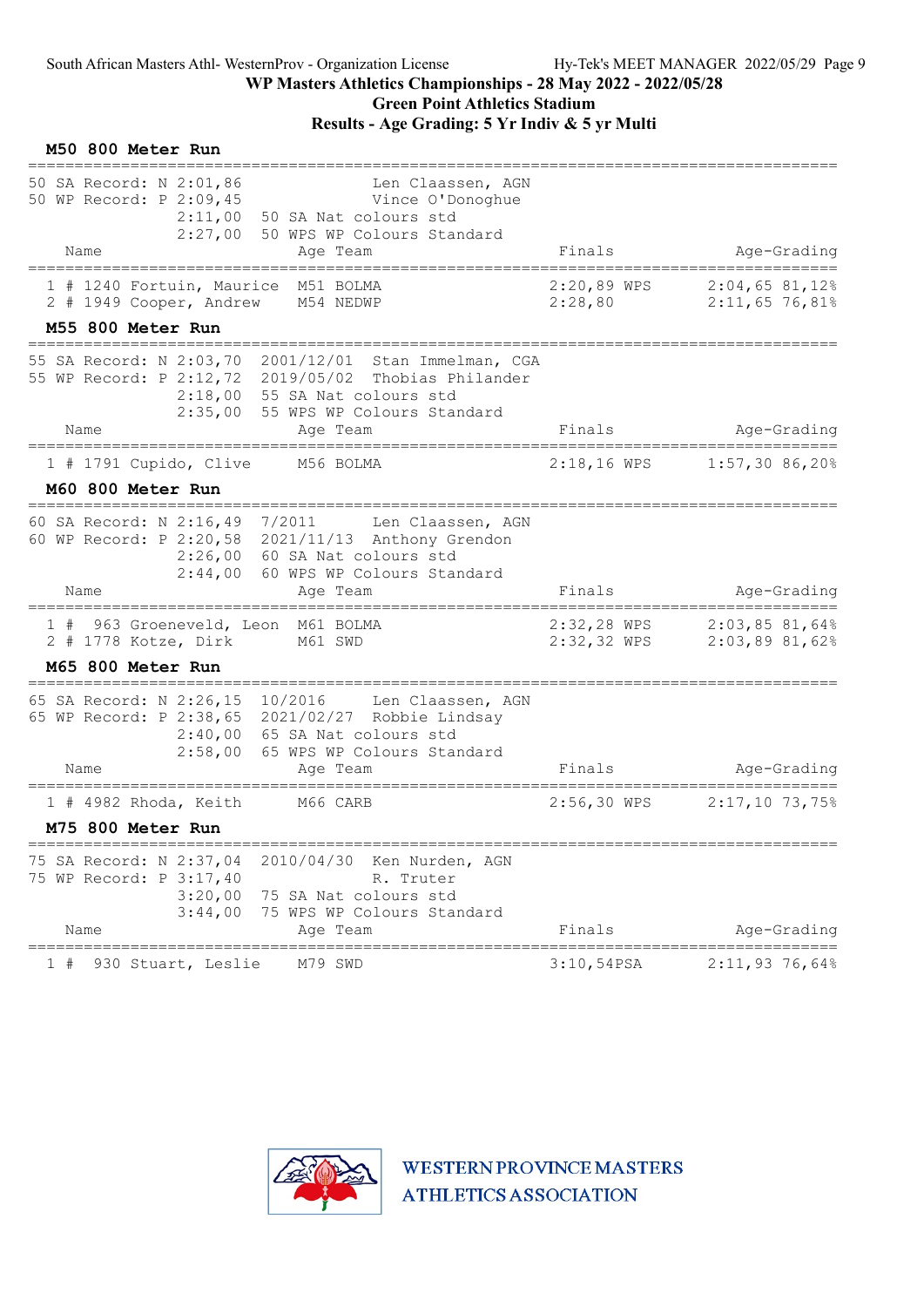# WP Masters Athletics Championships - 28 May 2022 - 2022/05/28

## Green Point Athletics Stadium

## Results - Age Grading: 5 Yr Indiv & 5 yr Multi

### M50 800 Meter Run

50 SA Record: N 2:01,86 Len Claassen, AGN
50 WP Record: P 2:09,45 Vince O'Donoghue
2:11,00 50 SA Nat colours std
2:27,00 50 WPS WP Colours Standard

| Place | Name | Age | Team | Finals | Age-Grading |
|---|---|---|---|---|---|
| 1 | # 1240 Fortuin, Maurice | M51 | BOLMA | 2:20,89 WPS | 2:04,65 81,12% |
| 2 | # 1949 Cooper, Andrew | M54 | NEDWP | 2:28,80 | 2:11,65 76,81% |

### M55 800 Meter Run

55 SA Record: N 2:03,70 2001/12/01 Stan Immelman, CGA
55 WP Record: P 2:12,72 2019/05/02 Thobias Philander
2:18,00 55 SA Nat colours std
2:35,00 55 WPS WP Colours Standard

| Place | Name | Age | Team | Finals | Age-Grading |
|---|---|---|---|---|---|
| 1 | # 1791 Cupido, Clive | M56 | BOLMA | 2:18,16 WPS | 1:57,30 86,20% |

### M60 800 Meter Run

60 SA Record: N 2:16,49 7/2011 Len Claassen, AGN
60 WP Record: P 2:20,58 2021/11/13 Anthony Grendon
2:26,00 60 SA Nat colours std
2:44,00 60 WPS WP Colours Standard

| Place | Name | Age | Team | Finals | Age-Grading |
|---|---|---|---|---|---|
| 1 | # 963 Groeneveld, Leon | M61 | BOLMA | 2:32,28 WPS | 2:03,85 81,64% |
| 2 | # 1778 Kotze, Dirk | M61 | SWD | 2:32,32 WPS | 2:03,89 81,62% |

### M65 800 Meter Run

65 SA Record: N 2:26,15 10/2016 Len Claassen, AGN
65 WP Record: P 2:38,65 2021/02/27 Robbie Lindsay
2:40,00 65 SA Nat colours std
2:58,00 65 WPS WP Colours Standard

| Place | Name | Age | Team | Finals | Age-Grading |
|---|---|---|---|---|---|
| 1 | # 4982 Rhoda, Keith | M66 | CARB | 2:56,30 WPS | 2:17,10 73,75% |

### M75 800 Meter Run

75 SA Record: N 2:37,04 2010/04/30 Ken Nurden, AGN
75 WP Record: P 3:17,40 R. Truter
3:20,00 75 SA Nat colours std
3:44,00 75 WPS WP Colours Standard

| Place | Name | Age | Team | Finals | Age-Grading |
|---|---|---|---|---|---|
| 1 | # 930 Stuart, Leslie | M79 | SWD | 3:10,54PSA | 2:11,93 76,64% |

WESTERN PROVINCE MASTERS ATHLETICS ASSOCIATION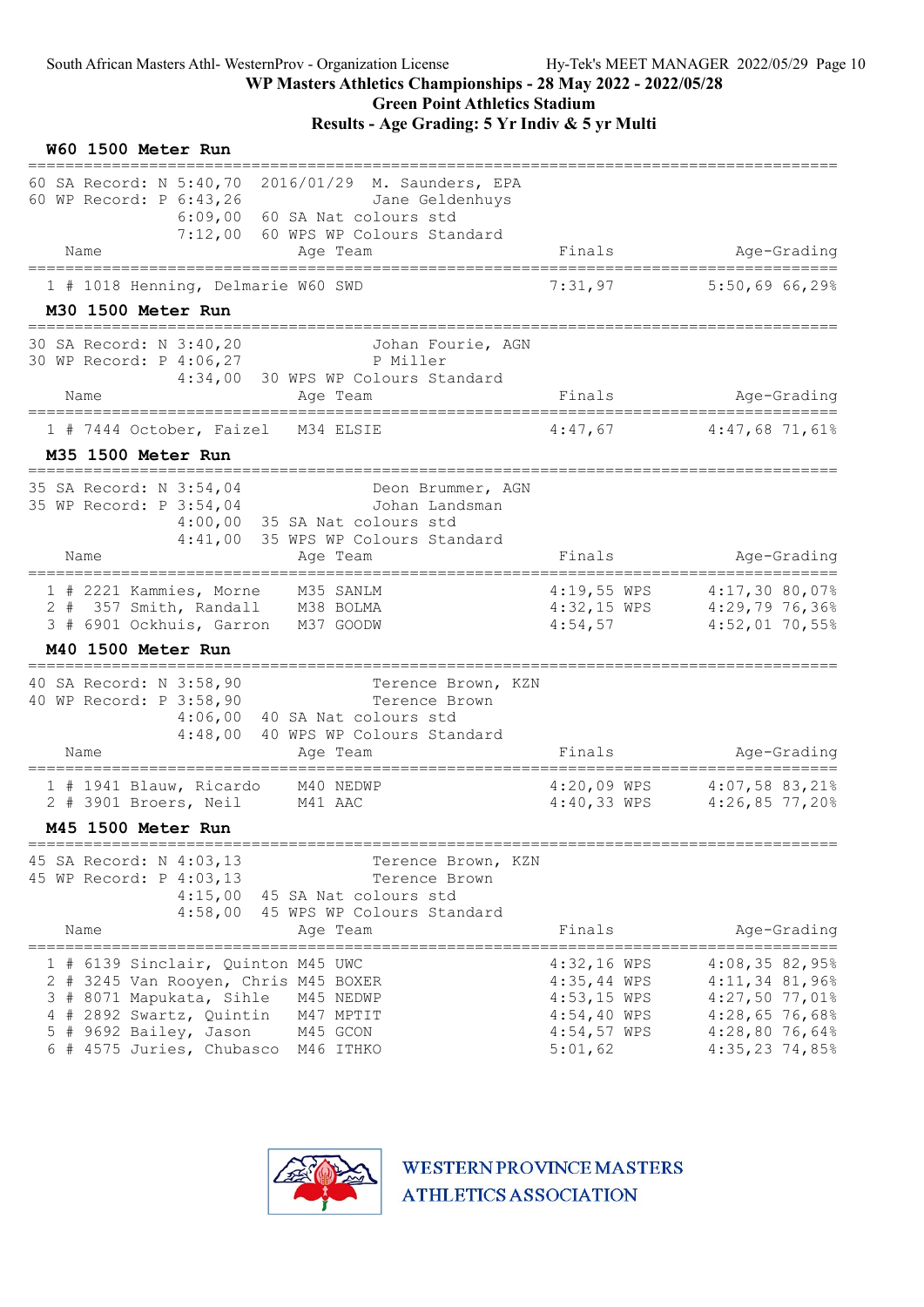WP Masters Athletics Championships - 28 May 2022 - 2022/05/28

Green Point Athletics Stadium

Results - Age Grading: 5 Yr Indiv & 5 yr Multi

### W60 1500 Meter Run

```
60 SA Record: N 5:40,70  2016/01/29  M. Saunders, EPA
60 WP Record: P 6:43,26              Jane Geldenhuys
              6:09,00  60 SA Nat colours std
              7:12,00  60 WPS WP Colours Standard
```

| | Name | Age | Team | Finals | | Age-Grading | |
|---|---|---|---|---|---|---|---|
| 1 | # 1018 Henning, Delmarie | W60 | SWD | 7:31,97 | | 5:50,69 | 66,29% |

### M30 1500 Meter Run

```
30 SA Record: N 3:40,20              Johan Fourie, AGN
30 WP Record: P 4:06,27              P Miller
              4:34,00  30 WPS WP Colours Standard
```

| | Name | Age | Team | Finals | | Age-Grading | |
|---|---|---|---|---|---|---|---|
| 1 | # 7444 October, Faizel | M34 | ELSIE | 4:47,67 | | 4:47,68 | 71,61% |

### M35 1500 Meter Run

```
35 SA Record: N 3:54,04              Deon Brummer, AGN
35 WP Record: P 3:54,04              Johan Landsman
              4:00,00  35 SA Nat colours std
              4:41,00  35 WPS WP Colours Standard
```

| | Name | Age | Team | Finals | | Age-Grading | |
|---|---|---|---|---|---|---|---|
| 1 | # 2221 Kammies, Morne | M35 | SANLM | 4:19,55 | WPS | 4:17,30 | 80,07% |
| 2 | # 357 Smith, Randall | M38 | BOLMA | 4:32,15 | WPS | 4:29,79 | 76,36% |
| 3 | # 6901 Ockhuis, Garron | M37 | GOODW | 4:54,57 | | 4:52,01 | 70,55% |

### M40 1500 Meter Run

```
40 SA Record: N 3:58,90              Terence Brown, KZN
40 WP Record: P 3:58,90              Terence Brown
              4:06,00  40 SA Nat colours std
              4:48,00  40 WPS WP Colours Standard
```

| | Name | Age | Team | Finals | | Age-Grading | |
|---|---|---|---|---|---|---|---|
| 1 | # 1941 Blauw, Ricardo | M40 | NEDWP | 4:20,09 | WPS | 4:07,58 | 83,21% |
| 2 | # 3901 Broers, Neil | M41 | AAC | 4:40,33 | WPS | 4:26,85 | 77,20% |

### M45 1500 Meter Run

```
45 SA Record: N 4:03,13              Terence Brown, KZN
45 WP Record: P 4:03,13              Terence Brown
              4:15,00  45 SA Nat colours std
              4:58,00  45 WPS WP Colours Standard
```

| | Name | Age | Team | Finals | | Age-Grading | |
|---|---|---|---|---|---|---|---|
| 1 | # 6139 Sinclair, Quinton | M45 | UWC | 4:32,16 | WPS | 4:08,35 | 82,95% |
| 2 | # 3245 Van Rooyen, Chris | M45 | BOXER | 4:35,44 | WPS | 4:11,34 | 81,96% |
| 3 | # 8071 Mapukata, Sihle | M45 | NEDWP | 4:53,15 | WPS | 4:27,50 | 77,01% |
| 4 | # 2892 Swartz, Quintin | M47 | MPTIT | 4:54,40 | WPS | 4:28,65 | 76,68% |
| 5 | # 9692 Bailey, Jason | M45 | GCON | 4:54,57 | WPS | 4:28,80 | 76,64% |
| 6 | # 4575 Juries, Chubasco | M46 | ITHKO | 5:01,62 | | 4:35,23 | 74,85% |

WESTERN PROVINCE MASTERS ATHLETICS ASSOCIATION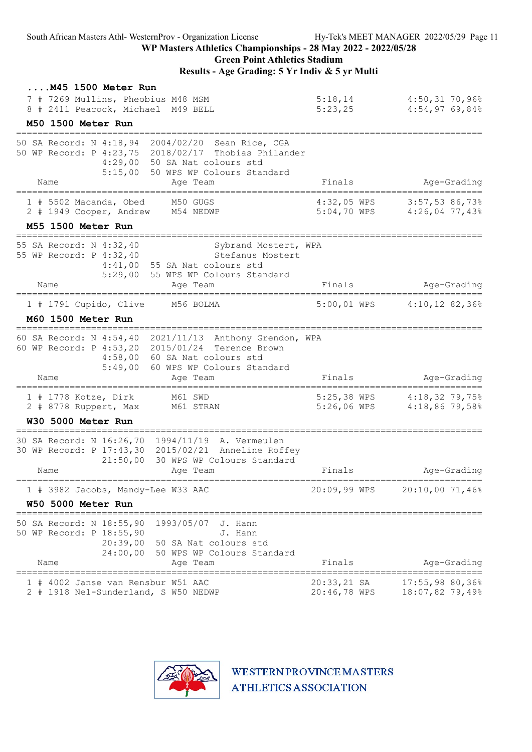## ....M45 1500 Meter Run

| | Name | Age | Team | Finals | | Age-Grading | |
|---|---|---|---|---|---|---|---|
| 7 | # 7269 Mullins, Pheobius | M48 | MSM | 5:18,14 | | 4:50,31 | 70,96% |
| 8 | # 2411 Peacock, Michael | M49 | BELL | 5:23,25 | | 4:54,97 | 69,84% |

## M50 1500 Meter Run

50 SA Record: N 4:18,94 2004/02/20 Sean Rice, CGA
50 WP Record: P 4:23,75 2018/02/17 Thobias Philander
4:29,00 50 SA Nat colours std
5:15,00 50 WPS WP Colours Standard

| | Name | Age | Team | Finals | | Age-Grading | |
|---|---|---|---|---|---|---|---|
| 1 | # 5502 Macanda, Obed | M50 | GUGS | 4:32,05 | WPS | 3:57,53 | 86,73% |
| 2 | # 1949 Cooper, Andrew | M54 | NEDWP | 5:04,70 | WPS | 4:26,04 | 77,43% |

## M55 1500 Meter Run

55 SA Record: N 4:32,40 Sybrand Mostert, WPA
55 WP Record: P 4:32,40 Stefanus Mostert
4:41,00 55 SA Nat colours std
5:29,00 55 WPS WP Colours Standard

| | Name | Age | Team | Finals | | Age-Grading | |
|---|---|---|---|---|---|---|---|
| 1 | # 1791 Cupido, Clive | M56 | BOLMA | 5:00,01 | WPS | 4:10,12 | 82,36% |

## M60 1500 Meter Run

60 SA Record: N 4:54,40 2021/11/13 Anthony Grendon, WPA
60 WP Record: P 4:53,20 2015/01/24 Terence Brown
4:58,00 60 SA Nat colours std
5:49,00 60 WPS WP Colours Standard

| | Name | Age | Team | Finals | | Age-Grading | |
|---|---|---|---|---|---|---|---|
| 1 | # 1778 Kotze, Dirk | M61 | SWD | 5:25,38 | WPS | 4:18,32 | 79,75% |
| 2 | # 8778 Ruppert, Max | M61 | STRAN | 5:26,06 | WPS | 4:18,86 | 79,58% |

## W30 5000 Meter Run

30 SA Record: N 16:26,70 1994/11/19 A. Vermeulen
30 WP Record: P 17:43,30 2015/02/21 Anneline Roffey
21:50,00 30 WPS WP Colours Standard

| | Name | Age | Team | Finals | | Age-Grading | |
|---|---|---|---|---|---|---|---|
| 1 | # 3982 Jacobs, Mandy-Lee | W33 | AAC | 20:09,99 | WPS | 20:10,00 | 71,46% |

## W50 5000 Meter Run

50 SA Record: N 18:55,90 1993/05/07 J. Hann
50 WP Record: P 18:55,90 J. Hann
20:39,00 50 SA Nat colours std
24:00,00 50 WPS WP Colours Standard

| | Name | Age | Team | Finals | | Age-Grading | |
|---|---|---|---|---|---|---|---|
| 1 | # 4002 Janse van Rensbur | W51 | AAC | 20:33,21 | SA | 17:55,98 | 80,36% |
| 2 | # 1918 Nel-Sunderland, S | W50 | NEDWP | 20:46,78 | WPS | 18:07,82 | 79,49% |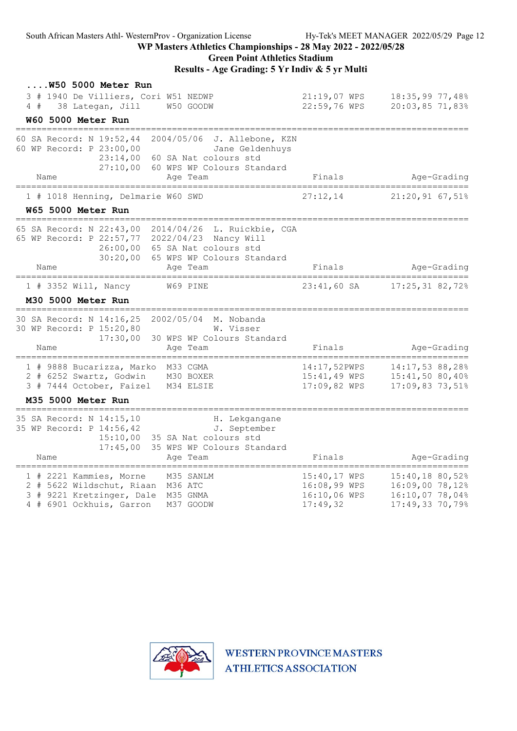WP Masters Athletics Championships - 28 May 2022 - 2022/05/28

Green Point Athletics Stadium

Results - Age Grading: 5 Yr Indiv & 5 yr Multi

### ....W50 5000 Meter Run

| Place | # | Name | Age | Team | Finals | | Age-Grading | |
|---|---|---|---|---|---|---|---|---|
| 3 | # 1940 | De Villiers, Cori | W51 | NEDWP | 21:19,07 | WPS | 18:35,99 | 77,48% |
| 4 | # 38 | Lategan, Jill | W50 | GOODW | 22:59,76 | WPS | 20:03,85 | 71,83% |

### W60 5000 Meter Run

60 SA Record: N 19:52,44 2004/05/06 J. Allebone, KZN
60 WP Record: P 23:00,00 Jane Geldenhuys
23:14,00 60 SA Nat colours std
27:10,00 60 WPS WP Colours Standard

| Place | # | Name | Age | Team | Finals | | Age-Grading | |
|---|---|---|---|---|---|---|---|---|
| 1 | # 1018 | Henning, Delmarie | W60 | SWD | 27:12,14 | | 21:20,91 | 67,51% |

### W65 5000 Meter Run

65 SA Record: N 22:43,00 2014/04/26 L. Ruickbie, CGA
65 WP Record: P 22:57,77 2022/04/23 Nancy Will
26:00,00 65 SA Nat colours std
30:20,00 65 WPS WP Colours Standard

| Place | # | Name | Age | Team | Finals | | Age-Grading | |
|---|---|---|---|---|---|---|---|---|
| 1 | # 3352 | Will, Nancy | W69 | PINE | 23:41,60 | SA | 17:25,31 | 82,72% |

### M30 5000 Meter Run

30 SA Record: N 14:16,25 2002/05/04 M. Nobanda
30 WP Record: P 15:20,80 W. Visser
17:30,00 30 WPS WP Colours Standard

| Place | # | Name | Age | Team | Finals | | Age-Grading | |
|---|---|---|---|---|---|---|---|---|
| 1 | # 9888 | Bucarizza, Marko | M33 | CGMA | 14:17,52 | PWPS | 14:17,53 | 88,28% |
| 2 | # 6252 | Swartz, Godwin | M30 | BOXER | 15:41,49 | WPS | 15:41,50 | 80,40% |
| 3 | # 7444 | October, Faizel | M34 | ELSIE | 17:09,82 | WPS | 17:09,83 | 73,51% |

### M35 5000 Meter Run

35 SA Record: N 14:15,10 H. Lekgangane
35 WP Record: P 14:56,42 J. September
15:10,00 35 SA Nat colours std
17:45,00 35 WPS WP Colours Standard

| Place | # | Name | Age | Team | Finals | | Age-Grading | |
|---|---|---|---|---|---|---|---|---|
| 1 | # 2221 | Kammies, Morne | M35 | SANLM | 15:40,17 | WPS | 15:40,18 | 80,52% |
| 2 | # 5622 | Wildschut, Riaan | M36 | ATC | 16:08,99 | WPS | 16:09,00 | 78,12% |
| 3 | # 9221 | Kretzinger, Dale | M35 | GNMA | 16:10,06 | WPS | 16:10,07 | 78,04% |
| 4 | # 6901 | Ockhuis, Garron | M37 | GOODW | 17:49,32 | | 17:49,33 | 70,79% |

WESTERN PROVINCE MASTERS ATHLETICS ASSOCIATION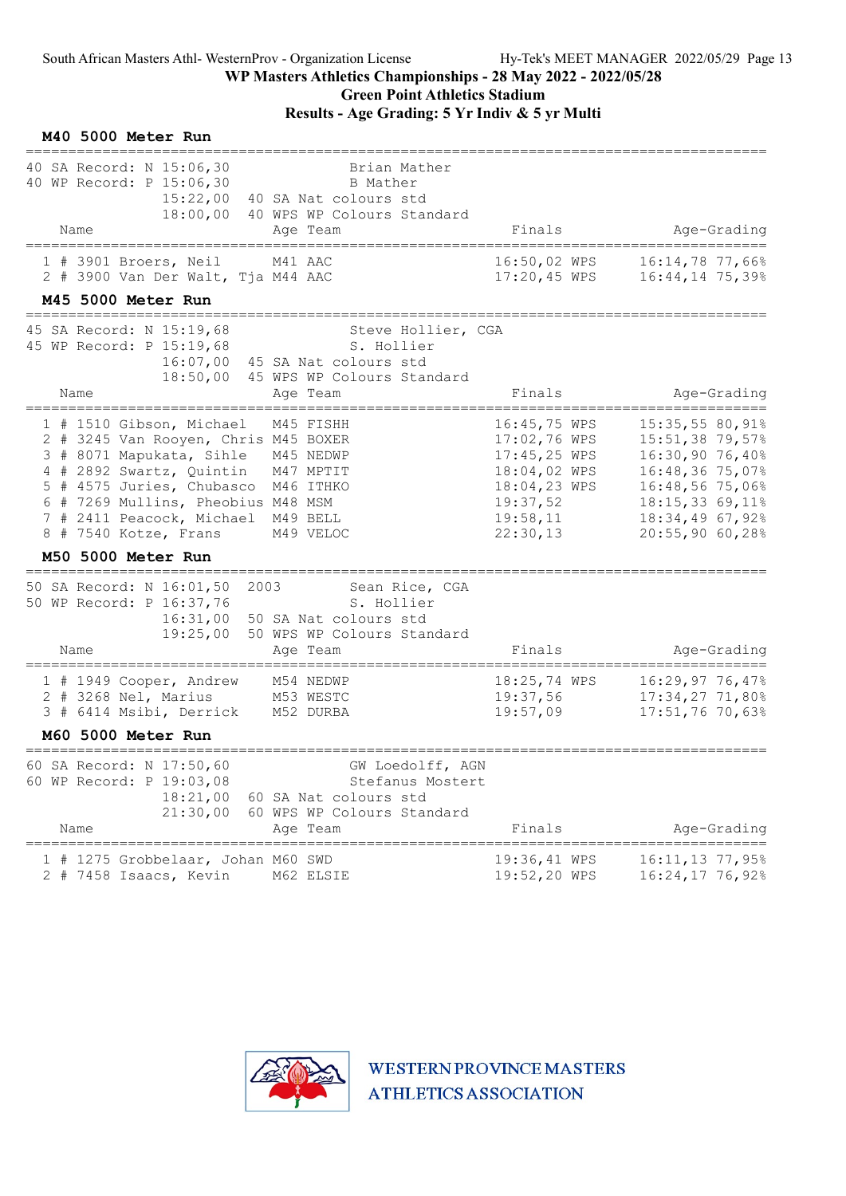WP Masters Athletics Championships - 28 May 2022 - 2022/05/28

Green Point Athletics Stadium

Results - Age Grading: 5 Yr Indiv & 5 yr Multi

### M40 5000 Meter Run

```
40 SA Record: N 15:06,30                Brian Mather
40 WP Record: P 15:06,30                B Mather
             15:22,00  40 SA Nat colours std
             18:00,00  40 WPS WP Colours Standard
```

| Place | Comp # | Name | Age | Team | Finals | | Age-Grading | |
|---|---|---|---|---|---|---|---|---|
| 1 # | 3901 | Broers, Neil | M41 | AAC | 16:50,02 | WPS | 16:14,78 | 77,66% |
| 2 # | 3900 | Van Der Walt, Tja | M44 | AAC | 17:20,45 | WPS | 16:44,14 | 75,39% |

### M45 5000 Meter Run

```
45 SA Record: N 15:19,68                Steve Hollier, CGA
45 WP Record: P 15:19,68                S. Hollier
             16:07,00  45 SA Nat colours std
             18:50,00  45 WPS WP Colours Standard
```

| Place | Comp # | Name | Age | Team | Finals | | Age-Grading | |
|---|---|---|---|---|---|---|---|---|
| 1 # | 1510 | Gibson, Michael | M45 | FISHH | 16:45,75 | WPS | 15:35,55 | 80,91% |
| 2 # | 3245 | Van Rooyen, Chris | M45 | BOXER | 17:02,76 | WPS | 15:51,38 | 79,57% |
| 3 # | 8071 | Mapukata, Sihle | M45 | NEDWP | 17:45,25 | WPS | 16:30,90 | 76,40% |
| 4 # | 2892 | Swartz, Quintin | M47 | MPTIT | 18:04,02 | WPS | 16:48,36 | 75,07% |
| 5 # | 4575 | Juries, Chubasco | M46 | ITHKO | 18:04,23 | WPS | 16:48,56 | 75,06% |
| 6 # | 7269 | Mullins, Pheobius | M48 | MSM | 19:37,52 | | 18:15,33 | 69,11% |
| 7 # | 2411 | Peacock, Michael | M49 | BELL | 19:58,11 | | 18:34,49 | 67,92% |
| 8 # | 7540 | Kotze, Frans | M49 | VELOC | 22:30,13 | | 20:55,90 | 60,28% |

### M50 5000 Meter Run

```
50 SA Record: N 16:01,50  2003          Sean Rice, CGA
50 WP Record: P 16:37,76                S. Hollier
             16:31,00  50 SA Nat colours std
             19:25,00  50 WPS WP Colours Standard
```

| Place | Comp # | Name | Age | Team | Finals | | Age-Grading | |
|---|---|---|---|---|---|---|---|---|
| 1 # | 1949 | Cooper, Andrew | M54 | NEDWP | 18:25,74 | WPS | 16:29,97 | 76,47% |
| 2 # | 3268 | Nel, Marius | M53 | WESTC | 19:37,56 | | 17:34,27 | 71,80% |
| 3 # | 6414 | Msibi, Derrick | M52 | DURBA | 19:57,09 | | 17:51,76 | 70,63% |

### M60 5000 Meter Run

```
60 SA Record: N 17:50,60                GW Loedolff, AGN
60 WP Record: P 19:03,08                Stefanus Mostert
             18:21,00  60 SA Nat colours std
             21:30,00  60 WPS WP Colours Standard
```

| Place | Comp # | Name | Age | Team | Finals | | Age-Grading | |
|---|---|---|---|---|---|---|---|---|
| 1 # | 1275 | Grobbelaar, Johan | M60 | SWD | 19:36,41 | WPS | 16:11,13 | 77,95% |
| 2 # | 7458 | Isaacs, Kevin | M62 | ELSIE | 19:52,20 | WPS | 16:24,17 | 76,92% |

WESTERN PROVINCE MASTERS ATHLETICS ASSOCIATION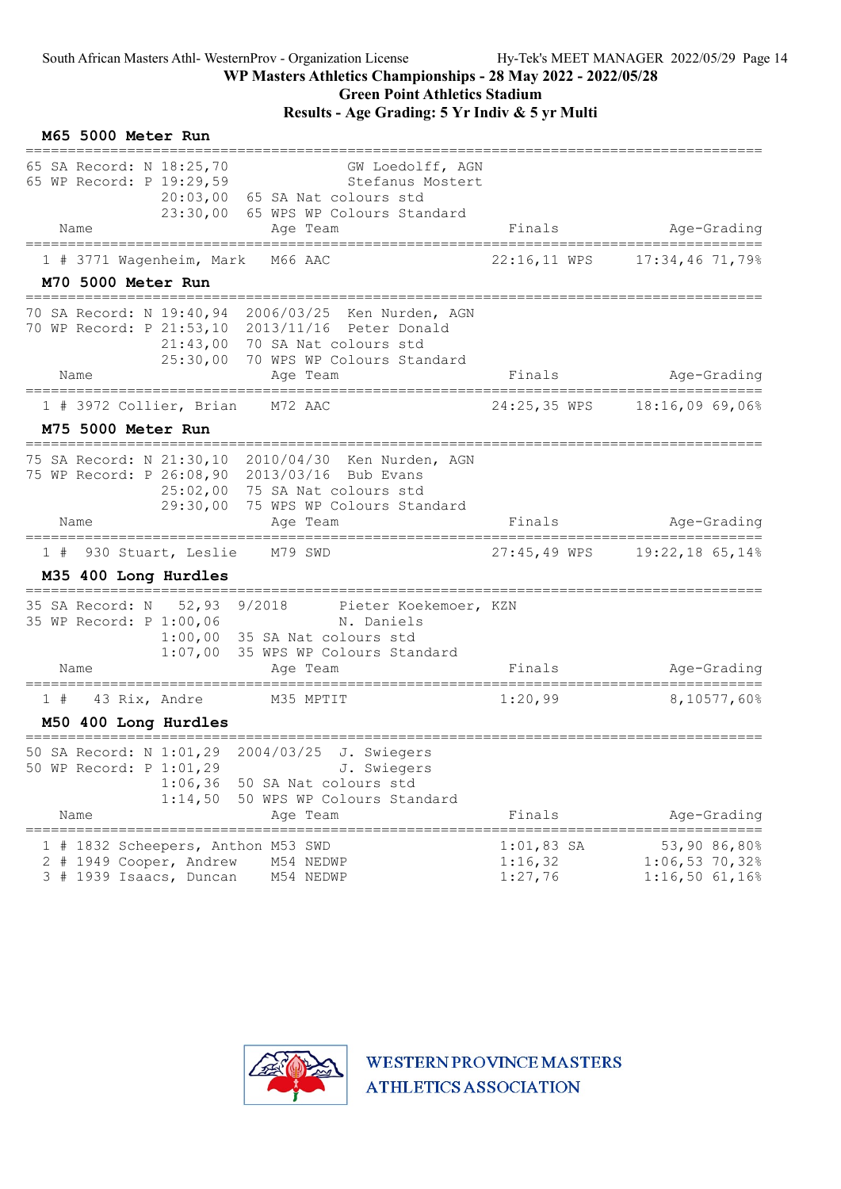WP Masters Athletics Championships - 28 May 2022 - 2022/05/28

Green Point Athletics Stadium

Results - Age Grading: 5 Yr Indiv & 5 yr Multi

## M65 5000 Meter Run

```
65 SA Record: N 18:25,70              GW Loedolff, AGN
65 WP Record: P 19:29,59              Stefanus Mostert
                20:03,00  65 SA Nat colours std
                23:30,00  65 WPS WP Colours Standard
```

| | Name | Age | Team | Finals | | Age-Grading | |
|---|---|---|---|---|---|---|---|
| 1 # | 3771 Wagenheim, Mark | M66 | AAC | 22:16,11 | WPS | 17:34,46 | 71,79% |

## M70 5000 Meter Run

```
70 SA Record: N 19:40,94  2006/03/25  Ken Nurden, AGN
70 WP Record: P 21:53,10  2013/11/16  Peter Donald
                21:43,00  70 SA Nat colours std
                25:30,00  70 WPS WP Colours Standard
```

| | Name | Age | Team | Finals | | Age-Grading | |
|---|---|---|---|---|---|---|---|
| 1 # | 3972 Collier, Brian | M72 | AAC | 24:25,35 | WPS | 18:16,09 | 69,06% |

## M75 5000 Meter Run

```
75 SA Record: N 21:30,10  2010/04/30  Ken Nurden, AGN
75 WP Record: P 26:08,90  2013/03/16  Bub Evans
                25:02,00  75 SA Nat colours std
                29:30,00  75 WPS WP Colours Standard
```

| | Name | Age | Team | Finals | | Age-Grading | |
|---|---|---|---|---|---|---|---|
| 1 # | 930 Stuart, Leslie | M79 | SWD | 27:45,49 | WPS | 19:22,18 | 65,14% |

## M35 400 Long Hurdles

```
35 SA Record: N    52,93  9/2018       Pieter Koekemoer, KZN
35 WP Record: P 1:00,06                N. Daniels
                1:00,00  35 SA Nat colours std
                1:07,00  35 WPS WP Colours Standard
```

| | Name | Age | Team | Finals | | Age-Grading | |
|---|---|---|---|---|---|---|---|
| 1 # | 43 Rix, Andre | M35 | MPTIT | 1:20,99 | | 8,105 | 77,60% |

## M50 400 Long Hurdles

```
50 SA Record: N 1:01,29  2004/03/25  J. Swiegers
50 WP Record: P 1:01,29              J. Swiegers
                1:06,36  50 SA Nat colours std
                1:14,50  50 WPS WP Colours Standard
```

| | Name | Age | Team | Finals | | Age-Grading | |
|---|---|---|---|---|---|---|---|
| 1 # | 1832 Scheepers, Anthon | M53 | SWD | 1:01,83 | SA | 53,90 | 86,80% |
| 2 # | 1949 Cooper, Andrew | M54 | NEDWP | 1:16,32 | | 1:06,53 | 70,32% |
| 3 # | 1939 Isaacs, Duncan | M54 | NEDWP | 1:27,76 | | 1:16,50 | 61,16% |

WESTERN PROVINCE MASTERS ATHLETICS ASSOCIATION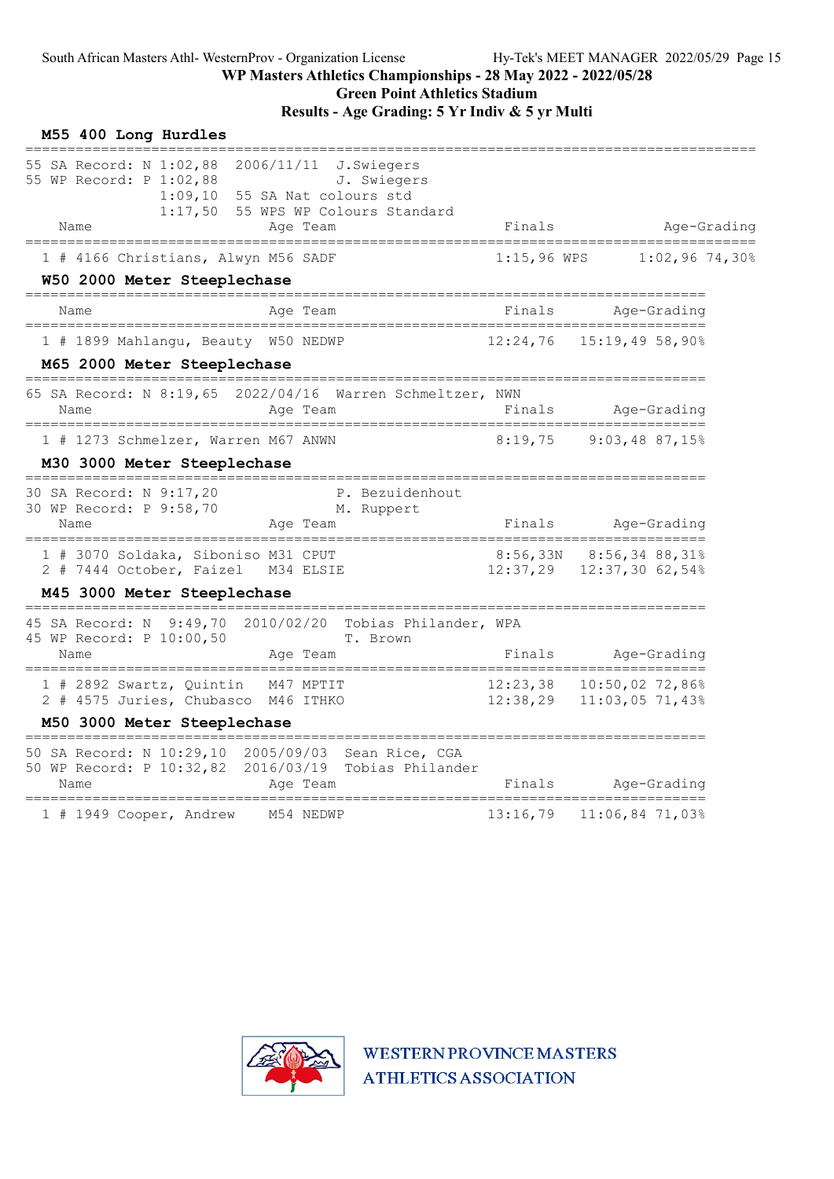South African Masters Athl- WesternProv - Organization License

## WP Masters Athletics Championships - 28 May 2022 - 2022/05/28

### Green Point Athletics Stadium

### Results - Age Grading: 5 Yr Indiv & 5 yr Multi

#### M55 400 Long Hurdles

55 SA Record: N 1:02,88 2006/11/11 J.Swiegers
55 WP Record: P 1:02,88 J. Swiegers
1:09,10 55 SA Nat colours std
1:17,50 55 WPS WP Colours Standard

| Place | Name | Age | Team | Finals | Age-Grading |
|---|---|---|---|---|---|
| 1 | # 4166 Christians, Alwyn | M56 | SADF | 1:15,96 WPS | 1:02,96 74,30% |

#### W50 2000 Meter Steeplechase

| Place | Name | Age | Team | Finals | Age-Grading |
|---|---|---|---|---|---|
| 1 | # 1899 Mahlangu, Beauty | W50 | NEDWP | 12:24,76 | 15:19,49 58,90% |

#### M65 2000 Meter Steeplechase

65 SA Record: N 8:19,65 2022/04/16 Warren Schmeltzer, NWN

| Place | Name | Age | Team | Finals | Age-Grading |
|---|---|---|---|---|---|
| 1 | # 1273 Schmelzer, Warren | M67 | ANWN | 8:19,75 | 9:03,48 87,15% |

#### M30 3000 Meter Steeplechase

30 SA Record: N 9:17,20 P. Bezuidenhout
30 WP Record: P 9:58,70 M. Ruppert

| Place | Name | Age | Team | Finals | Age-Grading |
|---|---|---|---|---|---|
| 1 | # 3070 Soldaka, Siboniso | M31 | CPUT | 8:56,33N | 8:56,34 88,31% |
| 2 | # 7444 October, Faizel | M34 | ELSIE | 12:37,29 | 12:37,30 62,54% |

#### M45 3000 Meter Steeplechase

45 SA Record: N 9:49,70 2010/02/20 Tobias Philander, WPA
45 WP Record: P 10:00,50 T. Brown

| Place | Name | Age | Team | Finals | Age-Grading |
|---|---|---|---|---|---|
| 1 | # 2892 Swartz, Quintin | M47 | MPTIT | 12:23,38 | 10:50,02 72,86% |
| 2 | # 4575 Juries, Chubasco | M46 | ITHKO | 12:38,29 | 11:03,05 71,43% |

#### M50 3000 Meter Steeplechase

50 SA Record: N 10:29,10 2005/09/03 Sean Rice, CGA
50 WP Record: P 10:32,82 2016/03/19 Tobias Philander

| Place | Name | Age | Team | Finals | Age-Grading |
|---|---|---|---|---|---|
| 1 | # 1949 Cooper, Andrew | M54 | NEDWP | 13:16,79 | 11:06,84 71,03% |

WESTERN PROVINCE MASTERS ATHLETICS ASSOCIATION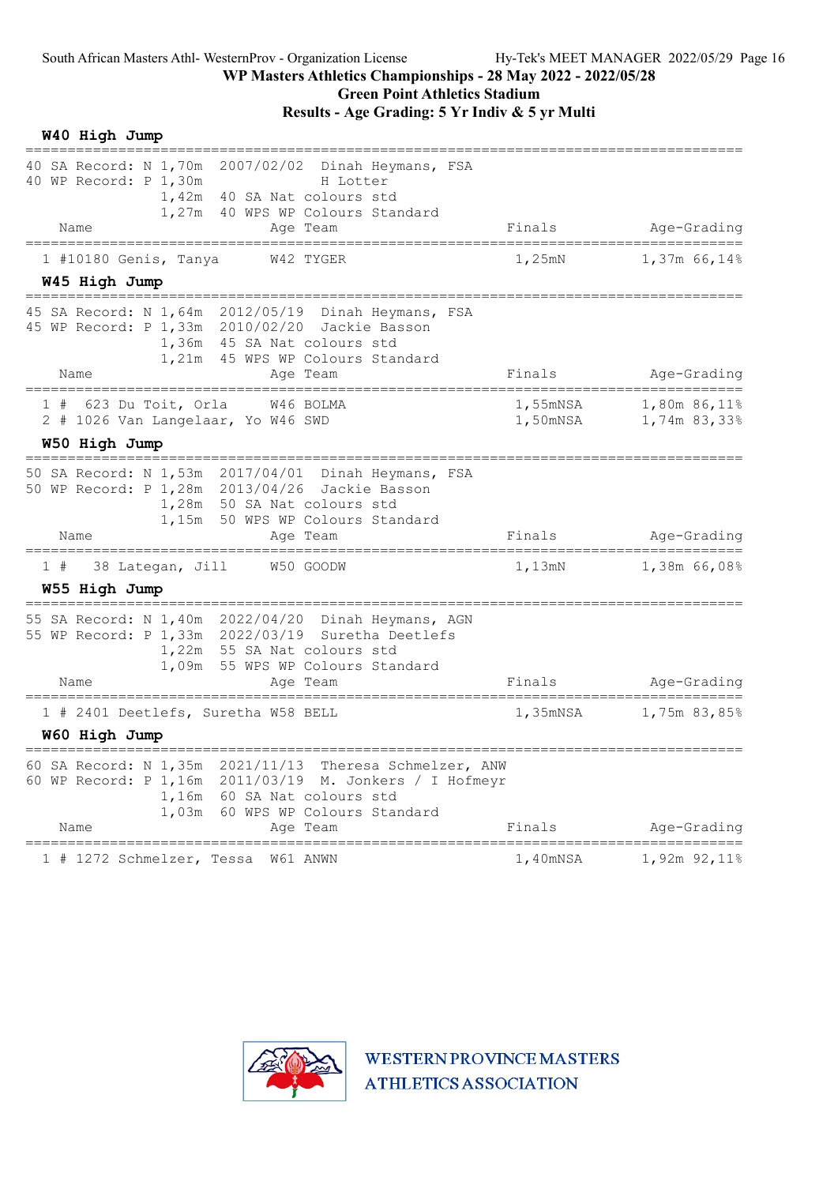## W40 High Jump

40 SA Record: N 1,70m 2007/02/02 Dinah Heymans, FSA
40 WP Record: P 1,30m H Lotter
1,42m 40 SA Nat colours std
1,27m 40 WPS WP Colours Standard

| Place | Name | Age | Team | Finals | Age-Grading |
|---|---|---|---|---|---|
| 1 | #10180 Genis, Tanya | W42 | TYGER | 1,25mN | 1,37m 66,14% |

## W45 High Jump

45 SA Record: N 1,64m 2012/05/19 Dinah Heymans, FSA
45 WP Record: P 1,33m 2010/02/20 Jackie Basson
1,36m 45 SA Nat colours std
1,21m 45 WPS WP Colours Standard

| Place | Name | Age | Team | Finals | Age-Grading |
|---|---|---|---|---|---|
| 1 | # 623 Du Toit, Orla | W46 | BOLMA | 1,55mNSA | 1,80m 86,11% |
| 2 | # 1026 Van Langelaar, Yo | W46 | SWD | 1,50mNSA | 1,74m 83,33% |

## W50 High Jump

50 SA Record: N 1,53m 2017/04/01 Dinah Heymans, FSA
50 WP Record: P 1,28m 2013/04/26 Jackie Basson
1,28m 50 SA Nat colours std
1,15m 50 WPS WP Colours Standard

| Place | Name | Age | Team | Finals | Age-Grading |
|---|---|---|---|---|---|
| 1 | # 38 Lategan, Jill | W50 | GOODW | 1,13mN | 1,38m 66,08% |

## W55 High Jump

55 SA Record: N 1,40m 2022/04/20 Dinah Heymans, AGN
55 WP Record: P 1,33m 2022/03/19 Suretha Deetlefs
1,22m 55 SA Nat colours std
1,09m 55 WPS WP Colours Standard

| Place | Name | Age | Team | Finals | Age-Grading |
|---|---|---|---|---|---|
| 1 | # 2401 Deetlefs, Suretha | W58 | BELL | 1,35mNSA | 1,75m 83,85% |

## W60 High Jump

60 SA Record: N 1,35m 2021/11/13 Theresa Schmelzer, ANW
60 WP Record: P 1,16m 2011/03/19 M. Jonkers / I Hofmeyr
1,16m 60 SA Nat colours std
1,03m 60 WPS WP Colours Standard

| Place | Name | Age | Team | Finals | Age-Grading |
|---|---|---|---|---|---|
| 1 | # 1272 Schmelzer, Tessa | W61 | ANWN | 1,40mNSA | 1,92m 92,11% |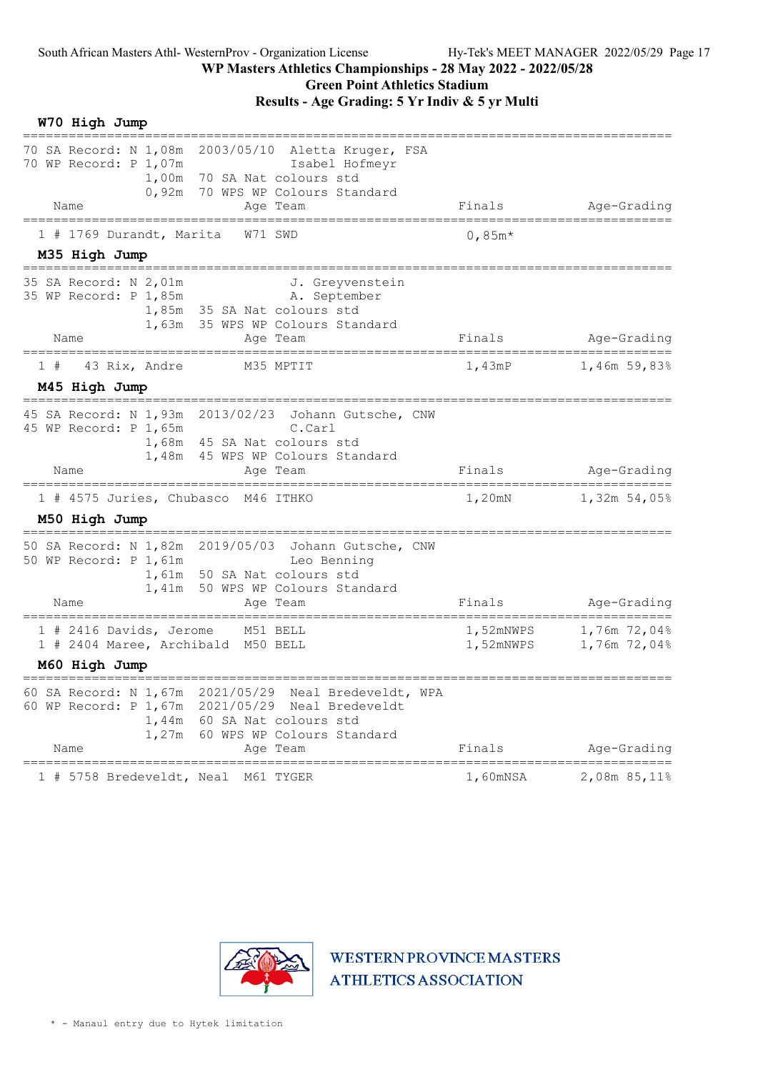South African Masters Athl- WesternProv - Organization License

# WP Masters Athletics Championships - 28 May 2022 - 2022/05/28

## Green Point Athletics Stadium

## Results - Age Grading: 5 Yr Indiv & 5 yr Multi

### W70 High Jump

```
70 SA Record: N 1,08m  2003/05/10  Aletta Kruger, FSA
70 WP Record: P 1,07m              Isabel Hofmeyr
               1,00m  70 SA Nat colours std
               0,92m  70 WPS WP Colours Standard
```

| | Name | Age | Team | Finals | Age-Grading |
|---|---|---|---|---|---|
| 1 | # 1769 Durandt, Marita | W71 | SWD | 0,85m* | |

### M35 High Jump

```
35 SA Record: N 2,01m              J. Greyvenstein
35 WP Record: P 1,85m              A. September
               1,85m  35 SA Nat colours std
               1,63m  35 WPS WP Colours Standard
```

| | Name | Age | Team | Finals | Age-Grading |
|---|---|---|---|---|---|
| 1 | # 43 Rix, Andre | M35 | MPTIT | 1,43mP | 1,46m 59,83% |

### M45 High Jump

```
45 SA Record: N 1,93m  2013/02/23  Johann Gutsche, CNW
45 WP Record: P 1,65m              C.Carl
               1,68m  45 SA Nat colours std
               1,48m  45 WPS WP Colours Standard
```

| | Name | Age | Team | Finals | Age-Grading |
|---|---|---|---|---|---|
| 1 | # 4575 Juries, Chubasco | M46 | ITHKO | 1,20mN | 1,32m 54,05% |

### M50 High Jump

```
50 SA Record: N 1,82m  2019/05/03  Johann Gutsche, CNW
50 WP Record: P 1,61m              Leo Benning
               1,61m  50 SA Nat colours std
               1,41m  50 WPS WP Colours Standard
```

| | Name | Age | Team | Finals | Age-Grading |
|---|---|---|---|---|---|
| 1 | # 2416 Davids, Jerome | M51 | BELL | 1,52mNWPS | 1,76m 72,04% |
| 1 | # 2404 Maree, Archibald | M50 | BELL | 1,52mNWPS | 1,76m 72,04% |

### M60 High Jump

```
60 SA Record: N 1,67m  2021/05/29  Neal Bredeveldt, WPA
60 WP Record: P 1,67m  2021/05/29  Neal Bredeveldt
               1,44m  60 SA Nat colours std
               1,27m  60 WPS WP Colours Standard
```

| | Name | Age | Team | Finals | Age-Grading |
|---|---|---|---|---|---|
| 1 | # 5758 Bredeveldt, Neal | M61 | TYGER | 1,60mNSA | 2,08m 85,11% |

WESTERN PROVINCE MASTERS ATHLETICS ASSOCIATION

* - Manaul entry due to Hytek limitation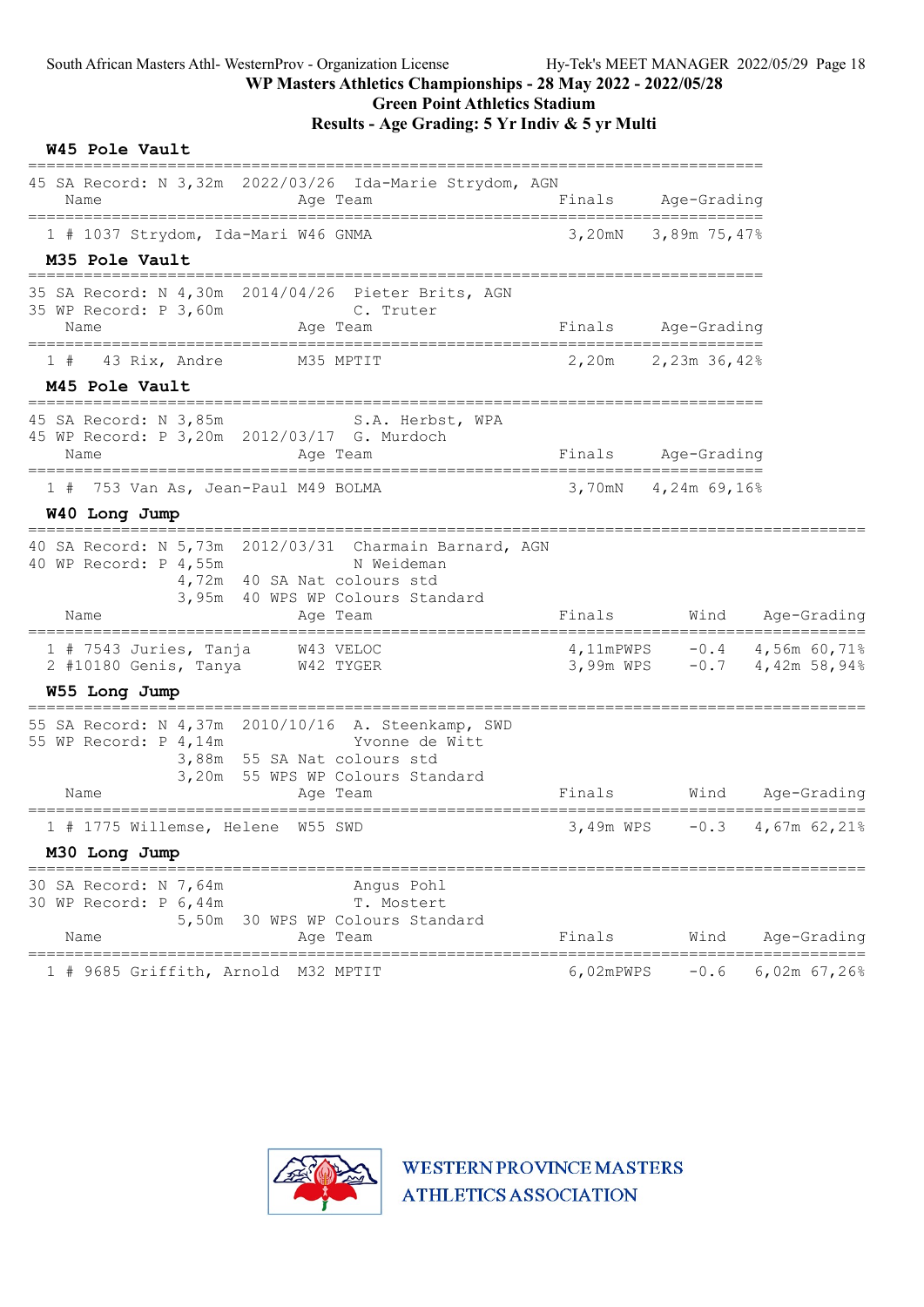## W45 Pole Vault

45 SA Record: N 3,32m 2022/03/26 Ida-Marie Strydom, AGN

| Place | Comp# | Name | Age | Team | Finals | Age-Grading |
|---|---|---|---|---|---|---|
| 1 | # 1037 | Strydom, Ida-Mari | W46 | GNMA | 3,20mN | 3,89m 75,47% |

## M35 Pole Vault

35 SA Record: N 4,30m 2014/04/26 Pieter Brits, AGN
35 WP Record: P 3,60m C. Truter

| Place | Comp# | Name | Age | Team | Finals | Age-Grading |
|---|---|---|---|---|---|---|
| 1 | # 43 | Rix, Andre | M35 | MPTIT | 2,20m | 2,23m 36,42% |

## M45 Pole Vault

45 SA Record: N 3,85m S.A. Herbst, WPA
45 WP Record: P 3,20m 2012/03/17 G. Murdoch

| Place | Comp# | Name | Age | Team | Finals | Age-Grading |
|---|---|---|---|---|---|---|
| 1 | # 753 | Van As, Jean-Paul | M49 | BOLMA | 3,70mN | 4,24m 69,16% |

## W40 Long Jump

40 SA Record: N 5,73m 2012/03/31 Charmain Barnard, AGN
40 WP Record: P 4,55m N Weideman
4,72m 40 SA Nat colours std
3,95m 40 WPS WP Colours Standard

| Place | Comp# | Name | Age | Team | Finals | Wind | Age-Grading |
|---|---|---|---|---|---|---|---|
| 1 | # 7543 | Juries, Tanja | W43 | VELOC | 4,11mPWPS | -0.4 | 4,56m 60,71% |
| 2 | #10180 | Genis, Tanya | W42 | TYGER | 3,99m WPS | -0.7 | 4,42m 58,94% |

## W55 Long Jump

55 SA Record: N 4,37m 2010/10/16 A. Steenkamp, SWD
55 WP Record: P 4,14m Yvonne de Witt
3,88m 55 SA Nat colours std
3,20m 55 WPS WP Colours Standard

| Place | Comp# | Name | Age | Team | Finals | Wind | Age-Grading |
|---|---|---|---|---|---|---|---|
| 1 | # 1775 | Willemse, Helene | W55 | SWD | 3,49m WPS | -0.3 | 4,67m 62,21% |

## M30 Long Jump

30 SA Record: N 7,64m Angus Pohl
30 WP Record: P 6,44m T. Mostert
5,50m 30 WPS WP Colours Standard

| Place | Comp# | Name | Age | Team | Finals | Wind | Age-Grading |
|---|---|---|---|---|---|---|---|
| 1 | # 9685 | Griffith, Arnold | M32 | MPTIT | 6,02mPWPS | -0.6 | 6,02m 67,26% |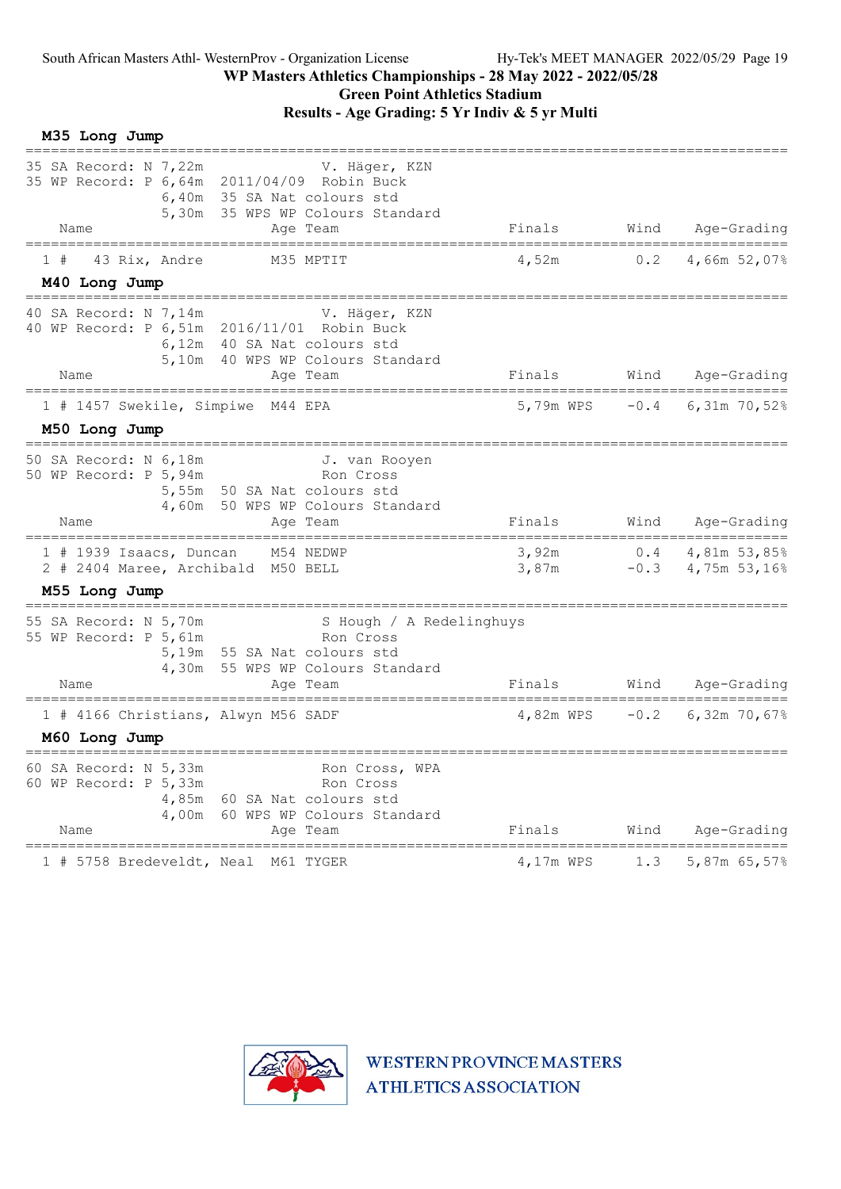WP Masters Athletics Championships - 28 May 2022 - 2022/05/28

Green Point Athletics Stadium

Results - Age Grading: 5 Yr Indiv & 5 yr Multi

## M35 Long Jump

35 SA Record: N 7,22m V. Häger, KZN
35 WP Record: P 6,64m 2011/04/09 Robin Buck
6,40m 35 SA Nat colours std
5,30m 35 WPS WP Colours Standard

| | Name | Age | Team | Finals | Wind | Age-Grading |
|---|---|---|---|---|---|---|
| 1 # | 43 Rix, Andre | M35 | MPTIT | 4,52m | 0.2 | 4,66m 52,07% |

## M40 Long Jump

40 SA Record: N 7,14m V. Häger, KZN
40 WP Record: P 6,51m 2016/11/01 Robin Buck
6,12m 40 SA Nat colours std
5,10m 40 WPS WP Colours Standard

| | Name | Age | Team | Finals | Wind | Age-Grading |
|---|---|---|---|---|---|---|
| 1 # | 1457 Swekile, Simpiwe | M44 | EPA | 5,79m WPS | -0.4 | 6,31m 70,52% |

## M50 Long Jump

50 SA Record: N 6,18m J. van Rooyen
50 WP Record: P 5,94m Ron Cross
5,55m 50 SA Nat colours std
4,60m 50 WPS WP Colours Standard

| | Name | Age | Team | Finals | Wind | Age-Grading |
|---|---|---|---|---|---|---|
| 1 # | 1939 Isaacs, Duncan | M54 | NEDWP | 3,92m | 0.4 | 4,81m 53,85% |
| 2 # | 2404 Maree, Archibald | M50 | BELL | 3,87m | -0.3 | 4,75m 53,16% |

## M55 Long Jump

55 SA Record: N 5,70m S Hough / A Redelinghuys
55 WP Record: P 5,61m Ron Cross
5,19m 55 SA Nat colours std
4,30m 55 WPS WP Colours Standard

| | Name | Age | Team | Finals | Wind | Age-Grading |
|---|---|---|---|---|---|---|
| 1 # | 4166 Christians, Alwyn | M56 | SADF | 4,82m WPS | -0.2 | 6,32m 70,67% |

## M60 Long Jump

60 SA Record: N 5,33m Ron Cross, WPA
60 WP Record: P 5,33m Ron Cross
4,85m 60 SA Nat colours std
4,00m 60 WPS WP Colours Standard

| | Name | Age | Team | Finals | Wind | Age-Grading |
|---|---|---|---|---|---|---|
| 1 # | 5758 Bredeveldt, Neal | M61 | TYGER | 4,17m WPS | 1.3 | 5,87m 65,57% |

WESTERN PROVINCE MASTERS ATHLETICS ASSOCIATION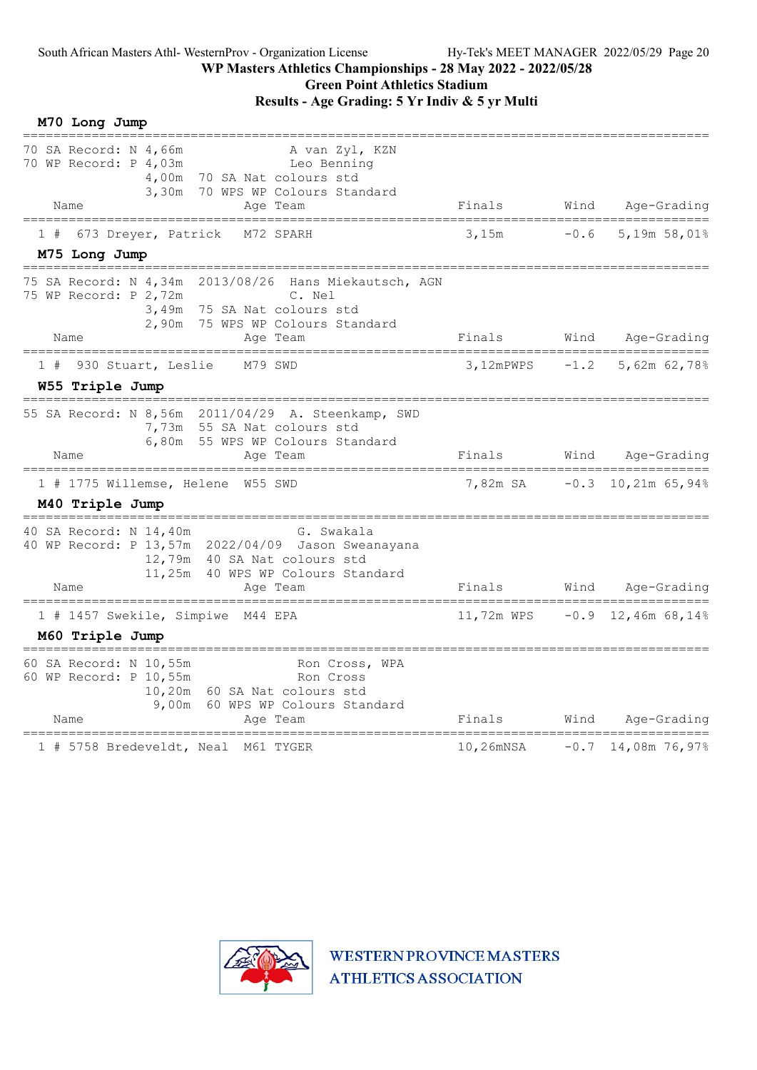South African Masters Athl- WesternProv - Organization License    Hy-Tek's MEET MANAGER 2022/05/29 Page 20

**WP Masters Athletics Championships - 28 May 2022 - 2022/05/28**

**Green Point Athletics Stadium**

**Results - Age Grading: 5 Yr Indiv & 5 yr Multi**

### M70 Long Jump

```
70 SA Record: N 4,66m                A van Zyl, KZN
70 WP Record: P 4,03m                Leo Benning
                4,00m  70 SA Nat colours std
                3,30m  70 WPS WP Colours Standard
```

| Place | Name | Age | Team | Finals | Wind | Age-Grading |
|---|---|---|---|---|---|---|
| 1 # | 673 Dreyer, Patrick | M72 | SPARH | 3,15m | -0.6 | 5,19m 58,01% |

### M75 Long Jump

```
75 SA Record: N 4,34m  2013/08/26  Hans Miekautsch, AGN
75 WP Record: P 2,72m                C. Nel
                3,49m  75 SA Nat colours std
                2,90m  75 WPS WP Colours Standard
```

| Place | Name | Age | Team | Finals | Wind | Age-Grading |
|---|---|---|---|---|---|---|
| 1 # | 930 Stuart, Leslie | M79 | SWD | 3,12mPWPS | -1.2 | 5,62m 62,78% |

### W55 Triple Jump

```
55 SA Record: N 8,56m  2011/04/29  A. Steenkamp, SWD
                7,73m  55 SA Nat colours std
                6,80m  55 WPS WP Colours Standard
```

| Place | Name | Age | Team | Finals | Wind | Age-Grading |
|---|---|---|---|---|---|---|
| 1 # | 1775 Willemse, Helene | W55 | SWD | 7,82m SA | -0.3 | 10,21m 65,94% |

### M40 Triple Jump

```
40 SA Record: N 14,40m                G. Swakala
40 WP Record: P 13,57m  2022/04/09  Jason Sweanayana
                12,79m  40 SA Nat colours std
                11,25m  40 WPS WP Colours Standard
```

| Place | Name | Age | Team | Finals | Wind | Age-Grading |
|---|---|---|---|---|---|---|
| 1 # | 1457 Swekile, Simpiwe | M44 | EPA | 11,72m WPS | -0.9 | 12,46m 68,14% |

### M60 Triple Jump

```
60 SA Record: N 10,55m                Ron Cross, WPA
60 WP Record: P 10,55m                Ron Cross
                10,20m  60 SA Nat colours std
                 9,00m  60 WPS WP Colours Standard
```

| Place | Name | Age | Team | Finals | Wind | Age-Grading |
|---|---|---|---|---|---|---|
| 1 # | 5758 Bredeveldt, Neal | M61 | TYGER | 10,26mNSA | -0.7 | 14,08m 76,97% |

WESTERN PROVINCE MASTERS ATHLETICS ASSOCIATION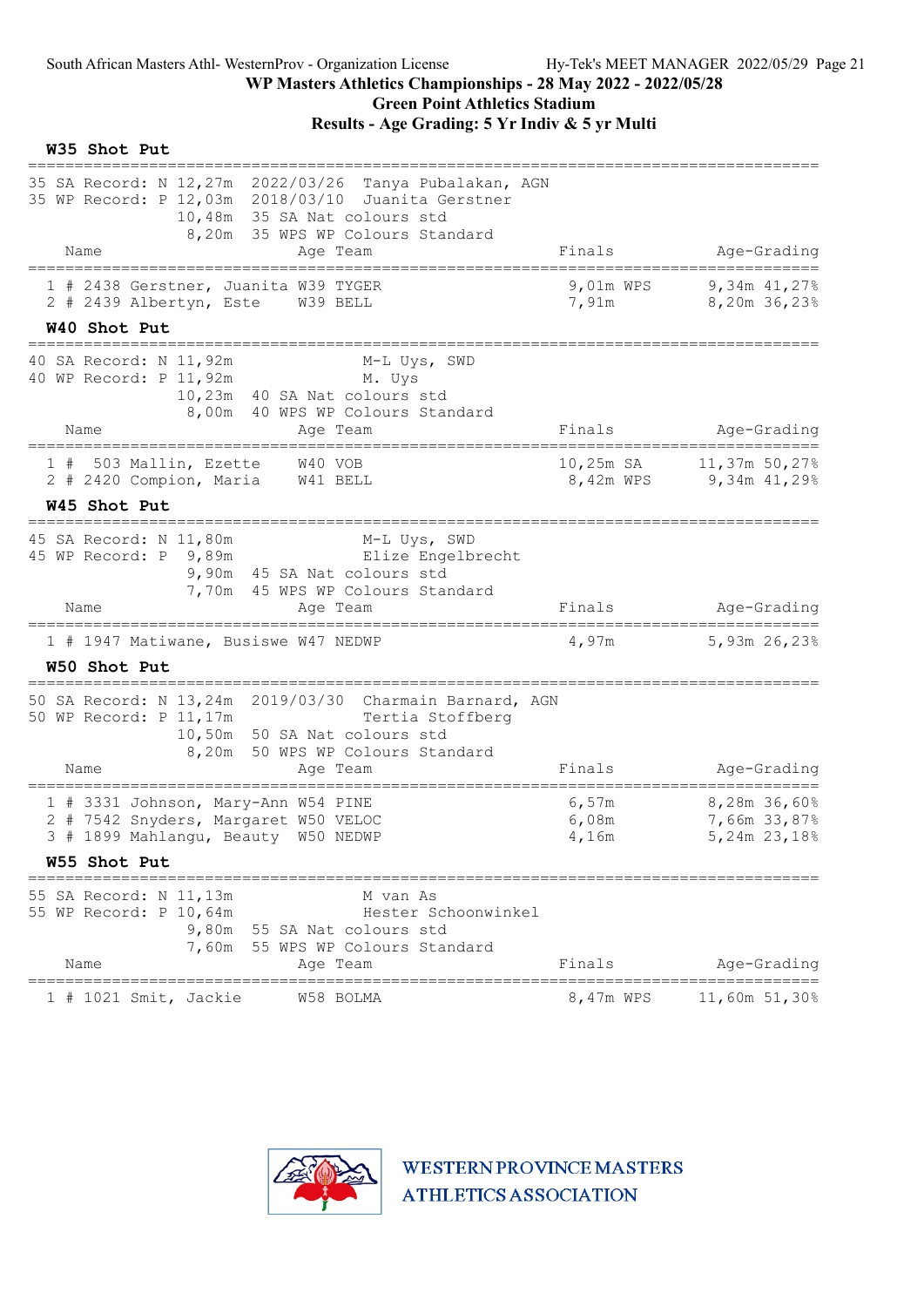South African Masters Athl- WesternProv - Organization License

## WP Masters Athletics Championships - 28 May 2022 - 2022/05/28

## Green Point Athletics Stadium

## Results - Age Grading: 5 Yr Indiv & 5 yr Multi

### W35 Shot Put

35 SA Record: N 12,27m 2022/03/26 Tanya Pubalakan, AGN
35 WP Record: P 12,03m 2018/03/10 Juanita Gerstner
10,48m 35 SA Nat colours std
8,20m 35 WPS WP Colours Standard

| Place | Name | Age | Team | Finals | Age-Grading |
|---|---|---|---|---|---|
| 1 | # 2438 Gerstner, Juanita | W39 | TYGER | 9,01m WPS | 9,34m 41,27% |
| 2 | # 2439 Albertyn, Este | W39 | BELL | 7,91m | 8,20m 36,23% |

### W40 Shot Put

40 SA Record: N 11,92m M-L Uys, SWD
40 WP Record: P 11,92m M. Uys
10,23m 40 SA Nat colours std
8,00m 40 WPS WP Colours Standard

| Place | Name | Age | Team | Finals | Age-Grading |
|---|---|---|---|---|---|
| 1 | # 503 Mallin, Ezette | W40 | VOB | 10,25m SA | 11,37m 50,27% |
| 2 | # 2420 Compion, Maria | W41 | BELL | 8,42m WPS | 9,34m 41,29% |

### W45 Shot Put

45 SA Record: N 11,80m M-L Uys, SWD
45 WP Record: P 9,89m Elize Engelbrecht
9,90m 45 SA Nat colours std
7,70m 45 WPS WP Colours Standard

| Place | Name | Age | Team | Finals | Age-Grading |
|---|---|---|---|---|---|
| 1 | # 1947 Matiwane, Busiswe | W47 | NEDWP | 4,97m | 5,93m 26,23% |

### W50 Shot Put

50 SA Record: N 13,24m 2019/03/30 Charmain Barnard, AGN
50 WP Record: P 11,17m Tertia Stoffberg
10,50m 50 SA Nat colours std
8,20m 50 WPS WP Colours Standard

| Place | Name | Age | Team | Finals | Age-Grading |
|---|---|---|---|---|---|
| 1 | # 3331 Johnson, Mary-Ann | W54 | PINE | 6,57m | 8,28m 36,60% |
| 2 | # 7542 Snyders, Margaret | W50 | VELOC | 6,08m | 7,66m 33,87% |
| 3 | # 1899 Mahlangu, Beauty | W50 | NEDWP | 4,16m | 5,24m 23,18% |

### W55 Shot Put

55 SA Record: N 11,13m M van As
55 WP Record: P 10,64m Hester Schoonwinkel
9,80m 55 SA Nat colours std
7,60m 55 WPS WP Colours Standard

| Place | Name | Age | Team | Finals | Age-Grading |
|---|---|---|---|---|---|
| 1 | # 1021 Smit, Jackie | W58 | BOLMA | 8,47m WPS | 11,60m 51,30% |

WESTERN PROVINCE MASTERS ATHLETICS ASSOCIATION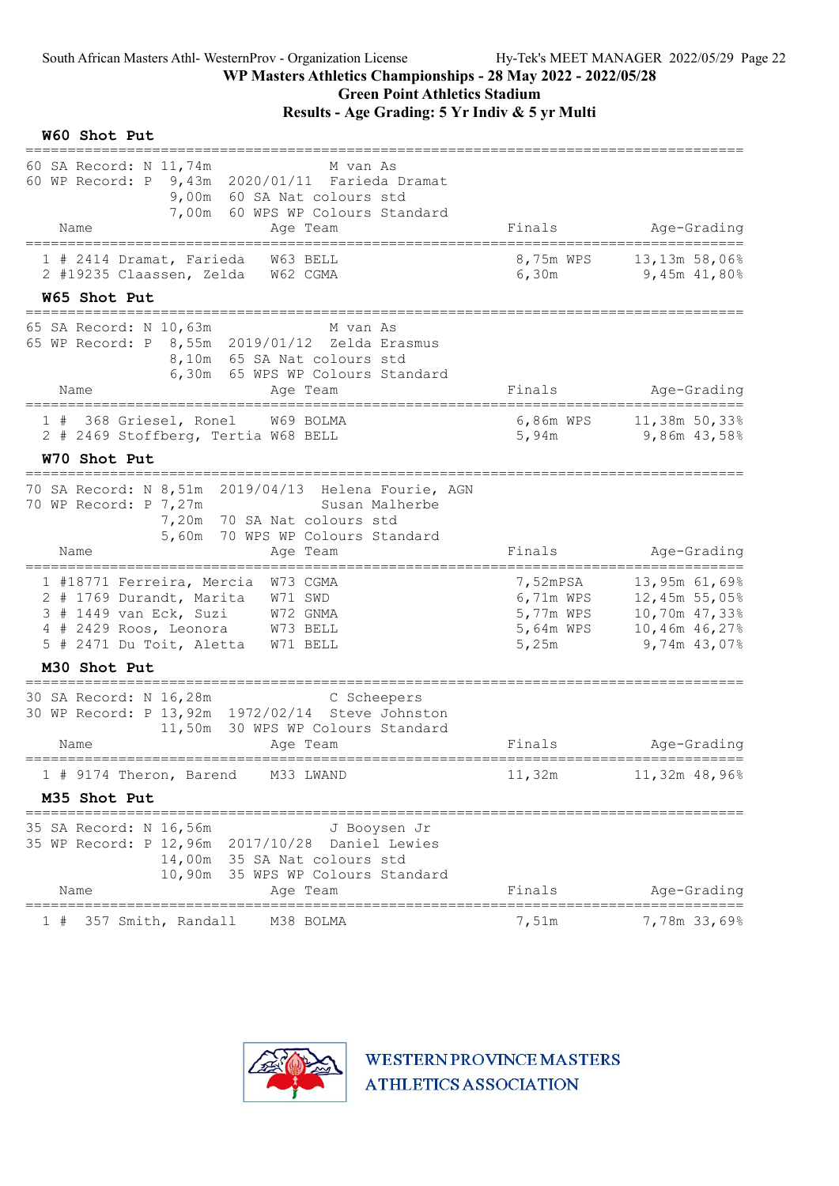# WP Masters Athletics Championships - 28 May 2022 - 2022/05/28

## Green Point Athletics Stadium

## Results - Age Grading: 5 Yr Indiv & 5 yr Multi

### W60 Shot Put

60 SA Record: N 11,74m M van As
60 WP Record: P 9,43m 2020/01/11 Farieda Dramat
9,00m 60 SA Nat colours std
7,00m 60 WPS WP Colours Standard

| | Name | Age | Team | Finals | | Age-Grading | |
|---|---|---|---|---|---|---|---|
| 1 | # 2414 Dramat, Farieda | W63 | BELL | 8,75m | WPS | 13,13m | 58,06% |
| 2 | #19235 Claassen, Zelda | W62 | CGMA | 6,30m | | 9,45m | 41,80% |

### W65 Shot Put

65 SA Record: N 10,63m M van As
65 WP Record: P 8,55m 2019/01/12 Zelda Erasmus
8,10m 65 SA Nat colours std
6,30m 65 WPS WP Colours Standard

| | Name | Age | Team | Finals | | Age-Grading | |
|---|---|---|---|---|---|---|---|
| 1 | # 368 Griesel, Ronel | W69 | BOLMA | 6,86m | WPS | 11,38m | 50,33% |
| 2 | # 2469 Stoffberg, Tertia | W68 | BELL | 5,94m | | 9,86m | 43,58% |

### W70 Shot Put

70 SA Record: N 8,51m 2019/04/13 Helena Fourie, AGN
70 WP Record: P 7,27m Susan Malherbe
7,20m 70 SA Nat colours std
5,60m 70 WPS WP Colours Standard

| | Name | Age | Team | Finals | | Age-Grading | |
|---|---|---|---|---|---|---|---|
| 1 | #18771 Ferreira, Mercia | W73 | CGMA | 7,52m | PSA | 13,95m | 61,69% |
| 2 | # 1769 Durandt, Marita | W71 | SWD | 6,71m | WPS | 12,45m | 55,05% |
| 3 | # 1449 van Eck, Suzi | W72 | GNMA | 5,77m | WPS | 10,70m | 47,33% |
| 4 | # 2429 Roos, Leonora | W73 | BELL | 5,64m | WPS | 10,46m | 46,27% |
| 5 | # 2471 Du Toit, Aletta | W71 | BELL | 5,25m | | 9,74m | 43,07% |

### M30 Shot Put

30 SA Record: N 16,28m C Scheepers
30 WP Record: P 13,92m 1972/02/14 Steve Johnston
11,50m 30 WPS WP Colours Standard

| | Name | Age | Team | Finals | | Age-Grading | |
|---|---|---|---|---|---|---|---|
| 1 | # 9174 Theron, Barend | M33 | LWAND | 11,32m | | 11,32m | 48,96% |

### M35 Shot Put

35 SA Record: N 16,56m J Booysen Jr
35 WP Record: P 12,96m 2017/10/28 Daniel Lewies
14,00m 35 SA Nat colours std
10,90m 35 WPS WP Colours Standard

| | Name | Age | Team | Finals | | Age-Grading | |
|---|---|---|---|---|---|---|---|
| 1 | # 357 Smith, Randall | M38 | BOLMA | 7,51m | | 7,78m | 33,69% |

WESTERN PROVINCE MASTERS ATHLETICS ASSOCIATION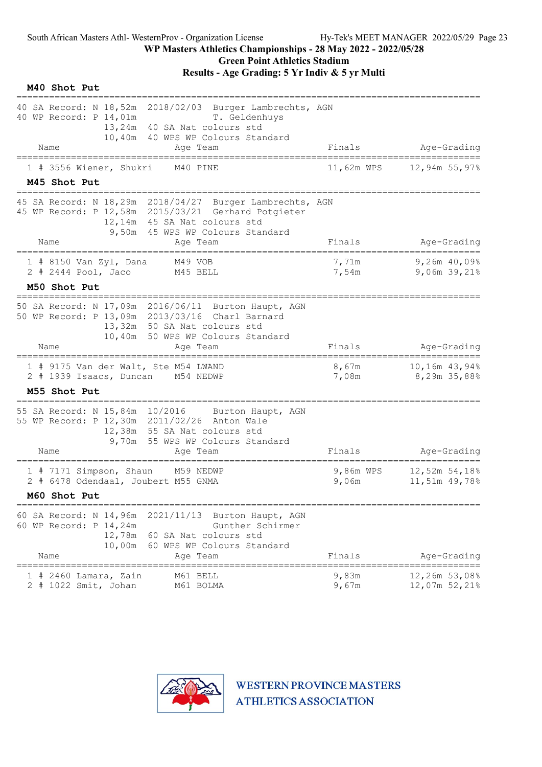## WP Masters Athletics Championships - 28 May 2022 - 2022/05/28

### Green Point Athletics Stadium

### Results - Age Grading: 5 Yr Indiv & 5 yr Multi

**M40 Shot Put**

```
40 SA Record: N 18,52m  2018/02/03  Burger Lambrechts, AGN
40 WP Record: P 14,01m              T. Geldenhuys
              13,24m  40 SA Nat colours std
              10,40m  40 WPS WP Colours Standard
```

| | Name | Age | Team | Finals | | Age-Grading | |
|---|---|---|---|---|---|---|---|
| 1 | # 3556 Wiener, Shukri | M40 | PINE | 11,62m | WPS | 12,94m | 55,97% |

**M45 Shot Put**

```
45 SA Record: N 18,29m  2018/04/27  Burger Lambrechts, AGN
45 WP Record: P 12,58m  2015/03/21  Gerhard Potgieter
              12,14m  45 SA Nat colours std
               9,50m  45 WPS WP Colours Standard
```

| | Name | Age | Team | Finals | Age-Grading | |
|---|---|---|---|---|---|---|
| 1 | # 8150 Van Zyl, Dana | M49 | VOB | 7,71m | 9,26m | 40,09% |
| 2 | # 2444 Pool, Jaco | M45 | BELL | 7,54m | 9,06m | 39,21% |

**M50 Shot Put**

```
50 SA Record: N 17,09m  2016/06/11  Burton Haupt, AGN
50 WP Record: P 13,09m  2013/03/16  Charl Barnard
              13,32m  50 SA Nat colours std
              10,40m  50 WPS WP Colours Standard
```

| | Name | Age | Team | Finals | Age-Grading | |
|---|---|---|---|---|---|---|
| 1 | # 9175 Van der Walt, Ste | M54 | LWAND | 8,67m | 10,16m | 43,94% |
| 2 | # 1939 Isaacs, Duncan | M54 | NEDWP | 7,08m | 8,29m | 35,88% |

**M55 Shot Put**

```
55 SA Record: N 15,84m  10/2016     Burton Haupt, AGN
55 WP Record: P 12,30m  2011/02/26  Anton Wale
              12,38m  55 SA Nat colours std
               9,70m  55 WPS WP Colours Standard
```

| | Name | Age | Team | Finals | | Age-Grading | |
|---|---|---|---|---|---|---|---|
| 1 | # 7171 Simpson, Shaun | M59 | NEDWP | 9,86m | WPS | 12,52m | 54,18% |
| 2 | # 6478 Odendaal, Joubert | M55 | GNMA | 9,06m | | 11,51m | 49,78% |

**M60 Shot Put**

```
60 SA Record: N 14,96m  2021/11/13  Burton Haupt, AGN
60 WP Record: P 14,24m              Gunther Schirmer
              12,78m  60 SA Nat colours std
              10,00m  60 WPS WP Colours Standard
```

| | Name | Age | Team | Finals | Age-Grading | |
|---|---|---|---|---|---|---|
| 1 | # 2460 Lamara, Zain | M61 | BELL | 9,83m | 12,26m | 53,08% |
| 2 | # 1022 Smit, Johan | M61 | BOLMA | 9,67m | 12,07m | 52,21% |

WESTERN PROVINCE MASTERS ATHLETICS ASSOCIATION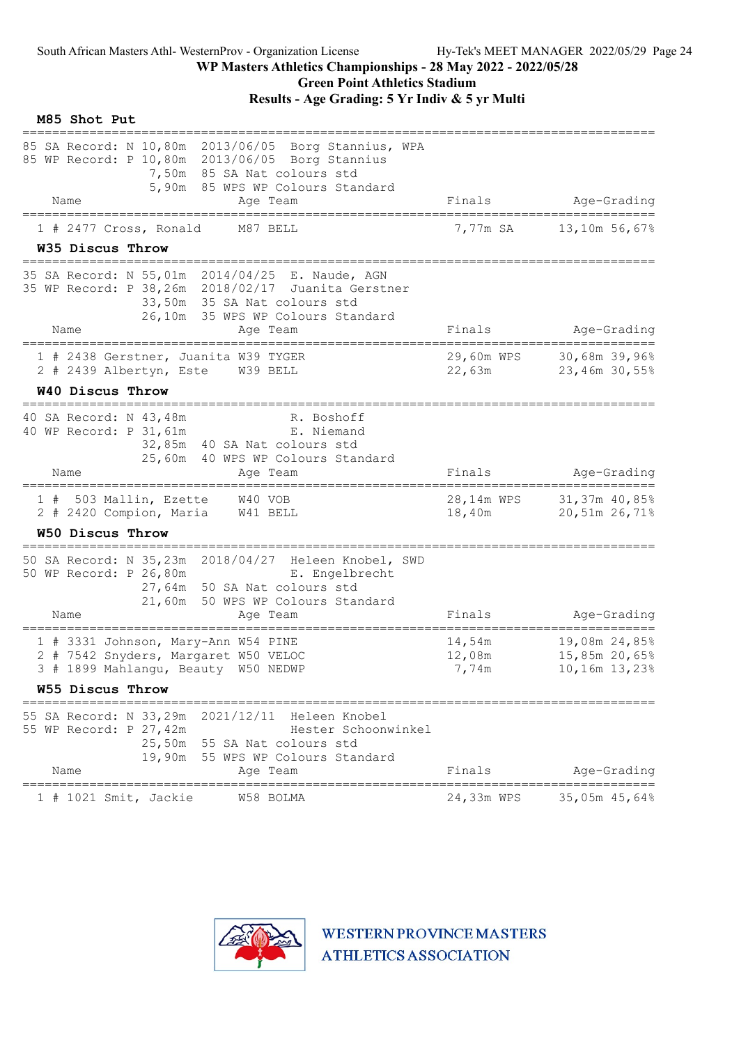WP Masters Athletics Championships - 28 May 2022 - 2022/05/28

Green Point Athletics Stadium

Results - Age Grading: 5 Yr Indiv & 5 yr Multi

## M85 Shot Put

85 SA Record: N 10,80m 2013/06/05 Borg Stannius, WPA
85 WP Record: P 10,80m 2013/06/05 Borg Stannius
7,50m 85 SA Nat colours std
5,90m 85 WPS WP Colours Standard

| | Name | Age | Team | Finals | | Age-Grading | |
|---|---|---|---|---|---|---|---|
| 1 | # 2477 Cross, Ronald | M87 | BELL | 7,77m | SA | 13,10m | 56,67% |

## W35 Discus Throw

35 SA Record: N 55,01m 2014/04/25 E. Naude, AGN
35 WP Record: P 38,26m 2018/02/17 Juanita Gerstner
33,50m 35 SA Nat colours std
26,10m 35 WPS WP Colours Standard

| | Name | Age | Team | Finals | | Age-Grading | |
|---|---|---|---|---|---|---|---|
| 1 | # 2438 Gerstner, Juanita | W39 | TYGER | 29,60m | WPS | 30,68m | 39,96% |
| 2 | # 2439 Albertyn, Este | W39 | BELL | 22,63m | | 23,46m | 30,55% |

## W40 Discus Throw

40 SA Record: N 43,48m R. Boshoff
40 WP Record: P 31,61m E. Niemand
32,85m 40 SA Nat colours std
25,60m 40 WPS WP Colours Standard

| | Name | Age | Team | Finals | | Age-Grading | |
|---|---|---|---|---|---|---|---|
| 1 | # 503 Mallin, Ezette | W40 | VOB | 28,14m | WPS | 31,37m | 40,85% |
| 2 | # 2420 Compion, Maria | W41 | BELL | 18,40m | | 20,51m | 26,71% |

## W50 Discus Throw

50 SA Record: N 35,23m 2018/04/27 Heleen Knobel, SWD
50 WP Record: P 26,80m E. Engelbrecht
27,64m 50 SA Nat colours std
21,60m 50 WPS WP Colours Standard

| | Name | Age | Team | Finals | | Age-Grading | |
|---|---|---|---|---|---|---|---|
| 1 | # 3331 Johnson, Mary-Ann | W54 | PINE | 14,54m | | 19,08m | 24,85% |
| 2 | # 7542 Snyders, Margaret | W50 | VELOC | 12,08m | | 15,85m | 20,65% |
| 3 | # 1899 Mahlangu, Beauty | W50 | NEDWP | 7,74m | | 10,16m | 13,23% |

## W55 Discus Throw

55 SA Record: N 33,29m 2021/12/11 Heleen Knobel
55 WP Record: P 27,42m Hester Schoonwinkel
25,50m 55 SA Nat colours std
19,90m 55 WPS WP Colours Standard

| | Name | Age | Team | Finals | | Age-Grading | |
|---|---|---|---|---|---|---|---|
| 1 | # 1021 Smit, Jackie | W58 | BOLMA | 24,33m | WPS | 35,05m | 45,64% |

WESTERN PROVINCE MASTERS ATHLETICS ASSOCIATION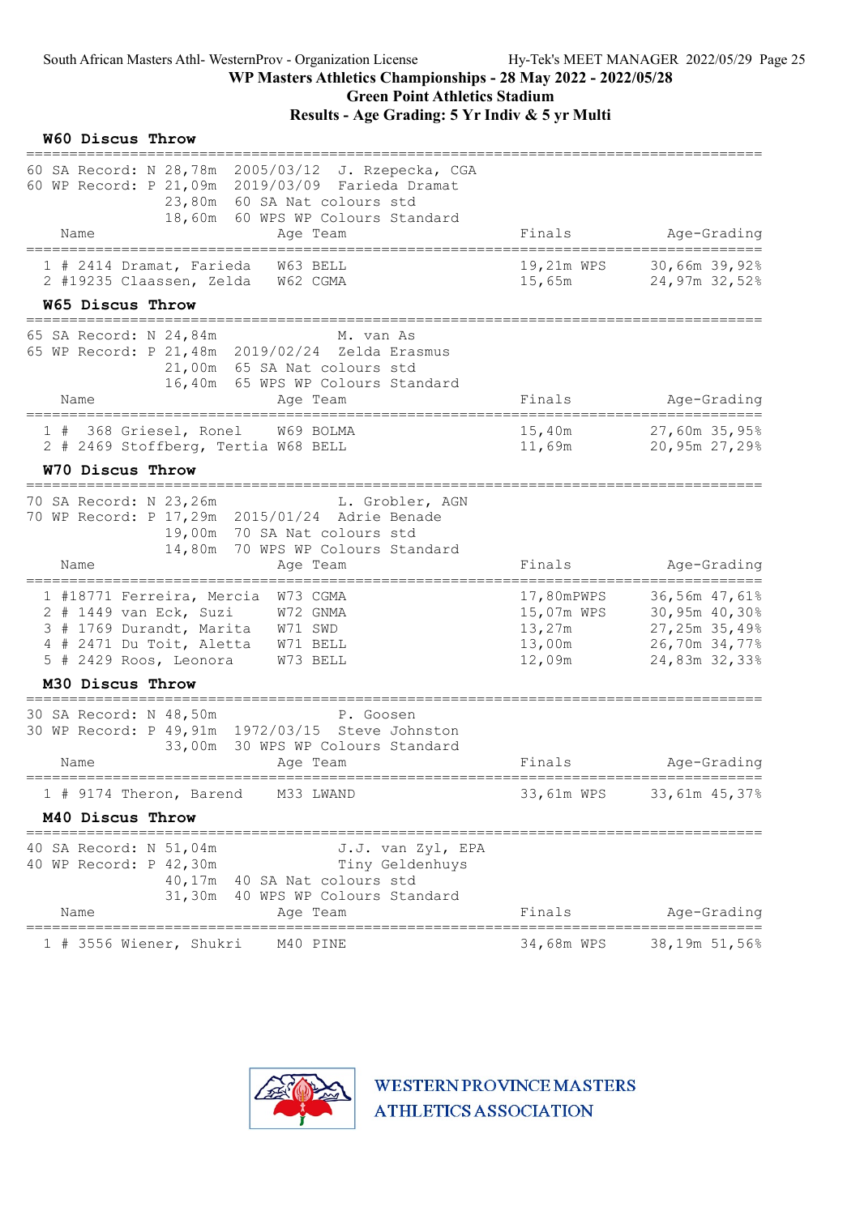WP Masters Athletics Championships - 28 May 2022 - 2022/05/28

Green Point Athletics Stadium

Results - Age Grading: 5 Yr Indiv & 5 yr Multi

## W60 Discus Throw

60 SA Record: N 28,78m 2005/03/12 J. Rzepecka, CGA
60 WP Record: P 21,09m 2019/03/09 Farieda Dramat
23,80m 60 SA Nat colours std
18,60m 60 WPS WP Colours Standard

| | Name | Age | Team | Finals | | Age-Grading | |
|---|---|---|---|---|---|---|---|
| 1 | # 2414 Dramat, Farieda | W63 | BELL | 19,21m | WPS | 30,66m | 39,92% |
| 2 | #19235 Claassen, Zelda | W62 | CGMA | 15,65m | | 24,97m | 32,52% |

## W65 Discus Throw

65 SA Record: N 24,84m M. van As
65 WP Record: P 21,48m 2019/02/24 Zelda Erasmus
21,00m 65 SA Nat colours std
16,40m 65 WPS WP Colours Standard

| | Name | Age | Team | Finals | | Age-Grading | |
|---|---|---|---|---|---|---|---|
| 1 | # 368 Griesel, Ronel | W69 | BOLMA | 15,40m | | 27,60m | 35,95% |
| 2 | # 2469 Stoffberg, Tertia | W68 | BELL | 11,69m | | 20,95m | 27,29% |

## W70 Discus Throw

70 SA Record: N 23,26m L. Grobler, AGN
70 WP Record: P 17,29m 2015/01/24 Adrie Benade
19,00m 70 SA Nat colours std
14,80m 70 WPS WP Colours Standard

| | Name | Age | Team | Finals | | Age-Grading | |
|---|---|---|---|---|---|---|---|
| 1 | #18771 Ferreira, Mercia | W73 | CGMA | 17,80m | PWPS | 36,56m | 47,61% |
| 2 | # 1449 van Eck, Suzi | W72 | GNMA | 15,07m | WPS | 30,95m | 40,30% |
| 3 | # 1769 Durandt, Marita | W71 | SWD | 13,27m | | 27,25m | 35,49% |
| 4 | # 2471 Du Toit, Aletta | W71 | BELL | 13,00m | | 26,70m | 34,77% |
| 5 | # 2429 Roos, Leonora | W73 | BELL | 12,09m | | 24,83m | 32,33% |

## M30 Discus Throw

30 SA Record: N 48,50m P. Goosen
30 WP Record: P 49,91m 1972/03/15 Steve Johnston
33,00m 30 WPS WP Colours Standard

| | Name | Age | Team | Finals | | Age-Grading | |
|---|---|---|---|---|---|---|---|
| 1 | # 9174 Theron, Barend | M33 | LWAND | 33,61m | WPS | 33,61m | 45,37% |

## M40 Discus Throw

40 SA Record: N 51,04m J.J. van Zyl, EPA
40 WP Record: P 42,30m Tiny Geldenhuys
40,17m 40 SA Nat colours std
31,30m 40 WPS WP Colours Standard

| | Name | Age | Team | Finals | | Age-Grading | |
|---|---|---|---|---|---|---|---|
| 1 | # 3556 Wiener, Shukri | M40 | PINE | 34,68m | WPS | 38,19m | 51,56% |

WESTERN PROVINCE MASTERS ATHLETICS ASSOCIATION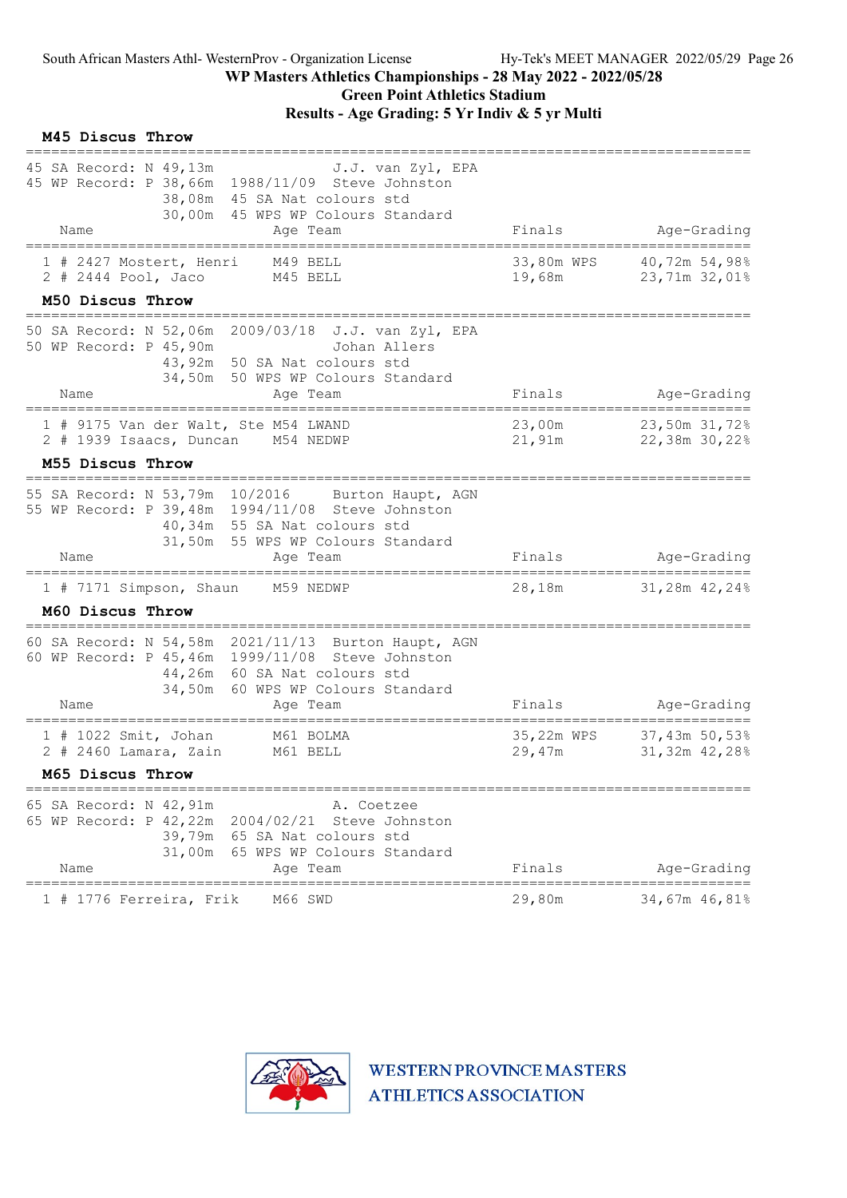# WP Masters Athletics Championships - 28 May 2022 - 2022/05/28

## Green Point Athletics Stadium

## Results - Age Grading: 5 Yr Indiv & 5 yr Multi

### M45 Discus Throw

45 SA Record: N 49,13m — J.J. van Zyl, EPA
45 WP Record: P 38,66m — 1988/11/09 — Steve Johnston
38,08m — 45 SA Nat colours std
30,00m — 45 WPS WP Colours Standard

| Place | # | Name | Age | Team | Finals | | Age-Grading | |
|---|---|---|---|---|---|---|---|---|
| 1 | # 2427 | Mostert, Henri | M49 | BELL | 33,80m | WPS | 40,72m | 54,98% |
| 2 | # 2444 | Pool, Jaco | M45 | BELL | 19,68m | | 23,71m | 32,01% |

### M50 Discus Throw

50 SA Record: N 52,06m — 2009/03/18 — J.J. van Zyl, EPA
50 WP Record: P 45,90m — Johan Allers
43,92m — 50 SA Nat colours std
34,50m — 50 WPS WP Colours Standard

| Place | # | Name | Age | Team | Finals | | Age-Grading | |
|---|---|---|---|---|---|---|---|---|
| 1 | # 9175 | Van der Walt, Ste | M54 | LWAND | 23,00m | | 23,50m | 31,72% |
| 2 | # 1939 | Isaacs, Duncan | M54 | NEDWP | 21,91m | | 22,38m | 30,22% |

### M55 Discus Throw

55 SA Record: N 53,79m — 10/2016 — Burton Haupt, AGN
55 WP Record: P 39,48m — 1994/11/08 — Steve Johnston
40,34m — 55 SA Nat colours std
31,50m — 55 WPS WP Colours Standard

| Place | # | Name | Age | Team | Finals | | Age-Grading | |
|---|---|---|---|---|---|---|---|---|
| 1 | # 7171 | Simpson, Shaun | M59 | NEDWP | 28,18m | | 31,28m | 42,24% |

### M60 Discus Throw

60 SA Record: N 54,58m — 2021/11/13 — Burton Haupt, AGN
60 WP Record: P 45,46m — 1999/11/08 — Steve Johnston
44,26m — 60 SA Nat colours std
34,50m — 60 WPS WP Colours Standard

| Place | # | Name | Age | Team | Finals | | Age-Grading | |
|---|---|---|---|---|---|---|---|---|
| 1 | # 1022 | Smit, Johan | M61 | BOLMA | 35,22m | WPS | 37,43m | 50,53% |
| 2 | # 2460 | Lamara, Zain | M61 | BELL | 29,47m | | 31,32m | 42,28% |

### M65 Discus Throw

65 SA Record: N 42,91m — A. Coetzee
65 WP Record: P 42,22m — 2004/02/21 — Steve Johnston
39,79m — 65 SA Nat colours std
31,00m — 65 WPS WP Colours Standard

| Place | # | Name | Age | Team | Finals | | Age-Grading | |
|---|---|---|---|---|---|---|---|---|
| 1 | # 1776 | Ferreira, Frik | M66 | SWD | 29,80m | | 34,67m | 46,81% |

WESTERN PROVINCE MASTERS ATHLETICS ASSOCIATION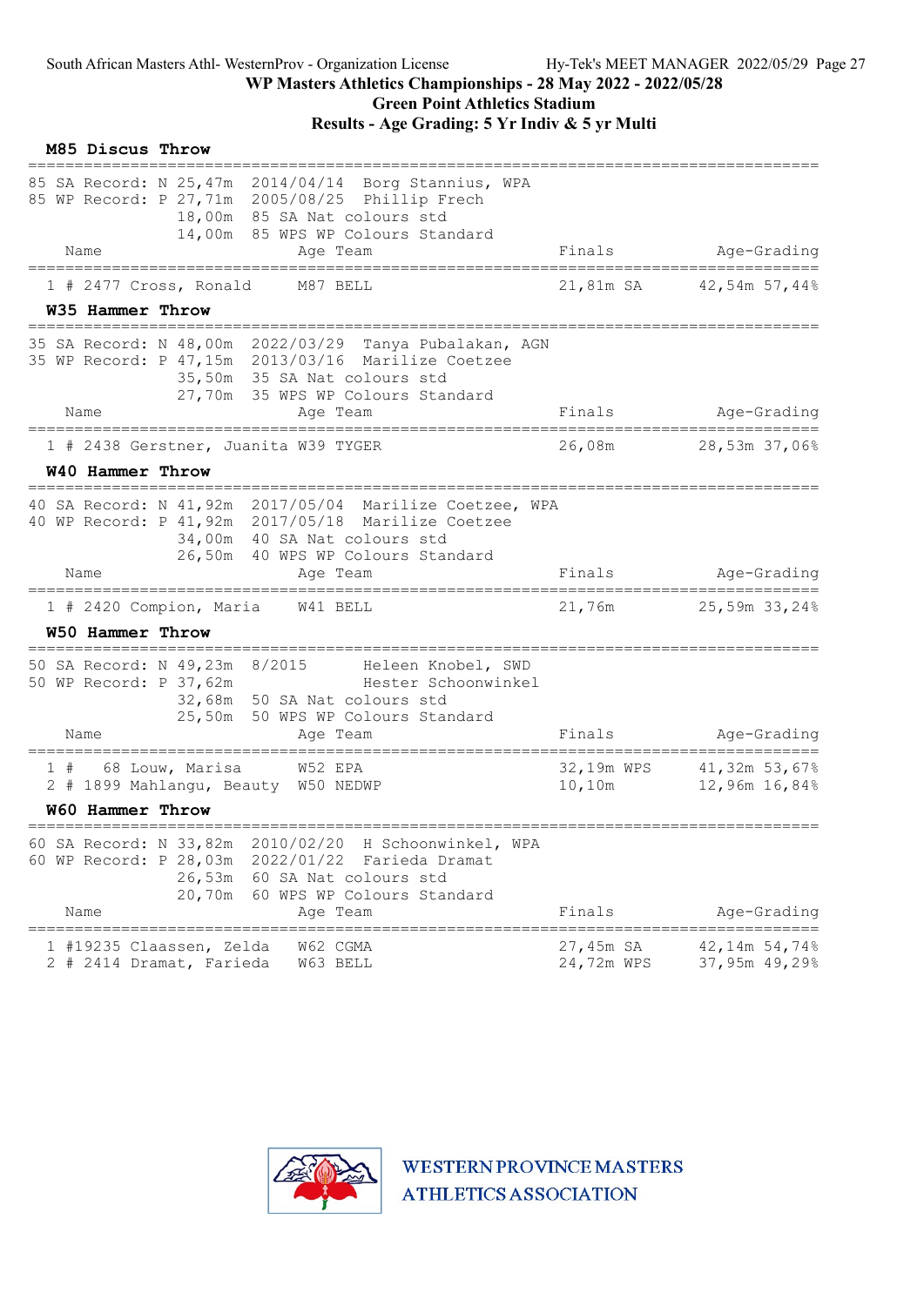## M85 Discus Throw

85 SA Record: N 25,47m 2014/04/14 Borg Stannius, WPA
85 WP Record: P 27,71m 2005/08/25 Phillip Frech
18,00m 85 SA Nat colours std
14,00m 85 WPS WP Colours Standard

| | Name | Age | Team | Finals | | Age-Grading | |
|---|---|---|---|---|---|---|---|
| 1 | # 2477 Cross, Ronald | M87 | BELL | 21,81m | SA | 42,54m | 57,44% |

## W35 Hammer Throw

35 SA Record: N 48,00m 2022/03/29 Tanya Pubalakan, AGN
35 WP Record: P 47,15m 2013/03/16 Marilize Coetzee
35,50m 35 SA Nat colours std
27,70m 35 WPS WP Colours Standard

| | Name | Age | Team | Finals | | Age-Grading | |
|---|---|---|---|---|---|---|---|
| 1 | # 2438 Gerstner, Juanita | W39 | TYGER | 26,08m | | 28,53m | 37,06% |

## W40 Hammer Throw

40 SA Record: N 41,92m 2017/05/04 Marilize Coetzee, WPA
40 WP Record: P 41,92m 2017/05/18 Marilize Coetzee
34,00m 40 SA Nat colours std
26,50m 40 WPS WP Colours Standard

| | Name | Age | Team | Finals | | Age-Grading | |
|---|---|---|---|---|---|---|---|
| 1 | # 2420 Compion, Maria | W41 | BELL | 21,76m | | 25,59m | 33,24% |

## W50 Hammer Throw

50 SA Record: N 49,23m 8/2015 Heleen Knobel, SWD
50 WP Record: P 37,62m Hester Schoonwinkel
32,68m 50 SA Nat colours std
25,50m 50 WPS WP Colours Standard

| | Name | Age | Team | Finals | | Age-Grading | |
|---|---|---|---|---|---|---|---|
| 1 | # 68 Louw, Marisa | W52 | EPA | 32,19m | WPS | 41,32m | 53,67% |
| 2 | # 1899 Mahlangu, Beauty | W50 | NEDWP | 10,10m | | 12,96m | 16,84% |

## W60 Hammer Throw

60 SA Record: N 33,82m 2010/02/20 H Schoonwinkel, WPA
60 WP Record: P 28,03m 2022/01/22 Farieda Dramat
26,53m 60 SA Nat colours std
20,70m 60 WPS WP Colours Standard

| | Name | Age | Team | Finals | | Age-Grading | |
|---|---|---|---|---|---|---|---|
| 1 | #19235 Claassen, Zelda | W62 | CGMA | 27,45m | SA | 42,14m | 54,74% |
| 2 | # 2414 Dramat, Farieda | W63 | BELL | 24,72m | WPS | 37,95m | 49,29% |

WESTERN PROVINCE MASTERS ATHLETICS ASSOCIATION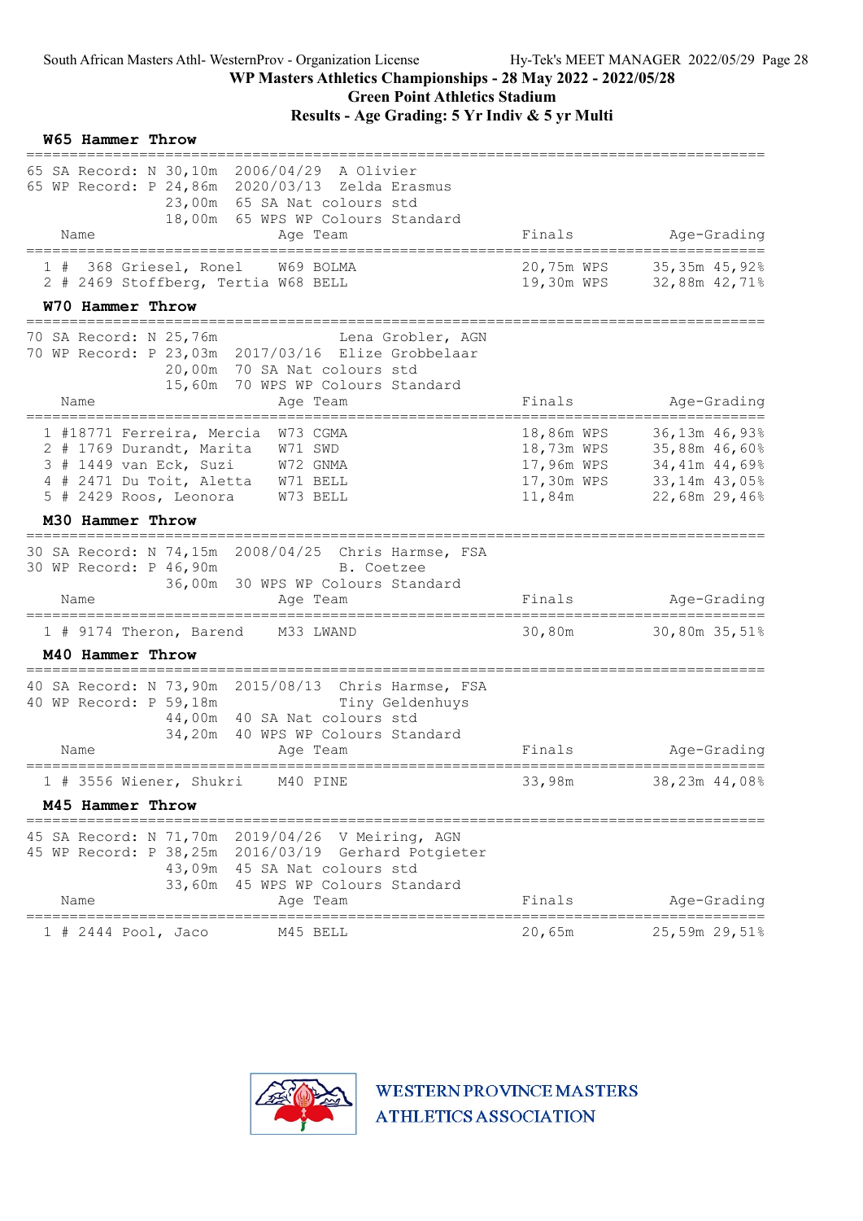WP Masters Athletics Championships - 28 May 2022 - 2022/05/28

Green Point Athletics Stadium

Results - Age Grading: 5 Yr Indiv & 5 yr Multi

### W65 Hammer Throw

65 SA Record: N 30,10m 2006/04/29 A Olivier
65 WP Record: P 24,86m 2020/03/13 Zelda Erasmus
23,00m 65 SA Nat colours std
18,00m 65 WPS WP Colours Standard

| Place | Name | Age | Team | Finals | | Age-Grading | |
|---|---|---|---|---|---|---|---|
| 1 | # 368 Griesel, Ronel | W69 | BOLMA | 20,75m | WPS | 35,35m | 45,92% |
| 2 | # 2469 Stoffberg, Tertia | W68 | BELL | 19,30m | WPS | 32,88m | 42,71% |

### W70 Hammer Throw

70 SA Record: N 25,76m Lena Grobler, AGN
70 WP Record: P 23,03m 2017/03/16 Elize Grobbelaar
20,00m 70 SA Nat colours std
15,60m 70 WPS WP Colours Standard

| Place | Name | Age | Team | Finals | | Age-Grading | |
|---|---|---|---|---|---|---|---|
| 1 | #18771 Ferreira, Mercia | W73 | CGMA | 18,86m | WPS | 36,13m | 46,93% |
| 2 | # 1769 Durandt, Marita | W71 | SWD | 18,73m | WPS | 35,88m | 46,60% |
| 3 | # 1449 van Eck, Suzi | W72 | GNMA | 17,96m | WPS | 34,41m | 44,69% |
| 4 | # 2471 Du Toit, Aletta | W71 | BELL | 17,30m | WPS | 33,14m | 43,05% |
| 5 | # 2429 Roos, Leonora | W73 | BELL | 11,84m | | 22,68m | 29,46% |

### M30 Hammer Throw

30 SA Record: N 74,15m 2008/04/25 Chris Harmse, FSA
30 WP Record: P 46,90m B. Coetzee
36,00m 30 WPS WP Colours Standard

| Place | Name | Age | Team | Finals | Age-Grading | |
|---|---|---|---|---|---|---|
| 1 | # 9174 Theron, Barend | M33 | LWAND | 30,80m | 30,80m | 35,51% |

### M40 Hammer Throw

40 SA Record: N 73,90m 2015/08/13 Chris Harmse, FSA
40 WP Record: P 59,18m Tiny Geldenhuys
44,00m 40 SA Nat colours std
34,20m 40 WPS WP Colours Standard

| Place | Name | Age | Team | Finals | Age-Grading | |
|---|---|---|---|---|---|---|
| 1 | # 3556 Wiener, Shukri | M40 | PINE | 33,98m | 38,23m | 44,08% |

### M45 Hammer Throw

45 SA Record: N 71,70m 2019/04/26 V Meiring, AGN
45 WP Record: P 38,25m 2016/03/19 Gerhard Potgieter
43,09m 45 SA Nat colours std
33,60m 45 WPS WP Colours Standard

| Place | Name | Age | Team | Finals | Age-Grading | |
|---|---|---|---|---|---|---|
| 1 | # 2444 Pool, Jaco | M45 | BELL | 20,65m | 25,59m | 29,51% |

WESTERN PROVINCE MASTERS ATHLETICS ASSOCIATION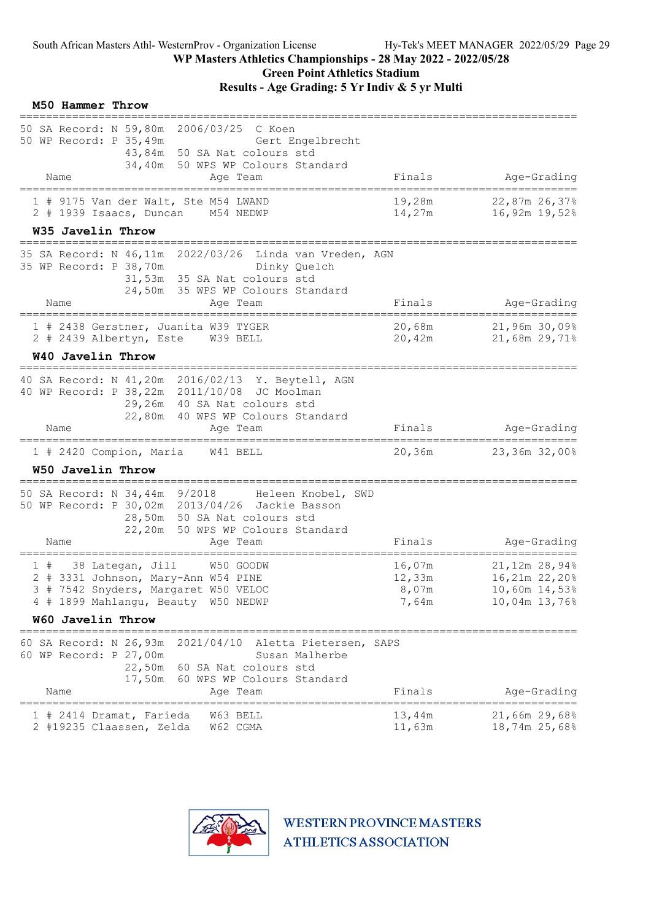## M50 Hammer Throw

50 SA Record: N 59,80m 2006/03/25 C Koen
50 WP Record: P 35,49m Gert Engelbrecht
43,84m 50 SA Nat colours std
34,40m 50 WPS WP Colours Standard

| | Name | Age | Team | Finals | Age-Grading | |
|---|---|---|---|---|---|---|
| 1 | # 9175 Van der Walt, Ste | M54 | LWAND | 19,28m | 22,87m | 26,37% |
| 2 | # 1939 Isaacs, Duncan | M54 | NEDWP | 14,27m | 16,92m | 19,52% |

## W35 Javelin Throw

35 SA Record: N 46,11m 2022/03/26 Linda van Vreden, AGN
35 WP Record: P 38,70m Dinky Quelch
31,53m 35 SA Nat colours std
24,50m 35 WPS WP Colours Standard

| | Name | Age | Team | Finals | Age-Grading | |
|---|---|---|---|---|---|---|
| 1 | # 2438 Gerstner, Juanita | W39 | TYGER | 20,68m | 21,96m | 30,09% |
| 2 | # 2439 Albertyn, Este | W39 | BELL | 20,42m | 21,68m | 29,71% |

## W40 Javelin Throw

40 SA Record: N 41,20m 2016/02/13 Y. Beytell, AGN
40 WP Record: P 38,22m 2011/10/08 JC Moolman
29,26m 40 SA Nat colours std
22,80m 40 WPS WP Colours Standard

| | Name | Age | Team | Finals | Age-Grading | |
|---|---|---|---|---|---|---|
| 1 | # 2420 Compion, Maria | W41 | BELL | 20,36m | 23,36m | 32,00% |

## W50 Javelin Throw

50 SA Record: N 34,44m 9/2018 Heleen Knobel, SWD
50 WP Record: P 30,02m 2013/04/26 Jackie Basson
28,50m 50 SA Nat colours std
22,20m 50 WPS WP Colours Standard

| | Name | Age | Team | Finals | Age-Grading | |
|---|---|---|---|---|---|---|
| 1 | # 38 Lategan, Jill | W50 | GOODW | 16,07m | 21,12m | 28,94% |
| 2 | # 3331 Johnson, Mary-Ann | W54 | PINE | 12,33m | 16,21m | 22,20% |
| 3 | # 7542 Snyders, Margaret | W50 | VELOC | 8,07m | 10,60m | 14,53% |
| 4 | # 1899 Mahlangu, Beauty | W50 | NEDWP | 7,64m | 10,04m | 13,76% |

## W60 Javelin Throw

60 SA Record: N 26,93m 2021/04/10 Aletta Pietersen, SAPS
60 WP Record: P 27,00m Susan Malherbe
22,50m 60 SA Nat colours std
17,50m 60 WPS WP Colours Standard

| | Name | Age | Team | Finals | Age-Grading | |
|---|---|---|---|---|---|---|
| 1 | # 2414 Dramat, Farieda | W63 | BELL | 13,44m | 21,66m | 29,68% |
| 2 | #19235 Claassen, Zelda | W62 | CGMA | 11,63m | 18,74m | 25,68% |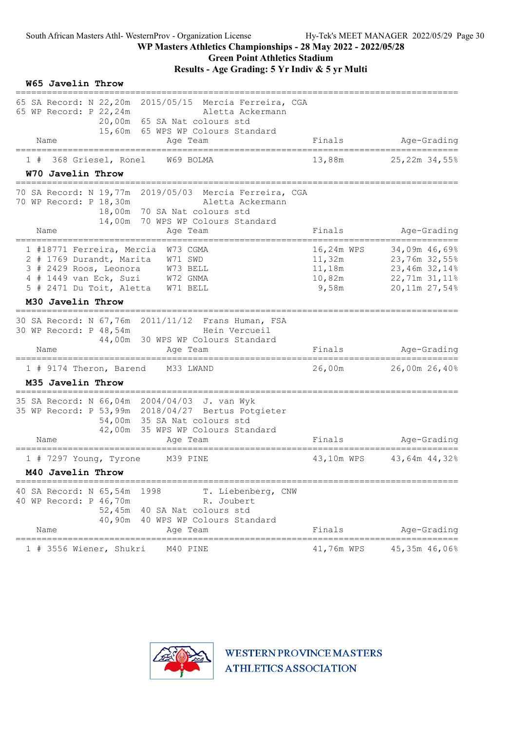## W65 Javelin Throw

65 SA Record: N 22,20m 2015/05/15 Mercia Ferreira, CGA
65 WP Record: P 22,24m Aletta Ackermann
20,00m 65 SA Nat colours std
15,60m 65 WPS WP Colours Standard

| Name | Age | Team | Finals | Age-Grading | |
|---|---|---|---|---|---|
| 1 # 368 Griesel, Ronel | W69 | BOLMA | 13,88m | 25,22m | 34,55% |

## W70 Javelin Throw

70 SA Record: N 19,77m 2019/05/03 Mercia Ferreira, CGA
70 WP Record: P 18,30m Aletta Ackermann
18,00m 70 SA Nat colours std
14,00m 70 WPS WP Colours Standard

| Name | Age | Team | Finals | Age-Grading | |
|---|---|---|---|---|---|
| 1 #18771 Ferreira, Mercia | W73 | CGMA | 16,24m WPS | 34,09m | 46,69% |
| 2 # 1769 Durandt, Marita | W71 | SWD | 11,32m | 23,76m | 32,55% |
| 3 # 2429 Roos, Leonora | W73 | BELL | 11,18m | 23,46m | 32,14% |
| 4 # 1449 van Eck, Suzi | W72 | GNMA | 10,82m | 22,71m | 31,11% |
| 5 # 2471 Du Toit, Aletta | W71 | BELL | 9,58m | 20,11m | 27,54% |

## M30 Javelin Throw

30 SA Record: N 67,76m 2011/11/12 Frans Human, FSA
30 WP Record: P 48,54m Hein Vercueil
44,00m 30 WPS WP Colours Standard

| Name | Age | Team | Finals | Age-Grading | |
|---|---|---|---|---|---|
| 1 # 9174 Theron, Barend | M33 | LWAND | 26,00m | 26,00m | 26,40% |

## M35 Javelin Throw

35 SA Record: N 66,04m 2004/04/03 J. van Wyk
35 WP Record: P 53,99m 2018/04/27 Bertus Potgieter
54,00m 35 SA Nat colours std
42,00m 35 WPS WP Colours Standard

| Name | Age | Team | Finals | Age-Grading | |
|---|---|---|---|---|---|
| 1 # 7297 Young, Tyrone | M39 | PINE | 43,10m WPS | 43,64m | 44,32% |

## M40 Javelin Throw

40 SA Record: N 65,54m 1998 T. Liebenberg, CNW
40 WP Record: P 46,70m R. Joubert
52,45m 40 SA Nat colours std
40,90m 40 WPS WP Colours Standard

| Name | Age | Team | Finals | Age-Grading | |
|---|---|---|---|---|---|
| 1 # 3556 Wiener, Shukri | M40 | PINE | 41,76m WPS | 45,35m | 46,06% |

WESTERN PROVINCE MASTERS ATHLETICS ASSOCIATION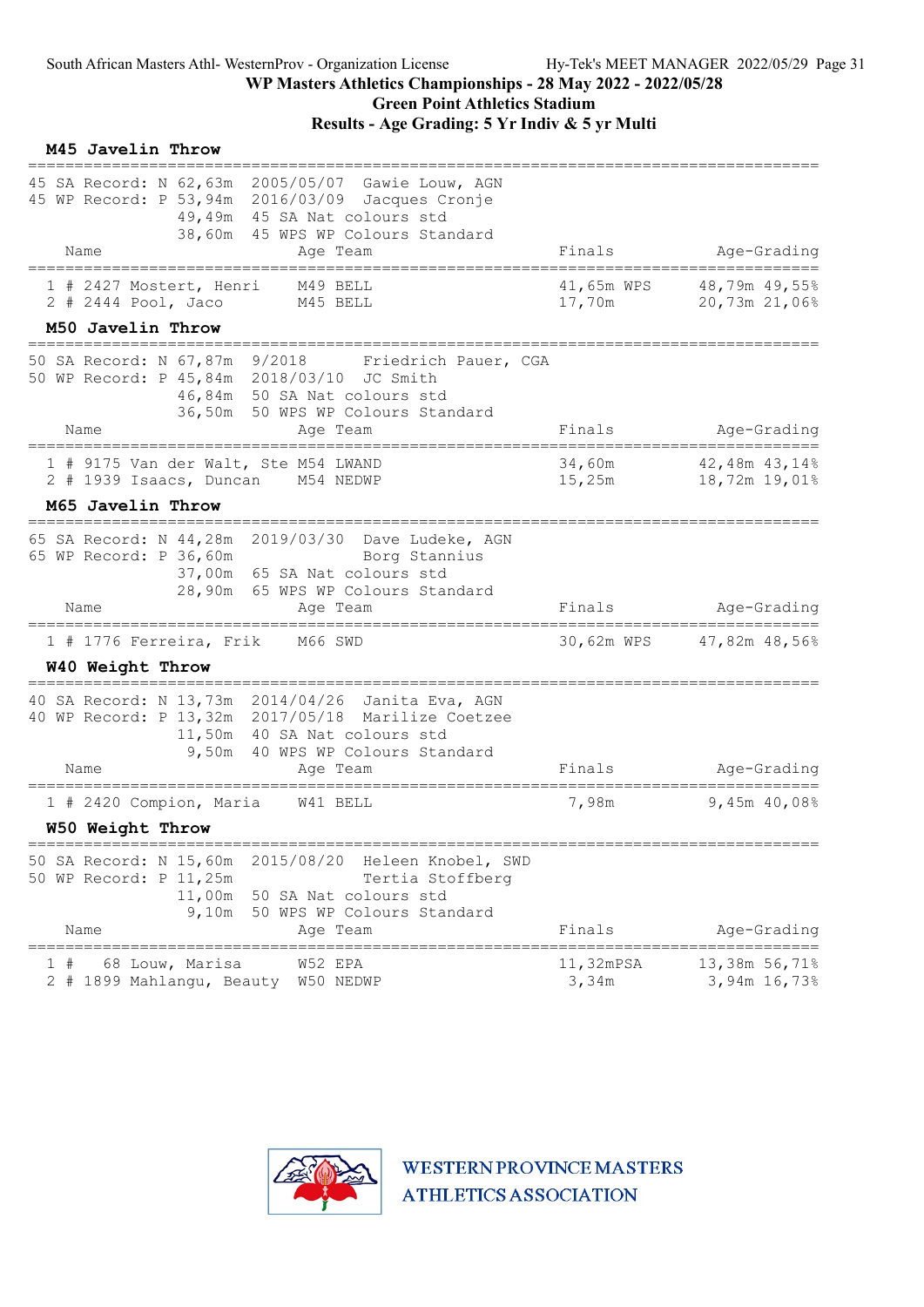WP Masters Athletics Championships - 28 May 2022 - 2022/05/28

Green Point Athletics Stadium

Results - Age Grading: 5 Yr Indiv & 5 yr Multi

## M45 Javelin Throw

45 SA Record: N 62,63m 2005/05/07 Gawie Louw, AGN
45 WP Record: P 53,94m 2016/03/09 Jacques Cronje
49,49m 45 SA Nat colours std
38,60m 45 WPS WP Colours Standard

| Place | # | Name | Age | Team | Finals | | Age-Grading | |
|---|---|---|---|---|---|---|---|---|
| 1 | # 2427 | Mostert, Henri | M49 | BELL | 41,65m | WPS | 48,79m | 49,55% |
| 2 | # 2444 | Pool, Jaco | M45 | BELL | 17,70m | | 20,73m | 21,06% |

## M50 Javelin Throw

50 SA Record: N 67,87m 9/2018 Friedrich Pauer, CGA
50 WP Record: P 45,84m 2018/03/10 JC Smith
46,84m 50 SA Nat colours std
36,50m 50 WPS WP Colours Standard

| Place | # | Name | Age | Team | Finals | | Age-Grading | |
|---|---|---|---|---|---|---|---|---|
| 1 | # 9175 | Van der Walt, Ste | M54 | LWAND | 34,60m | | 42,48m | 43,14% |
| 2 | # 1939 | Isaacs, Duncan | M54 | NEDWP | 15,25m | | 18,72m | 19,01% |

## M65 Javelin Throw

65 SA Record: N 44,28m 2019/03/30 Dave Ludeke, AGN
65 WP Record: P 36,60m Borg Stannius
37,00m 65 SA Nat colours std
28,90m 65 WPS WP Colours Standard

| Place | # | Name | Age | Team | Finals | | Age-Grading | |
|---|---|---|---|---|---|---|---|---|
| 1 | # 1776 | Ferreira, Frik | M66 | SWD | 30,62m | WPS | 47,82m | 48,56% |

## W40 Weight Throw

40 SA Record: N 13,73m 2014/04/26 Janita Eva, AGN
40 WP Record: P 13,32m 2017/05/18 Marilize Coetzee
11,50m 40 SA Nat colours std
9,50m 40 WPS WP Colours Standard

| Place | # | Name | Age | Team | Finals | | Age-Grading | |
|---|---|---|---|---|---|---|---|---|
| 1 | # 2420 | Compion, Maria | W41 | BELL | 7,98m | | 9,45m | 40,08% |

## W50 Weight Throw

50 SA Record: N 15,60m 2015/08/20 Heleen Knobel, SWD
50 WP Record: P 11,25m Tertia Stoffberg
11,00m 50 SA Nat colours std
9,10m 50 WPS WP Colours Standard

| Place | # | Name | Age | Team | Finals | | Age-Grading | |
|---|---|---|---|---|---|---|---|---|
| 1 | # 68 | Louw, Marisa | W52 | EPA | 11,32m | PSA | 13,38m | 56,71% |
| 2 | # 1899 | Mahlangu, Beauty | W50 | NEDWP | 3,34m | | 3,94m | 16,73% |

WESTERN PROVINCE MASTERS ATHLETICS ASSOCIATION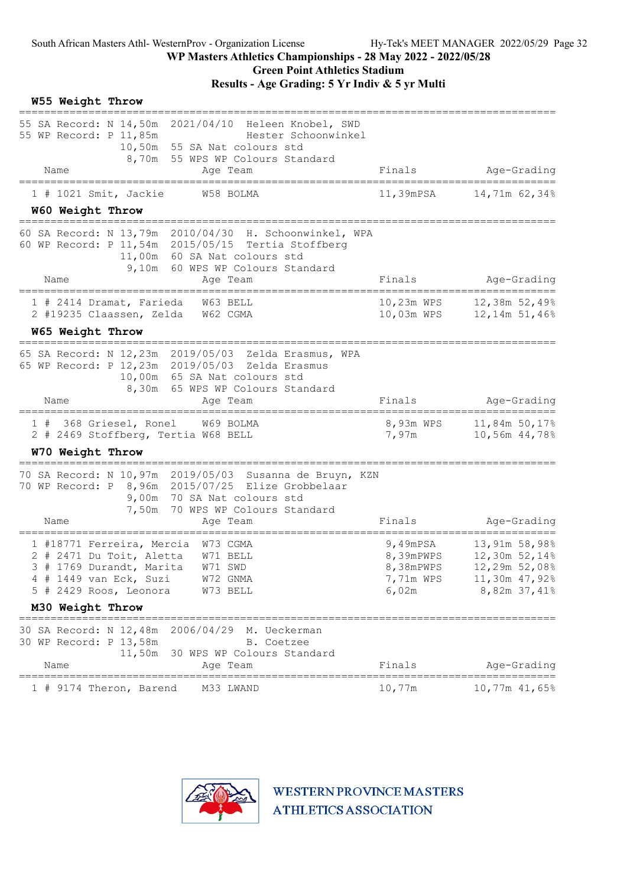## W55 Weight Throw

55 SA Record: N 14,50m 2021/04/10 Heleen Knobel, SWD
55 WP Record: P 11,85m Hester Schoonwinkel
10,50m 55 SA Nat colours std
8,70m 55 WPS WP Colours Standard

| | Name | Age | Team | Finals | Age-Grading |
|---|---|---|---|---|---|
| 1 | # 1021 Smit, Jackie | W58 | BOLMA | 11,39mPSA | 14,71m 62,34% |

## W60 Weight Throw

60 SA Record: N 13,79m 2010/04/30 H. Schoonwinkel, WPA
60 WP Record: P 11,54m 2015/05/15 Tertia Stoffberg
11,00m 60 SA Nat colours std
9,10m 60 WPS WP Colours Standard

| | Name | Age | Team | Finals | Age-Grading |
|---|---|---|---|---|---|
| 1 | # 2414 Dramat, Farieda | W63 | BELL | 10,23m WPS | 12,38m 52,49% |
| 2 | #19235 Claassen, Zelda | W62 | CGMA | 10,03m WPS | 12,14m 51,46% |

## W65 Weight Throw

65 SA Record: N 12,23m 2019/05/03 Zelda Erasmus, WPA
65 WP Record: P 12,23m 2019/05/03 Zelda Erasmus
10,00m 65 SA Nat colours std
8,30m 65 WPS WP Colours Standard

| | Name | Age | Team | Finals | Age-Grading |
|---|---|---|---|---|---|
| 1 | # 368 Griesel, Ronel | W69 | BOLMA | 8,93m WPS | 11,84m 50,17% |
| 2 | # 2469 Stoffberg, Tertia | W68 | BELL | 7,97m | 10,56m 44,78% |

## W70 Weight Throw

70 SA Record: N 10,97m 2019/05/03 Susanna de Bruyn, KZN
70 WP Record: P 8,96m 2015/07/25 Elize Grobbelaar
9,00m 70 SA Nat colours std
7,50m 70 WPS WP Colours Standard

| | Name | Age | Team | Finals | Age-Grading |
|---|---|---|---|---|---|
| 1 | #18771 Ferreira, Mercia | W73 | CGMA | 9,49mPSA | 13,91m 58,98% |
| 2 | # 2471 Du Toit, Aletta | W71 | BELL | 8,39mPWPS | 12,30m 52,14% |
| 3 | # 1769 Durandt, Marita | W71 | SWD | 8,38mPWPS | 12,29m 52,08% |
| 4 | # 1449 van Eck, Suzi | W72 | GNMA | 7,71m WPS | 11,30m 47,92% |
| 5 | # 2429 Roos, Leonora | W73 | BELL | 6,02m | 8,82m 37,41% |

## M30 Weight Throw

30 SA Record: N 12,48m 2006/04/29 M. Ueckerman
30 WP Record: P 13,58m B. Coetzee
11,50m 30 WPS WP Colours Standard

| | Name | Age | Team | Finals | Age-Grading |
|---|---|---|---|---|---|
| 1 | # 9174 Theron, Barend | M33 | LWAND | 10,77m | 10,77m 41,65% |

WESTERN PROVINCE MASTERS ATHLETICS ASSOCIATION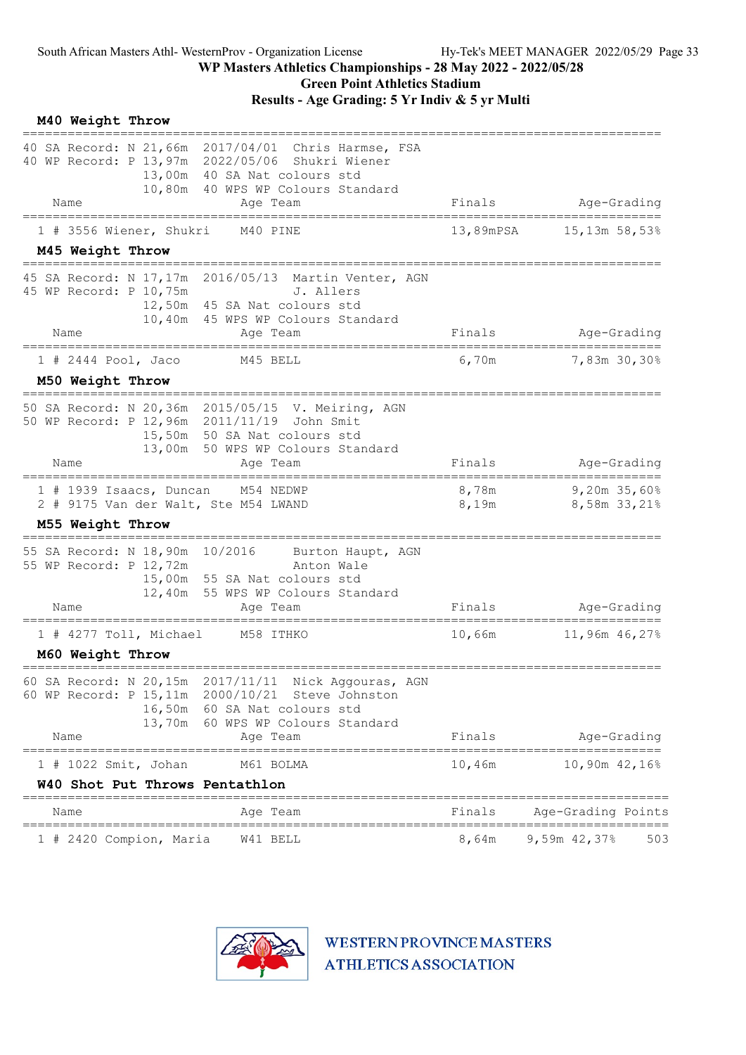WP Masters Athletics Championships - 28 May 2022 - 2022/05/28

Green Point Athletics Stadium

Results - Age Grading: 5 Yr Indiv & 5 yr Multi

## M40 Weight Throw

40 SA Record: N 21,66m 2017/04/01 Chris Harmse, FSA
40 WP Record: P 13,97m 2022/05/06 Shukri Wiener
13,00m 40 SA Nat colours std
10,80m 40 WPS WP Colours Standard

| Place | Comp# | Name | Age | Team | Finals | Age-Grading |
|---|---|---|---|---|---|---|
| 1 # | 3556 | Wiener, Shukri | M40 | PINE | 13,89mPSA | 15,13m 58,53% |

## M45 Weight Throw

45 SA Record: N 17,17m 2016/05/13 Martin Venter, AGN
45 WP Record: P 10,75m J. Allers
12,50m 45 SA Nat colours std
10,40m 45 WPS WP Colours Standard

| Place | Comp# | Name | Age | Team | Finals | Age-Grading |
|---|---|---|---|---|---|---|
| 1 # | 2444 | Pool, Jaco | M45 | BELL | 6,70m | 7,83m 30,30% |

## M50 Weight Throw

50 SA Record: N 20,36m 2015/05/15 V. Meiring, AGN
50 WP Record: P 12,96m 2011/11/19 John Smit
15,50m 50 SA Nat colours std
13,00m 50 WPS WP Colours Standard

| Place | Comp# | Name | Age | Team | Finals | Age-Grading |
|---|---|---|---|---|---|---|
| 1 # | 1939 | Isaacs, Duncan | M54 | NEDWP | 8,78m | 9,20m 35,60% |
| 2 # | 9175 | Van der Walt, Ste | M54 | LWAND | 8,19m | 8,58m 33,21% |

## M55 Weight Throw

55 SA Record: N 18,90m 10/2016 Burton Haupt, AGN
55 WP Record: P 12,72m Anton Wale
15,00m 55 SA Nat colours std
12,40m 55 WPS WP Colours Standard

| Place | Comp# | Name | Age | Team | Finals | Age-Grading |
|---|---|---|---|---|---|---|
| 1 # | 4277 | Toll, Michael | M58 | ITHKO | 10,66m | 11,96m 46,27% |

## M60 Weight Throw

60 SA Record: N 20,15m 2017/11/11 Nick Aggouras, AGN
60 WP Record: P 15,11m 2000/10/21 Steve Johnston
16,50m 60 SA Nat colours std
13,70m 60 WPS WP Colours Standard

| Place | Comp# | Name | Age | Team | Finals | Age-Grading |
|---|---|---|---|---|---|---|
| 1 # | 1022 | Smit, Johan | M61 | BOLMA | 10,46m | 10,90m 42,16% |

## W40 Shot Put Throws Pentathlon

| Place | Comp# | Name | Age | Team | Finals | Age-Grading | Points |
|---|---|---|---|---|---|---|---|
| 1 # | 2420 | Compion, Maria | W41 | BELL | 8,64m | 9,59m 42,37% | 503 |

WESTERN PROVINCE MASTERS ATHLETICS ASSOCIATION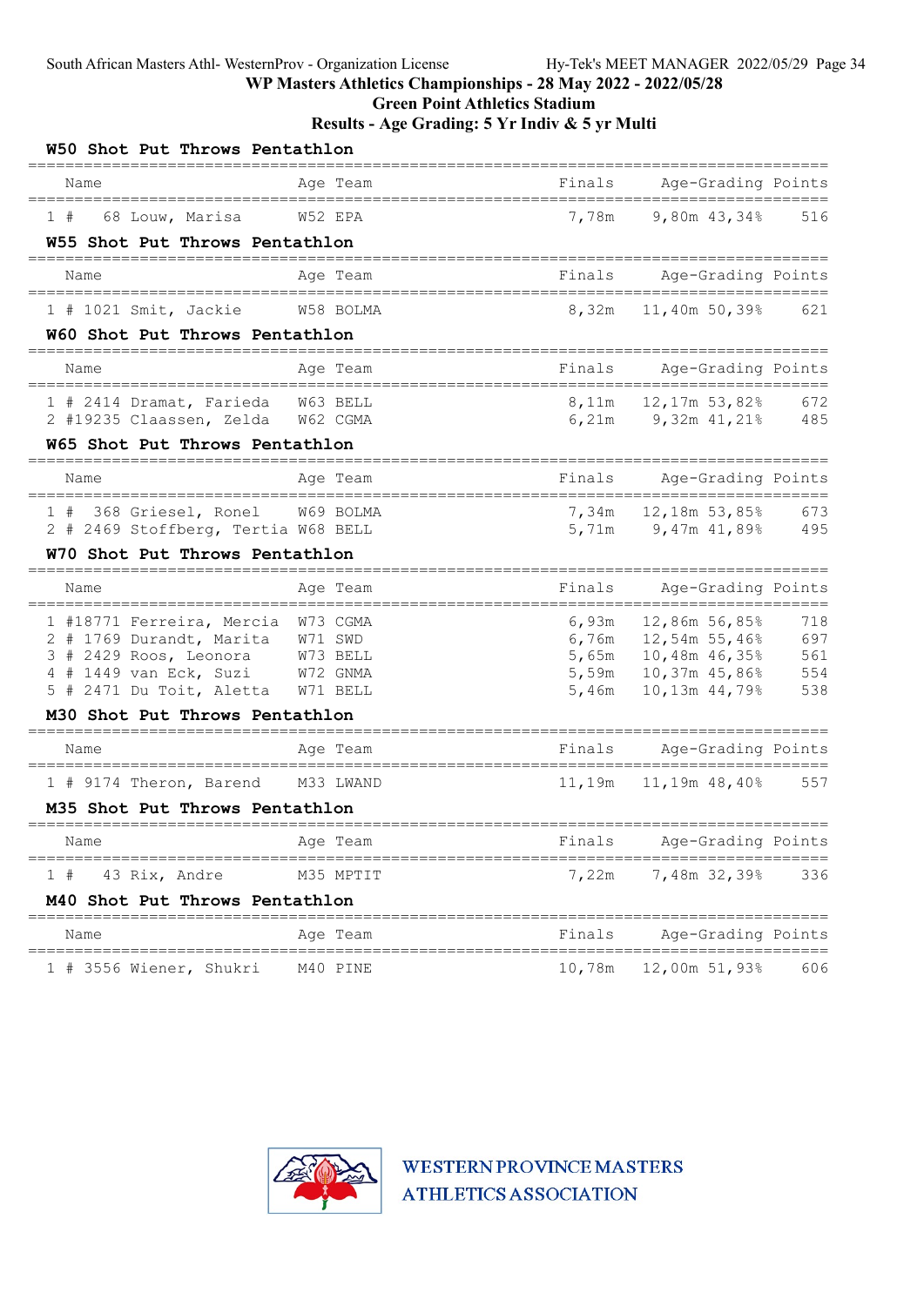WP Masters Athletics Championships - 28 May 2022 - 2022/05/28

Green Point Athletics Stadium

Results - Age Grading: 5 Yr Indiv & 5 yr Multi

### W50 Shot Put Throws Pentathlon

| | Name | Age | Team | Finals | Age-Grading | | Points |
|---|---|---|---|---|---|---|---|
| 1 | # 68 Louw, Marisa | W52 | EPA | 7,78m | 9,80m | 43,34% | 516 |

### W55 Shot Put Throws Pentathlon

| | Name | Age | Team | Finals | Age-Grading | | Points |
|---|---|---|---|---|---|---|---|
| 1 | # 1021 Smit, Jackie | W58 | BOLMA | 8,32m | 11,40m | 50,39% | 621 |

### W60 Shot Put Throws Pentathlon

| | Name | Age | Team | Finals | Age-Grading | | Points |
|---|---|---|---|---|---|---|---|
| 1 | # 2414 Dramat, Farieda | W63 | BELL | 8,11m | 12,17m | 53,82% | 672 |
| 2 | #19235 Claassen, Zelda | W62 | CGMA | 6,21m | 9,32m | 41,21% | 485 |

### W65 Shot Put Throws Pentathlon

| | Name | Age | Team | Finals | Age-Grading | | Points |
|---|---|---|---|---|---|---|---|
| 1 | # 368 Griesel, Ronel | W69 | BOLMA | 7,34m | 12,18m | 53,85% | 673 |
| 2 | # 2469 Stoffberg, Tertia | W68 | BELL | 5,71m | 9,47m | 41,89% | 495 |

### W70 Shot Put Throws Pentathlon

| | Name | Age | Team | Finals | Age-Grading | | Points |
|---|---|---|---|---|---|---|---|
| 1 | #18771 Ferreira, Mercia | W73 | CGMA | 6,93m | 12,86m | 56,85% | 718 |
| 2 | # 1769 Durandt, Marita | W71 | SWD | 6,76m | 12,54m | 55,46% | 697 |
| 3 | # 2429 Roos, Leonora | W73 | BELL | 5,65m | 10,48m | 46,35% | 561 |
| 4 | # 1449 van Eck, Suzi | W72 | GNMA | 5,59m | 10,37m | 45,86% | 554 |
| 5 | # 2471 Du Toit, Aletta | W71 | BELL | 5,46m | 10,13m | 44,79% | 538 |

### M30 Shot Put Throws Pentathlon

| | Name | Age | Team | Finals | Age-Grading | | Points |
|---|---|---|---|---|---|---|---|
| 1 | # 9174 Theron, Barend | M33 | LWAND | 11,19m | 11,19m | 48,40% | 557 |

### M35 Shot Put Throws Pentathlon

| | Name | Age | Team | Finals | Age-Grading | | Points |
|---|---|---|---|---|---|---|---|
| 1 | # 43 Rix, Andre | M35 | MPTIT | 7,22m | 7,48m | 32,39% | 336 |

### M40 Shot Put Throws Pentathlon

| | Name | Age | Team | Finals | Age-Grading | | Points |
|---|---|---|---|---|---|---|---|
| 1 | # 3556 Wiener, Shukri | M40 | PINE | 10,78m | 12,00m | 51,93% | 606 |

WESTERN PROVINCE MASTERS ATHLETICS ASSOCIATION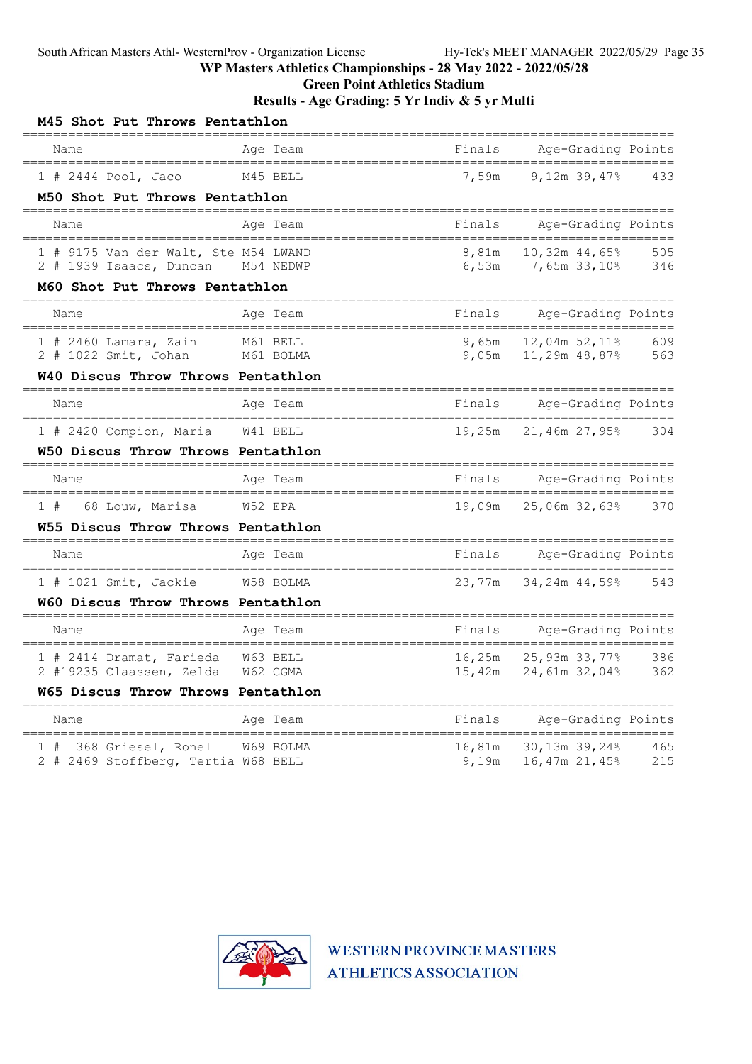WP Masters Athletics Championships - 28 May 2022 - 2022/05/28

Green Point Athletics Stadium

Results - Age Grading: 5 Yr Indiv & 5 yr Multi

### M45 Shot Put Throws Pentathlon

| | Name | Age | Team | Finals | Age-Grading | | Points |
|---|---|---|---|---|---|---|---|
| 1 | # 2444 Pool, Jaco | M45 | BELL | 7,59m | 9,12m | 39,47% | 433 |

### M50 Shot Put Throws Pentathlon

| | Name | Age | Team | Finals | Age-Grading | | Points |
|---|---|---|---|---|---|---|---|
| 1 | # 9175 Van der Walt, Ste | M54 | LWAND | 8,81m | 10,32m | 44,65% | 505 |
| 2 | # 1939 Isaacs, Duncan | M54 | NEDWP | 6,53m | 7,65m | 33,10% | 346 |

### M60 Shot Put Throws Pentathlon

| | Name | Age | Team | Finals | Age-Grading | | Points |
|---|---|---|---|---|---|---|---|
| 1 | # 2460 Lamara, Zain | M61 | BELL | 9,65m | 12,04m | 52,11% | 609 |
| 2 | # 1022 Smit, Johan | M61 | BOLMA | 9,05m | 11,29m | 48,87% | 563 |

### W40 Discus Throw Throws Pentathlon

| | Name | Age | Team | Finals | Age-Grading | | Points |
|---|---|---|---|---|---|---|---|
| 1 | # 2420 Compion, Maria | W41 | BELL | 19,25m | 21,46m | 27,95% | 304 |

### W50 Discus Throw Throws Pentathlon

| | Name | Age | Team | Finals | Age-Grading | | Points |
|---|---|---|---|---|---|---|---|
| 1 | # 68 Louw, Marisa | W52 | EPA | 19,09m | 25,06m | 32,63% | 370 |

### W55 Discus Throw Throws Pentathlon

| | Name | Age | Team | Finals | Age-Grading | | Points |
|---|---|---|---|---|---|---|---|
| 1 | # 1021 Smit, Jackie | W58 | BOLMA | 23,77m | 34,24m | 44,59% | 543 |

### W60 Discus Throw Throws Pentathlon

| | Name | Age | Team | Finals | Age-Grading | | Points |
|---|---|---|---|---|---|---|---|
| 1 | # 2414 Dramat, Farieda | W63 | BELL | 16,25m | 25,93m | 33,77% | 386 |
| 2 | #19235 Claassen, Zelda | W62 | CGMA | 15,42m | 24,61m | 32,04% | 362 |

### W65 Discus Throw Throws Pentathlon

| | Name | Age | Team | Finals | Age-Grading | | Points |
|---|---|---|---|---|---|---|---|
| 1 | # 368 Griesel, Ronel | W69 | BOLMA | 16,81m | 30,13m | 39,24% | 465 |
| 2 | # 2469 Stoffberg, Tertia | W68 | BELL | 9,19m | 16,47m | 21,45% | 215 |

WESTERN PROVINCE MASTERS ATHLETICS ASSOCIATION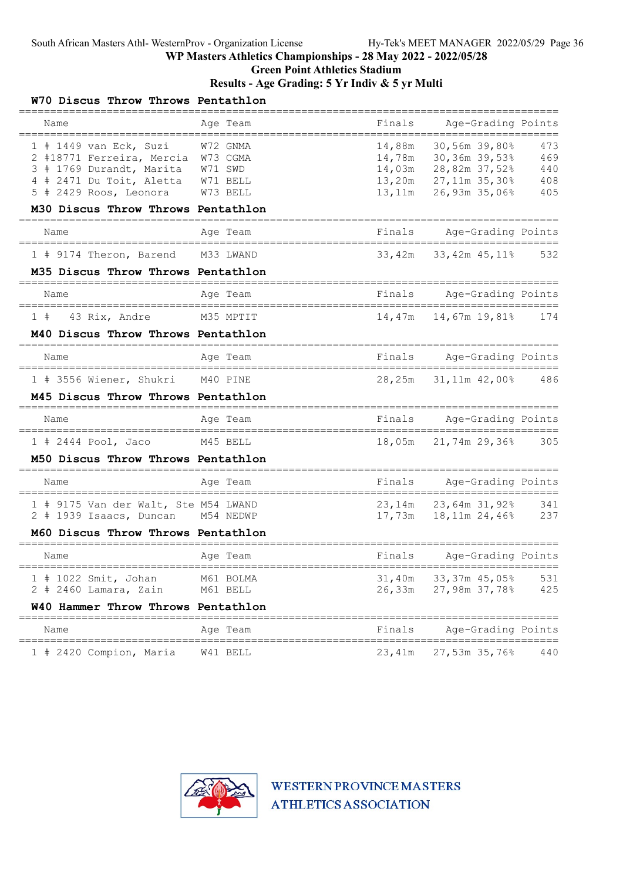WP Masters Athletics Championships - 28 May 2022 - 2022/05/28

Green Point Athletics Stadium

Results - Age Grading: 5 Yr Indiv & 5 yr Multi

### W70 Discus Throw Throws Pentathlon

| | Name | Age | Team | Finals | Age-Grading | | Points |
|---|---|---|---|---|---|---|---|
| 1 | # 1449 van Eck, Suzi | W72 | GNMA | 14,88m | 30,56m | 39,80% | 473 |
| 2 | #18771 Ferreira, Mercia | W73 | CGMA | 14,78m | 30,36m | 39,53% | 469 |
| 3 | # 1769 Durandt, Marita | W71 | SWD | 14,03m | 28,82m | 37,52% | 440 |
| 4 | # 2471 Du Toit, Aletta | W71 | BELL | 13,20m | 27,11m | 35,30% | 408 |
| 5 | # 2429 Roos, Leonora | W73 | BELL | 13,11m | 26,93m | 35,06% | 405 |

### M30 Discus Throw Throws Pentathlon

| | Name | Age | Team | Finals | Age-Grading | | Points |
|---|---|---|---|---|---|---|---|
| 1 | # 9174 Theron, Barend | M33 | LWAND | 33,42m | 33,42m | 45,11% | 532 |

### M35 Discus Throw Throws Pentathlon

| | Name | Age | Team | Finals | Age-Grading | | Points |
|---|---|---|---|---|---|---|---|
| 1 | # 43 Rix, Andre | M35 | MPTIT | 14,47m | 14,67m | 19,81% | 174 |

### M40 Discus Throw Throws Pentathlon

| | Name | Age | Team | Finals | Age-Grading | | Points |
|---|---|---|---|---|---|---|---|
| 1 | # 3556 Wiener, Shukri | M40 | PINE | 28,25m | 31,11m | 42,00% | 486 |

### M45 Discus Throw Throws Pentathlon

| | Name | Age | Team | Finals | Age-Grading | | Points |
|---|---|---|---|---|---|---|---|
| 1 | # 2444 Pool, Jaco | M45 | BELL | 18,05m | 21,74m | 29,36% | 305 |

### M50 Discus Throw Throws Pentathlon

| | Name | Age | Team | Finals | Age-Grading | | Points |
|---|---|---|---|---|---|---|---|
| 1 | # 9175 Van der Walt, Ste | M54 | LWAND | 23,14m | 23,64m | 31,92% | 341 |
| 2 | # 1939 Isaacs, Duncan | M54 | NEDWP | 17,73m | 18,11m | 24,46% | 237 |

### M60 Discus Throw Throws Pentathlon

| | Name | Age | Team | Finals | Age-Grading | | Points |
|---|---|---|---|---|---|---|---|
| 1 | # 1022 Smit, Johan | M61 | BOLMA | 31,40m | 33,37m | 45,05% | 531 |
| 2 | # 2460 Lamara, Zain | M61 | BELL | 26,33m | 27,98m | 37,78% | 425 |

### W40 Hammer Throw Throws Pentathlon

| | Name | Age | Team | Finals | Age-Grading | | Points |
|---|---|---|---|---|---|---|---|
| 1 | # 2420 Compion, Maria | W41 | BELL | 23,41m | 27,53m | 35,76% | 440 |

WESTERN PROVINCE MASTERS ATHLETICS ASSOCIATION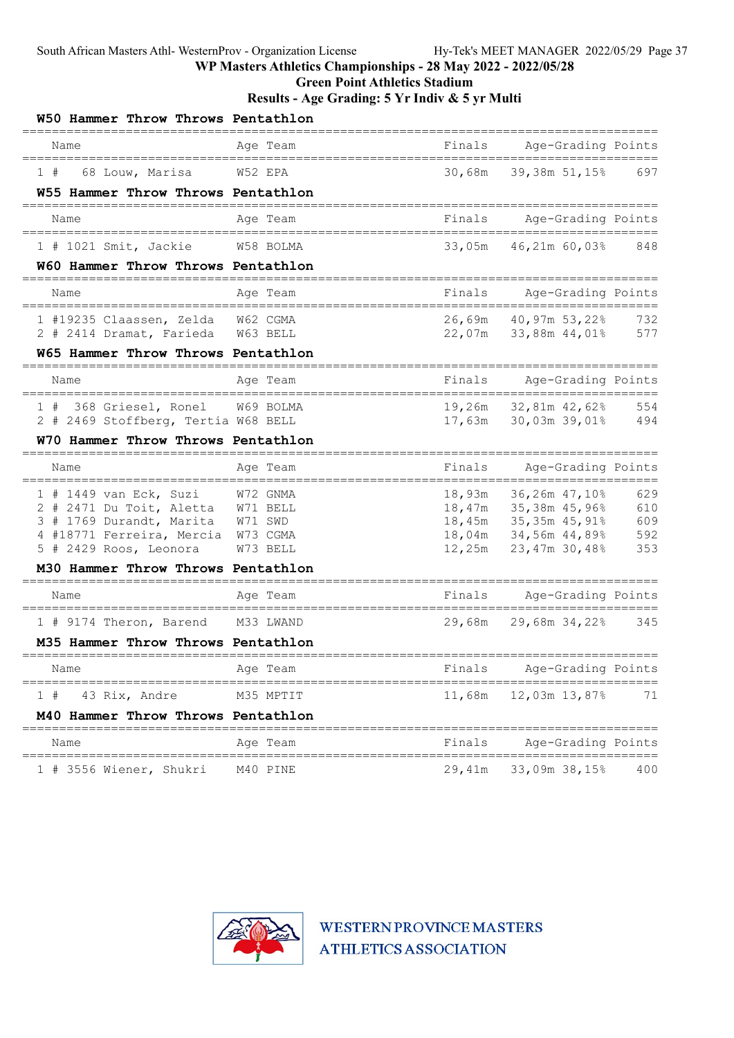WP Masters Athletics Championships - 28 May 2022 - 2022/05/28

Green Point Athletics Stadium

Results - Age Grading: 5 Yr Indiv & 5 yr Multi

## W50 Hammer Throw Throws Pentathlon

| | Name | Age | Team | Finals | Age-Grading | | Points |
|---|---|---|---|---|---|---|---|
| 1 # | 68 Louw, Marisa | W52 | EPA | 30,68m | 39,38m | 51,15% | 697 |

## W55 Hammer Throw Throws Pentathlon

| | Name | Age | Team | Finals | Age-Grading | | Points |
|---|---|---|---|---|---|---|---|
| 1 # | 1021 Smit, Jackie | W58 | BOLMA | 33,05m | 46,21m | 60,03% | 848 |

## W60 Hammer Throw Throws Pentathlon

| | Name | Age | Team | Finals | Age-Grading | | Points |
|---|---|---|---|---|---|---|---|
| 1 # | 19235 Claassen, Zelda | W62 | CGMA | 26,69m | 40,97m | 53,22% | 732 |
| 2 # | 2414 Dramat, Farieda | W63 | BELL | 22,07m | 33,88m | 44,01% | 577 |

## W65 Hammer Throw Throws Pentathlon

| | Name | Age | Team | Finals | Age-Grading | | Points |
|---|---|---|---|---|---|---|---|
| 1 # | 368 Griesel, Ronel | W69 | BOLMA | 19,26m | 32,81m | 42,62% | 554 |
| 2 # | 2469 Stoffberg, Tertia | W68 | BELL | 17,63m | 30,03m | 39,01% | 494 |

## W70 Hammer Throw Throws Pentathlon

| | Name | Age | Team | Finals | Age-Grading | | Points |
|---|---|---|---|---|---|---|---|
| 1 # | 1449 van Eck, Suzi | W72 | GNMA | 18,93m | 36,26m | 47,10% | 629 |
| 2 # | 2471 Du Toit, Aletta | W71 | BELL | 18,47m | 35,38m | 45,96% | 610 |
| 3 # | 1769 Durandt, Marita | W71 | SWD | 18,45m | 35,35m | 45,91% | 609 |
| 4 # | 18771 Ferreira, Mercia | W73 | CGMA | 18,04m | 34,56m | 44,89% | 592 |
| 5 # | 2429 Roos, Leonora | W73 | BELL | 12,25m | 23,47m | 30,48% | 353 |

## M30 Hammer Throw Throws Pentathlon

| | Name | Age | Team | Finals | Age-Grading | | Points |
|---|---|---|---|---|---|---|---|
| 1 # | 9174 Theron, Barend | M33 | LWAND | 29,68m | 29,68m | 34,22% | 345 |

## M35 Hammer Throw Throws Pentathlon

| | Name | Age | Team | Finals | Age-Grading | | Points |
|---|---|---|---|---|---|---|---|
| 1 # | 43 Rix, Andre | M35 | MPTIT | 11,68m | 12,03m | 13,87% | 71 |

## M40 Hammer Throw Throws Pentathlon

| | Name | Age | Team | Finals | Age-Grading | | Points |
|---|---|---|---|---|---|---|---|
| 1 # | 3556 Wiener, Shukri | M40 | PINE | 29,41m | 33,09m | 38,15% | 400 |

WESTERN PROVINCE MASTERS ATHLETICS ASSOCIATION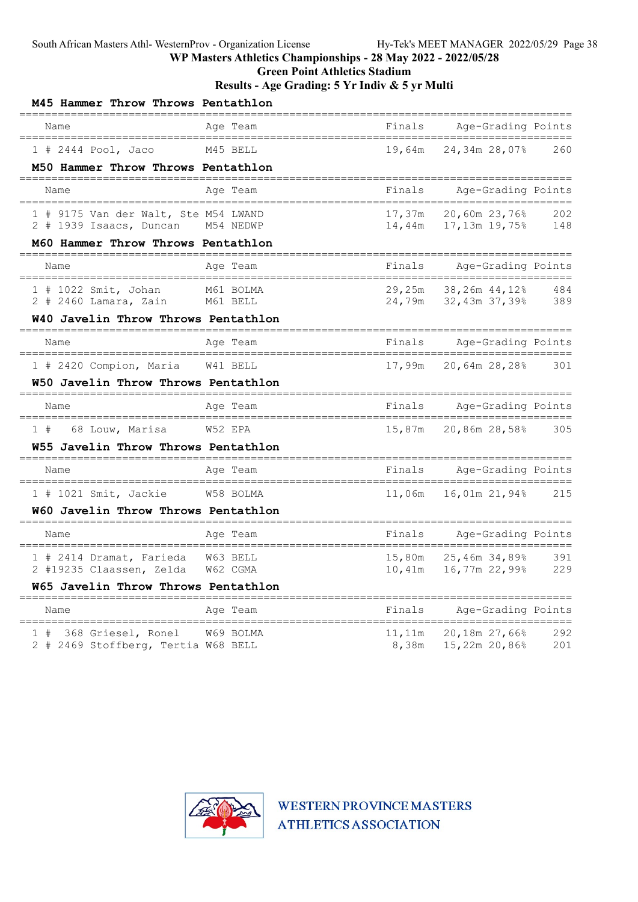WP Masters Athletics Championships - 28 May 2022 - 2022/05/28

Green Point Athletics Stadium

Results - Age Grading: 5 Yr Indiv & 5 yr Multi

### M45 Hammer Throw Throws Pentathlon

| | Name | Age | Team | Finals | Age-Grading | | Points |
|---|---|---|---|---|---|---|---|
| 1 | # 2444 Pool, Jaco | M45 | BELL | 19,64m | 24,34m | 28,07% | 260 |

### M50 Hammer Throw Throws Pentathlon

| | Name | Age | Team | Finals | Age-Grading | | Points |
|---|---|---|---|---|---|---|---|
| 1 | # 9175 Van der Walt, Ste | M54 | LWAND | 17,37m | 20,60m | 23,76% | 202 |
| 2 | # 1939 Isaacs, Duncan | M54 | NEDWP | 14,44m | 17,13m | 19,75% | 148 |

### M60 Hammer Throw Throws Pentathlon

| | Name | Age | Team | Finals | Age-Grading | | Points |
|---|---|---|---|---|---|---|---|
| 1 | # 1022 Smit, Johan | M61 | BOLMA | 29,25m | 38,26m | 44,12% | 484 |
| 2 | # 2460 Lamara, Zain | M61 | BELL | 24,79m | 32,43m | 37,39% | 389 |

### W40 Javelin Throw Throws Pentathlon

| | Name | Age | Team | Finals | Age-Grading | | Points |
|---|---|---|---|---|---|---|---|
| 1 | # 2420 Compion, Maria | W41 | BELL | 17,99m | 20,64m | 28,28% | 301 |

### W50 Javelin Throw Throws Pentathlon

| | Name | Age | Team | Finals | Age-Grading | | Points |
|---|---|---|---|---|---|---|---|
| 1 | # 68 Louw, Marisa | W52 | EPA | 15,87m | 20,86m | 28,58% | 305 |

### W55 Javelin Throw Throws Pentathlon

| | Name | Age | Team | Finals | Age-Grading | | Points |
|---|---|---|---|---|---|---|---|
| 1 | # 1021 Smit, Jackie | W58 | BOLMA | 11,06m | 16,01m | 21,94% | 215 |

### W60 Javelin Throw Throws Pentathlon

| | Name | Age | Team | Finals | Age-Grading | | Points |
|---|---|---|---|---|---|---|---|
| 1 | # 2414 Dramat, Farieda | W63 | BELL | 15,80m | 25,46m | 34,89% | 391 |
| 2 | #19235 Claassen, Zelda | W62 | CGMA | 10,41m | 16,77m | 22,99% | 229 |

### W65 Javelin Throw Throws Pentathlon

| | Name | Age | Team | Finals | Age-Grading | | Points |
|---|---|---|---|---|---|---|---|
| 1 | # 368 Griesel, Ronel | W69 | BOLMA | 11,11m | 20,18m | 27,66% | 292 |
| 2 | # 2469 Stoffberg, Tertia | W68 | BELL | 8,38m | 15,22m | 20,86% | 201 |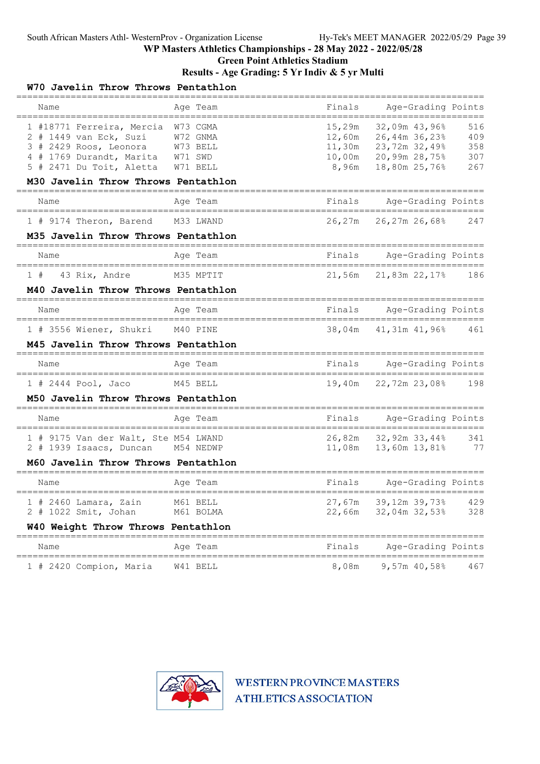South African Masters Athl- WesternProv - Organization License

WP Masters Athletics Championships - 28 May 2022 - 2022/05/28

Green Point Athletics Stadium

Results - Age Grading: 5 Yr Indiv & 5 yr Multi

### W70 Javelin Throw Throws Pentathlon

| | Name | Age | Team | Finals | Age-Grading | | Points |
|---|---|---|---|---|---|---|---|
| 1 | #18771 Ferreira, Mercia | W73 | CGMA | 15,29m | 32,09m | 43,96% | 516 |
| 2 | # 1449 van Eck, Suzi | W72 | GNMA | 12,60m | 26,44m | 36,23% | 409 |
| 3 | # 2429 Roos, Leonora | W73 | BELL | 11,30m | 23,72m | 32,49% | 358 |
| 4 | # 1769 Durandt, Marita | W71 | SWD | 10,00m | 20,99m | 28,75% | 307 |
| 5 | # 2471 Du Toit, Aletta | W71 | BELL | 8,96m | 18,80m | 25,76% | 267 |

### M30 Javelin Throw Throws Pentathlon

| | Name | Age | Team | Finals | Age-Grading | | Points |
|---|---|---|---|---|---|---|---|
| 1 | # 9174 Theron, Barend | M33 | LWAND | 26,27m | 26,27m | 26,68% | 247 |

### M35 Javelin Throw Throws Pentathlon

| | Name | Age | Team | Finals | Age-Grading | | Points |
|---|---|---|---|---|---|---|---|
| 1 | # 43 Rix, Andre | M35 | MPTIT | 21,56m | 21,83m | 22,17% | 186 |

### M40 Javelin Throw Throws Pentathlon

| | Name | Age | Team | Finals | Age-Grading | | Points |
|---|---|---|---|---|---|---|---|
| 1 | # 3556 Wiener, Shukri | M40 | PINE | 38,04m | 41,31m | 41,96% | 461 |

### M45 Javelin Throw Throws Pentathlon

| | Name | Age | Team | Finals | Age-Grading | | Points |
|---|---|---|---|---|---|---|---|
| 1 | # 2444 Pool, Jaco | M45 | BELL | 19,40m | 22,72m | 23,08% | 198 |

### M50 Javelin Throw Throws Pentathlon

| | Name | Age | Team | Finals | Age-Grading | | Points |
|---|---|---|---|---|---|---|---|
| 1 | # 9175 Van der Walt, Ste | M54 | LWAND | 26,82m | 32,92m | 33,44% | 341 |
| 2 | # 1939 Isaacs, Duncan | M54 | NEDWP | 11,08m | 13,60m | 13,81% | 77 |

### M60 Javelin Throw Throws Pentathlon

| | Name | Age | Team | Finals | Age-Grading | | Points |
|---|---|---|---|---|---|---|---|
| 1 | # 2460 Lamara, Zain | M61 | BELL | 27,67m | 39,12m | 39,73% | 429 |
| 2 | # 1022 Smit, Johan | M61 | BOLMA | 22,66m | 32,04m | 32,53% | 328 |

### W40 Weight Throw Throws Pentathlon

| | Name | Age | Team | Finals | Age-Grading | | Points |
|---|---|---|---|---|---|---|---|
| 1 | # 2420 Compion, Maria | W41 | BELL | 8,08m | 9,57m | 40,58% | 467 |

WESTERN PROVINCE MASTERS ATHLETICS ASSOCIATION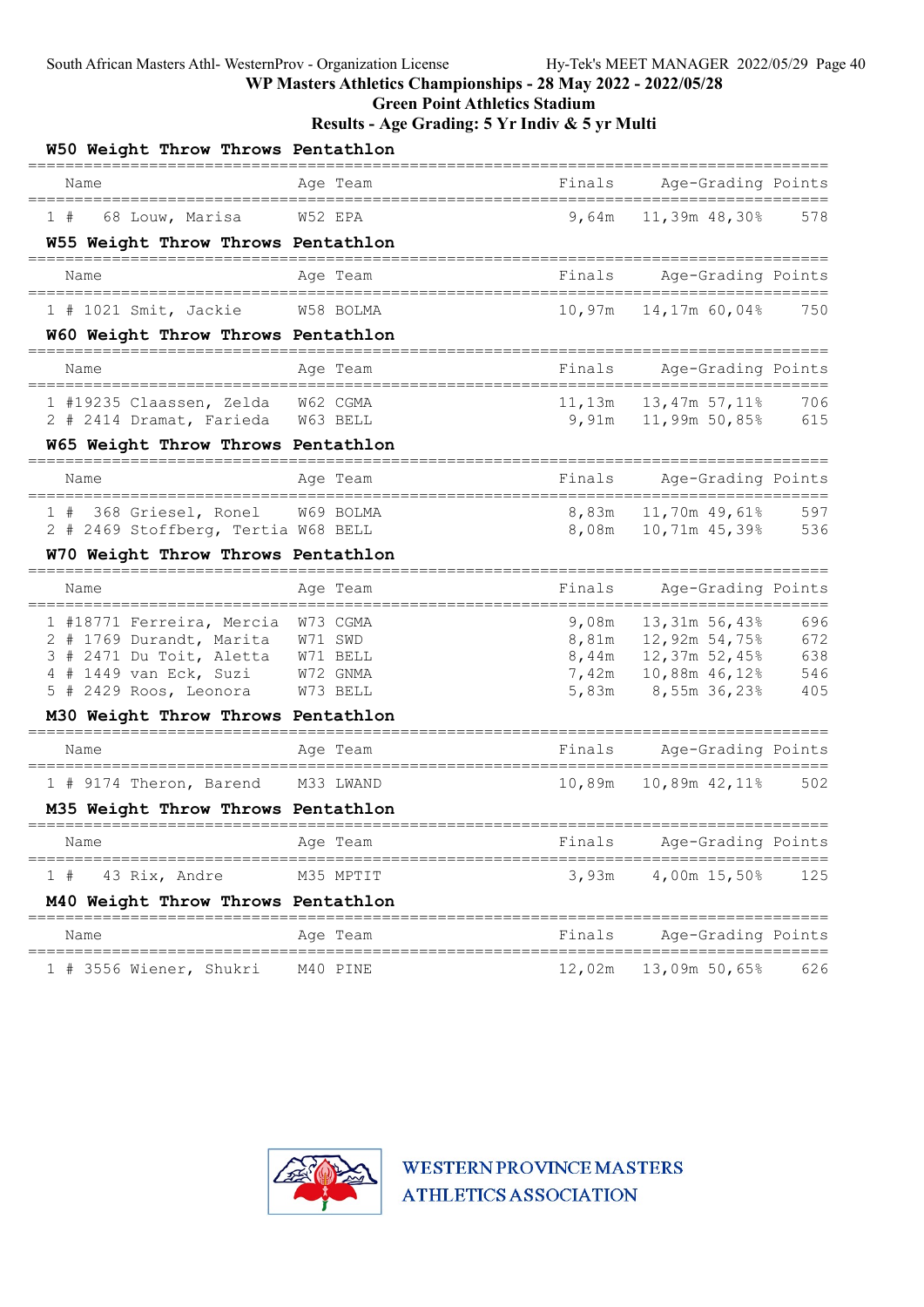WP Masters Athletics Championships - 28 May 2022 - 2022/05/28
Green Point Athletics Stadium
Results - Age Grading: 5 Yr Indiv & 5 yr Multi

### W50 Weight Throw Throws Pentathlon

| | Name | Age | Team | Finals | Age-Grading | | Points |
|---|---|---|---|---|---|---|---|
| 1 | # 68 Louw, Marisa | W52 | EPA | 9,64m | 11,39m | 48,30% | 578 |

### W55 Weight Throw Throws Pentathlon

| | Name | Age | Team | Finals | Age-Grading | | Points |
|---|---|---|---|---|---|---|---|
| 1 | # 1021 Smit, Jackie | W58 | BOLMA | 10,97m | 14,17m | 60,04% | 750 |

### W60 Weight Throw Throws Pentathlon

| | Name | Age | Team | Finals | Age-Grading | | Points |
|---|---|---|---|---|---|---|---|
| 1 | #19235 Claassen, Zelda | W62 | CGMA | 11,13m | 13,47m | 57,11% | 706 |
| 2 | # 2414 Dramat, Farieda | W63 | BELL | 9,91m | 11,99m | 50,85% | 615 |

### W65 Weight Throw Throws Pentathlon

| | Name | Age | Team | Finals | Age-Grading | | Points |
|---|---|---|---|---|---|---|---|
| 1 | # 368 Griesel, Ronel | W69 | BOLMA | 8,83m | 11,70m | 49,61% | 597 |
| 2 | # 2469 Stoffberg, Tertia | W68 | BELL | 8,08m | 10,71m | 45,39% | 536 |

### W70 Weight Throw Throws Pentathlon

| | Name | Age | Team | Finals | Age-Grading | | Points |
|---|---|---|---|---|---|---|---|
| 1 | #18771 Ferreira, Mercia | W73 | CGMA | 9,08m | 13,31m | 56,43% | 696 |
| 2 | # 1769 Durandt, Marita | W71 | SWD | 8,81m | 12,92m | 54,75% | 672 |
| 3 | # 2471 Du Toit, Aletta | W71 | BELL | 8,44m | 12,37m | 52,45% | 638 |
| 4 | # 1449 van Eck, Suzi | W72 | GNMA | 7,42m | 10,88m | 46,12% | 546 |
| 5 | # 2429 Roos, Leonora | W73 | BELL | 5,83m | 8,55m | 36,23% | 405 |

### M30 Weight Throw Throws Pentathlon

| | Name | Age | Team | Finals | Age-Grading | | Points |
|---|---|---|---|---|---|---|---|
| 1 | # 9174 Theron, Barend | M33 | LWAND | 10,89m | 10,89m | 42,11% | 502 |

### M35 Weight Throw Throws Pentathlon

| | Name | Age | Team | Finals | Age-Grading | | Points |
|---|---|---|---|---|---|---|---|
| 1 | # 43 Rix, Andre | M35 | MPTIT | 3,93m | 4,00m | 15,50% | 125 |

### M40 Weight Throw Throws Pentathlon

| | Name | Age | Team | Finals | Age-Grading | | Points |
|---|---|---|---|---|---|---|---|
| 1 | # 3556 Wiener, Shukri | M40 | PINE | 12,02m | 13,09m | 50,65% | 626 |

WESTERN PROVINCE MASTERS ATHLETICS ASSOCIATION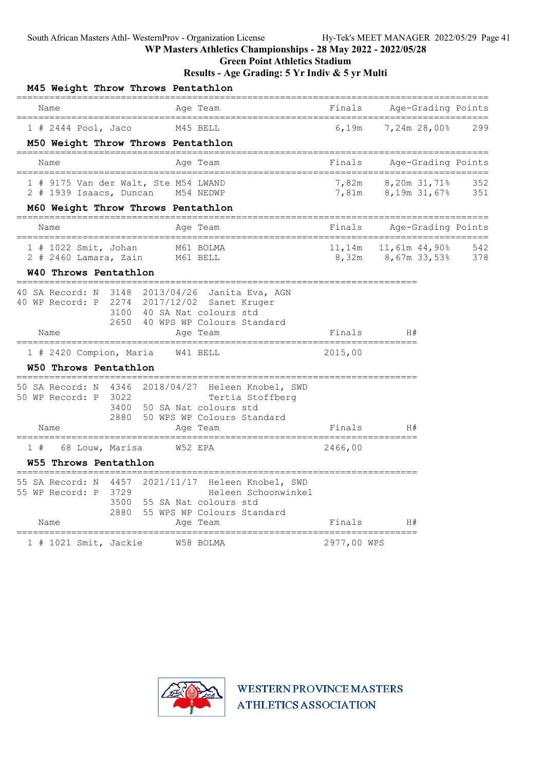South African Masters Athl- WesternProv - Organization License    Hy-Tek's MEET MANAGER 2022/05/29 Page 41

**WP Masters Athletics Championships - 28 May 2022 - 2022/05/28**

**Green Point Athletics Stadium**

**Results - Age Grading: 5 Yr Indiv & 5 yr Multi**

### M45 Weight Throw Throws Pentathlon

| | Name | Age | Team | Finals | Age-Grading | | Points |
|---|---|---|---|---|---|---|---|
| 1 # | 2444 Pool, Jaco | M45 | BELL | 6,19m | 7,24m | 28,00% | 299 |

### M50 Weight Throw Throws Pentathlon

| | Name | Age | Team | Finals | Age-Grading | | Points |
|---|---|---|---|---|---|---|---|
| 1 # | 9175 Van der Walt, Ste | M54 | LWAND | 7,82m | 8,20m | 31,71% | 352 |
| 2 # | 1939 Isaacs, Duncan | M54 | NEDWP | 7,81m | 8,19m | 31,67% | 351 |

### M60 Weight Throw Throws Pentathlon

| | Name | Age | Team | Finals | Age-Grading | | Points |
|---|---|---|---|---|---|---|---|
| 1 # | 1022 Smit, Johan | M61 | BOLMA | 11,14m | 11,61m | 44,90% | 542 |
| 2 # | 2460 Lamara, Zain | M61 | BELL | 8,32m | 8,67m | 33,53% | 378 |

### W40 Throws Pentathlon

```
40 SA Record: N  3148  2013/04/26  Janita Eva, AGN
40 WP Record: P  2274  2017/12/02  Sanet Kruger
                 3100  40 SA Nat colours std
                 2650  40 WPS WP Colours Standard
```

| | Name | Age | Team | Finals | H# |
|---|---|---|---|---|---|
| 1 # | 2420 Compion, Maria | W41 | BELL | 2015,00 | |

### W50 Throws Pentathlon

```
50 SA Record: N  4346  2018/04/27  Heleen Knobel, SWD
50 WP Record: P  3022              Tertia Stoffberg
                 3400  50 SA Nat colours std
                 2880  50 WPS WP Colours Standard
```

| | Name | Age | Team | Finals | H# |
|---|---|---|---|---|---|
| 1 # | 68 Louw, Marisa | W52 | EPA | 2466,00 | |

### W55 Throws Pentathlon

```
55 SA Record: N  4457  2021/11/17  Heleen Knobel, SWD
55 WP Record: P  3729              Heleen Schoonwinkel
                 3500  55 SA Nat colours std
                 2880  55 WPS WP Colours Standard
```

| | Name | Age | Team | Finals | H# |
|---|---|---|---|---|---|
| 1 # | 1021 Smit, Jackie | W58 | BOLMA | 2977,00 WPS | |

WESTERN PROVINCE MASTERS ATHLETICS ASSOCIATION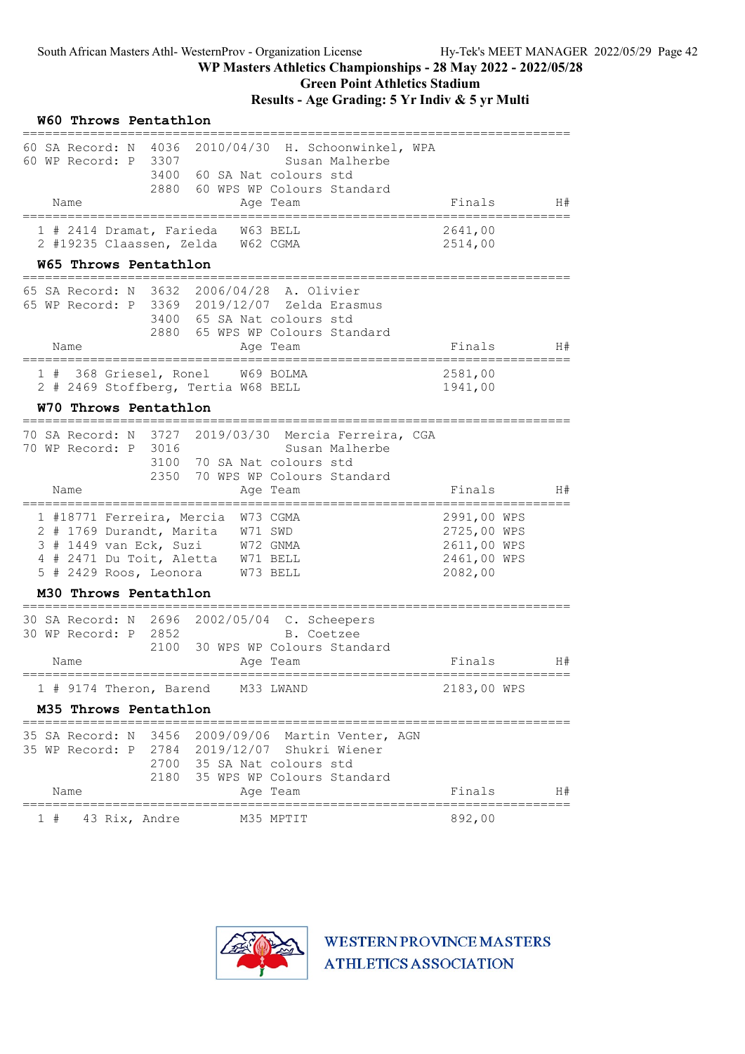South African Masters Athl- WesternProv - Organization License Hy-Tek's MEET MANAGER 2022/05/29

# WP Masters Athletics Championships - 28 May 2022 - 2022/05/28

## Green Point Athletics Stadium

## Results - Age Grading: 5 Yr Indiv & 5 yr Multi

### W60 Throws Pentathlon

60 SA Record: N 4036 2010/04/30 H. Schoonwinkel, WPA
60 WP Record: P 3307 Susan Malherbe
3400 60 SA Nat colours std
2880 60 WPS WP Colours Standard

| | Name | Age | Team | Finals | H# |
|---|---|---|---|---|---|
| 1 | # 2414 Dramat, Farieda | W63 | BELL | 2641,00 | |
| 2 | #19235 Claassen, Zelda | W62 | CGMA | 2514,00 | |

### W65 Throws Pentathlon

65 SA Record: N 3632 2006/04/28 A. Olivier
65 WP Record: P 3369 2019/12/07 Zelda Erasmus
3400 65 SA Nat colours std
2880 65 WPS WP Colours Standard

| | Name | Age | Team | Finals | H# |
|---|---|---|---|---|---|
| 1 | # 368 Griesel, Ronel | W69 | BOLMA | 2581,00 | |
| 2 | # 2469 Stoffberg, Tertia | W68 | BELL | 1941,00 | |

### W70 Throws Pentathlon

70 SA Record: N 3727 2019/03/30 Mercia Ferreira, CGA
70 WP Record: P 3016 Susan Malherbe
3100 70 SA Nat colours std
2350 70 WPS WP Colours Standard

| | Name | Age | Team | Finals | H# |
|---|---|---|---|---|---|
| 1 | #18771 Ferreira, Mercia | W73 | CGMA | 2991,00 WPS | |
| 2 | # 1769 Durandt, Marita | W71 | SWD | 2725,00 WPS | |
| 3 | # 1449 van Eck, Suzi | W72 | GNMA | 2611,00 WPS | |
| 4 | # 2471 Du Toit, Aletta | W71 | BELL | 2461,00 WPS | |
| 5 | # 2429 Roos, Leonora | W73 | BELL | 2082,00 | |

### M30 Throws Pentathlon

30 SA Record: N 2696 2002/05/04 C. Scheepers
30 WP Record: P 2852 B. Coetzee
2100 30 WPS WP Colours Standard

| | Name | Age | Team | Finals | H# |
|---|---|---|---|---|---|
| 1 | # 9174 Theron, Barend | M33 | LWAND | 2183,00 WPS | |

### M35 Throws Pentathlon

35 SA Record: N 3456 2009/09/06 Martin Venter, AGN
35 WP Record: P 2784 2019/12/07 Shukri Wiener
2700 35 SA Nat colours std
2180 35 WPS WP Colours Standard

| | Name | Age | Team | Finals | H# |
|---|---|---|---|---|---|
| 1 | # 43 Rix, Andre | M35 | MPTIT | 892,00 | |

WESTERN PROVINCE MASTERS ATHLETICS ASSOCIATION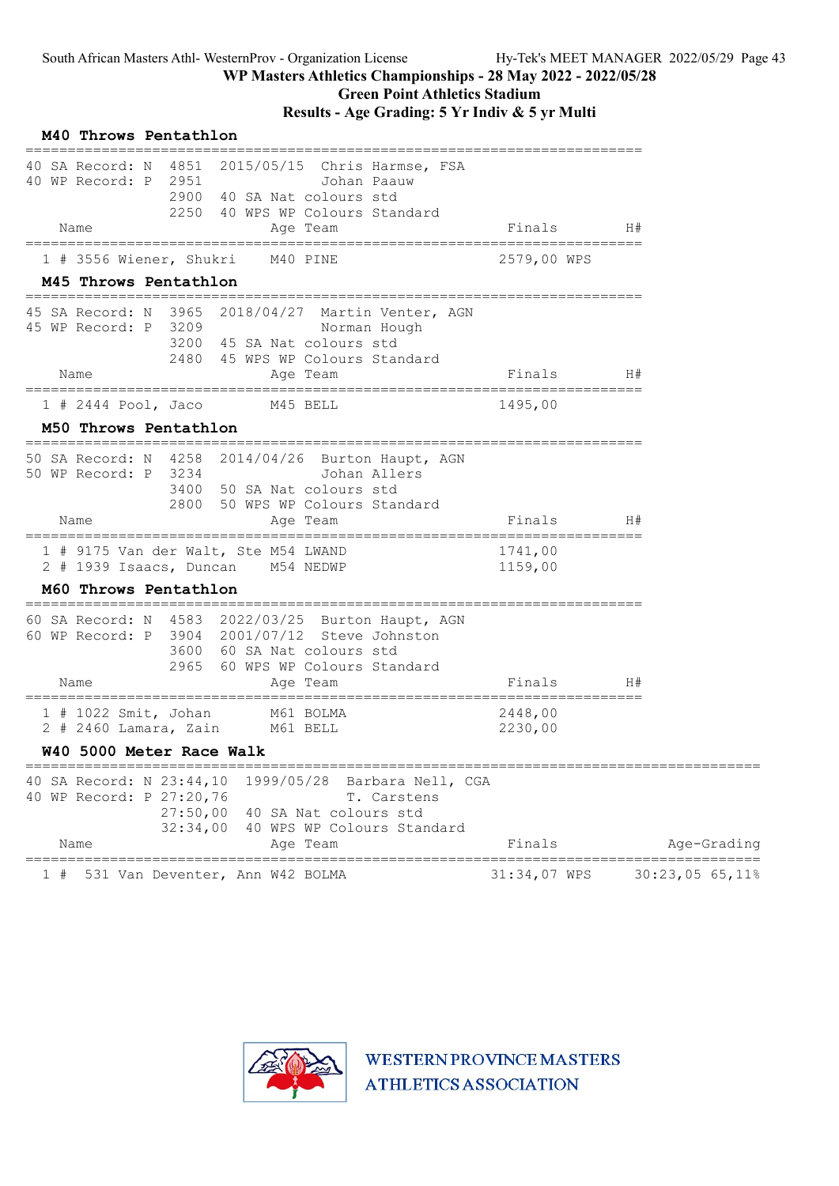## M40 Throws Pentathlon

| | | | |
|---|---|---|---|
| 40 SA Record: N | 4851 | 2015/05/15 | Chris Harmse, FSA |
| 40 WP Record: P | 2951 | | Johan Paauw |
| | 2900 | 40 SA Nat colours std | |
| | 2250 | 40 WPS WP Colours Standard | |

| Place | Name | Age | Team | Finals | H# |
|---|---|---|---|---|---|
| 1 | # 3556 Wiener, Shukri | M40 | PINE | 2579,00 WPS | |

## M45 Throws Pentathlon

| | | | |
|---|---|---|---|
| 45 SA Record: N | 3965 | 2018/04/27 | Martin Venter, AGN |
| 45 WP Record: P | 3209 | | Norman Hough |
| | 3200 | 45 SA Nat colours std | |
| | 2480 | 45 WPS WP Colours Standard | |

| Place | Name | Age | Team | Finals | H# |
|---|---|---|---|---|---|
| 1 | # 2444 Pool, Jaco | M45 | BELL | 1495,00 | |

## M50 Throws Pentathlon

| | | | |
|---|---|---|---|
| 50 SA Record: N | 4258 | 2014/04/26 | Burton Haupt, AGN |
| 50 WP Record: P | 3234 | | Johan Allers |
| | 3400 | 50 SA Nat colours std | |
| | 2800 | 50 WPS WP Colours Standard | |

| Place | Name | Age | Team | Finals | H# |
|---|---|---|---|---|---|
| 1 | # 9175 Van der Walt, Ste | M54 | LWAND | 1741,00 | |
| 2 | # 1939 Isaacs, Duncan | M54 | NEDWP | 1159,00 | |

## M60 Throws Pentathlon

| | | | |
|---|---|---|---|
| 60 SA Record: N | 4583 | 2022/03/25 | Burton Haupt, AGN |
| 60 WP Record: P | 3904 | 2001/07/12 | Steve Johnston |
| | 3600 | 60 SA Nat colours std | |
| | 2965 | 60 WPS WP Colours Standard | |

| Place | Name | Age | Team | Finals | H# |
|---|---|---|---|---|---|
| 1 | # 1022 Smit, Johan | M61 | BOLMA | 2448,00 | |
| 2 | # 2460 Lamara, Zain | M61 | BELL | 2230,00 | |

## W40 5000 Meter Race Walk

| | | | |
|---|---|---|---|
| 40 SA Record: N | 23:44,10 | 1999/05/28 | Barbara Nell, CGA |
| 40 WP Record: P | 27:20,76 | | T. Carstens |
| | 27:50,00 | 40 SA Nat colours std | |
| | 32:34,00 | 40 WPS WP Colours Standard | |

| Place | Name | Age | Team | Finals | Age-Grading |
|---|---|---|---|---|---|
| 1 | # 531 Van Deventer, Ann | W42 | BOLMA | 31:34,07 WPS | 30:23,05 65,11% |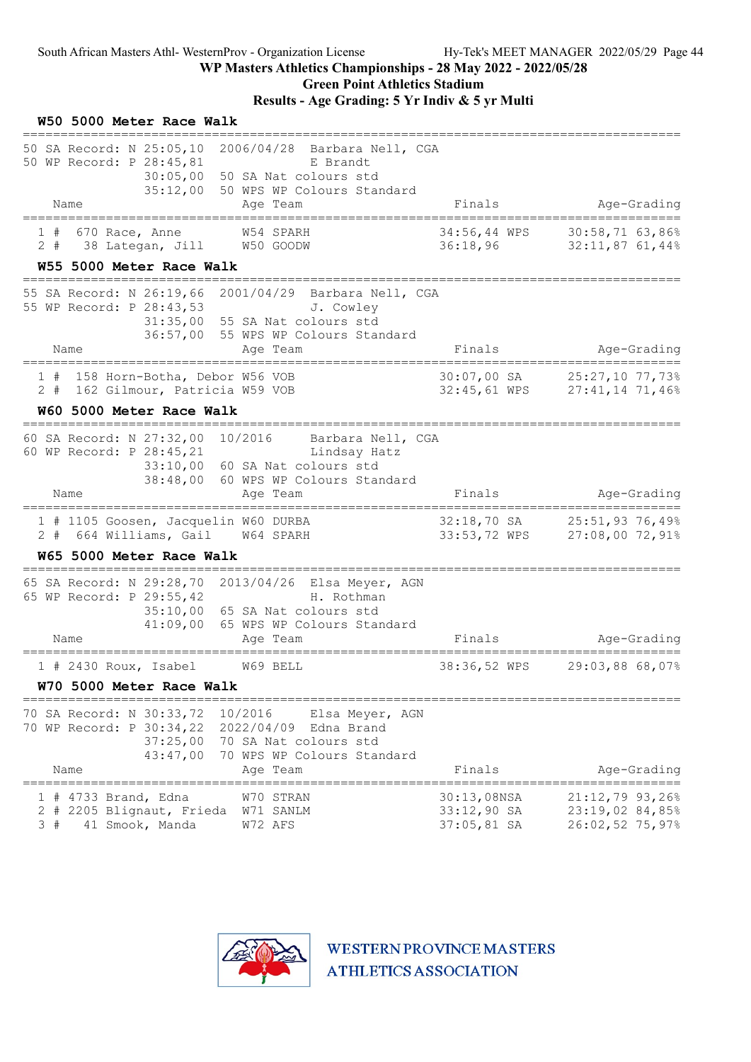South African Masters Athl- WesternProv - Organization License

WP Masters Athletics Championships - 28 May 2022 - 2022/05/28

Green Point Athletics Stadium

Results - Age Grading: 5 Yr Indiv & 5 yr Multi

### W50 5000 Meter Race Walk

```
50 SA Record: N 25:05,10  2006/04/28  Barbara Nell, CGA
50 WP Record: P 28:45,81              E Brandt
               30:05,00  50 SA Nat colours std
               35:12,00  50 WPS WP Colours Standard
```

| | Name | Age | Team | Finals | Age-Grading |
|---|---|---|---|---|---|
| 1 # | 670 Race, Anne | W54 | SPARH | 34:56,44 WPS | 30:58,71 63,86% |
| 2 # | 38 Lategan, Jill | W50 | GOODW | 36:18,96 | 32:11,87 61,44% |

### W55 5000 Meter Race Walk

```
55 SA Record: N 26:19,66  2001/04/29  Barbara Nell, CGA
55 WP Record: P 28:43,53              J. Cowley
               31:35,00  55 SA Nat colours std
               36:57,00  55 WPS WP Colours Standard
```

| | Name | Age | Team | Finals | Age-Grading |
|---|---|---|---|---|---|
| 1 # | 158 Horn-Botha, Debor | W56 | VOB | 30:07,00 SA | 25:27,10 77,73% |
| 2 # | 162 Gilmour, Patricia | W59 | VOB | 32:45,61 WPS | 27:41,14 71,46% |

### W60 5000 Meter Race Walk

```
60 SA Record: N 27:32,00  10/2016     Barbara Nell, CGA
60 WP Record: P 28:45,21              Lindsay Hatz
               33:10,00  60 SA Nat colours std
               38:48,00  60 WPS WP Colours Standard
```

| | Name | Age | Team | Finals | Age-Grading |
|---|---|---|---|---|---|
| 1 # | 1105 Goosen, Jacquelin | W60 | DURBA | 32:18,70 SA | 25:51,93 76,49% |
| 2 # | 664 Williams, Gail | W64 | SPARH | 33:53,72 WPS | 27:08,00 72,91% |

### W65 5000 Meter Race Walk

```
65 SA Record: N 29:28,70  2013/04/26  Elsa Meyer, AGN
65 WP Record: P 29:55,42              H. Rothman
               35:10,00  65 SA Nat colours std
               41:09,00  65 WPS WP Colours Standard
```

| | Name | Age | Team | Finals | Age-Grading |
|---|---|---|---|---|---|
| 1 # | 2430 Roux, Isabel | W69 | BELL | 38:36,52 WPS | 29:03,88 68,07% |

### W70 5000 Meter Race Walk

```
70 SA Record: N 30:33,72  10/2016     Elsa Meyer, AGN
70 WP Record: P 30:34,22  2022/04/09  Edna Brand
               37:25,00  70 SA Nat colours std
               43:47,00  70 WPS WP Colours Standard
```

| | Name | Age | Team | Finals | Age-Grading |
|---|---|---|---|---|---|
| 1 # | 4733 Brand, Edna | W70 | STRAN | 30:13,08NSA | 21:12,79 93,26% |
| 2 # | 2205 Blignaut, Frieda | W71 | SANLM | 33:12,90 SA | 23:19,02 84,85% |
| 3 # | 41 Smook, Manda | W72 | AFS | 37:05,81 SA | 26:02,52 75,97% |

WESTERN PROVINCE MASTERS ATHLETICS ASSOCIATION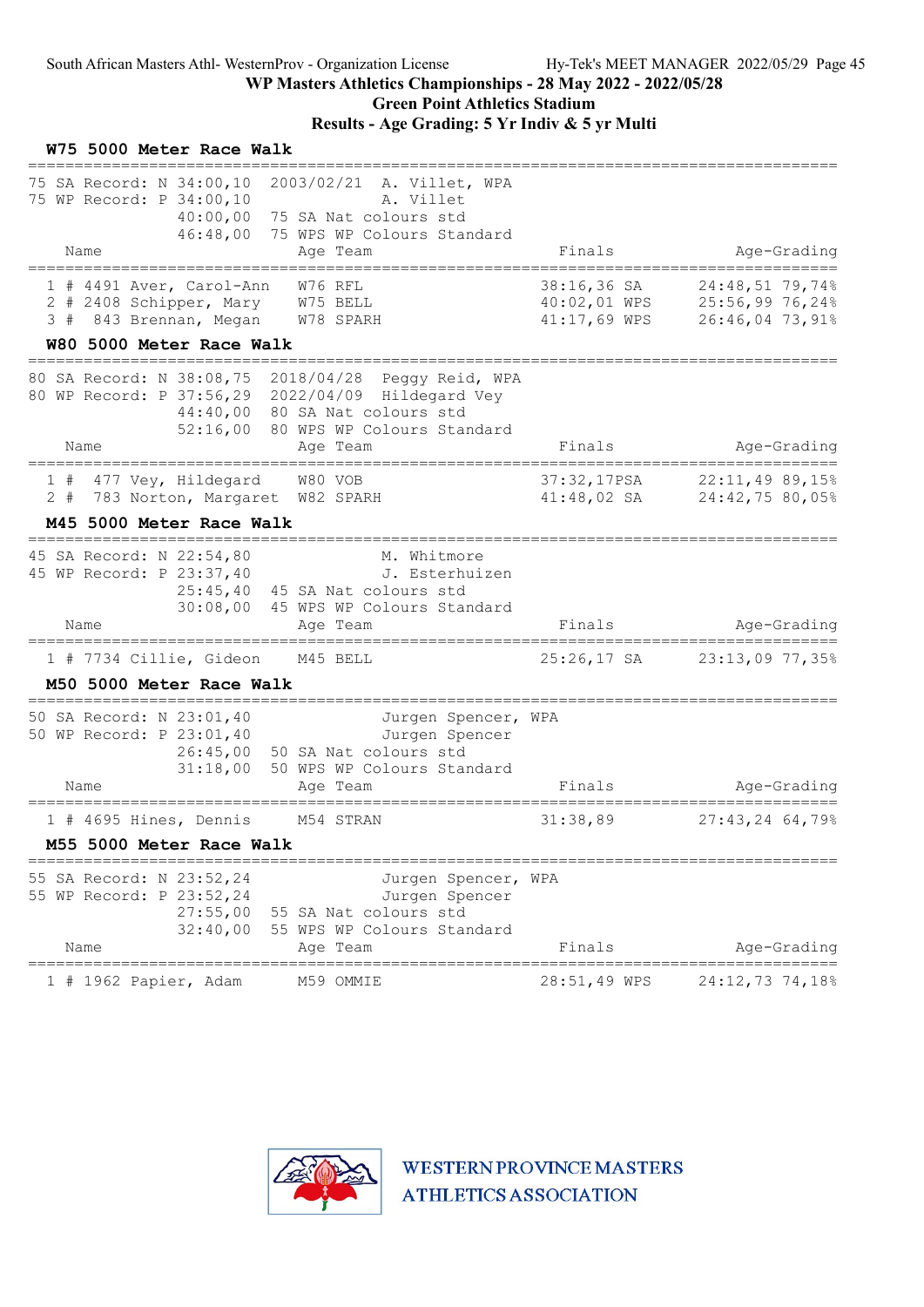WP Masters Athletics Championships - 28 May 2022 - 2022/05/28

Green Point Athletics Stadium

Results - Age Grading: 5 Yr Indiv & 5 yr Multi

### W75 5000 Meter Race Walk

75 SA Record: N 34:00,10 2003/02/21 A. Villet, WPA
75 WP Record: P 34:00,10 A. Villet
40:00,00 75 SA Nat colours std
46:48,00 75 WPS WP Colours Standard

| Place | Name | Age | Team | Finals | Age-Grading |
|---|---|---|---|---|---|
| 1 | # 4491 Aver, Carol-Ann | W76 | RFL | 38:16,36 SA | 24:48,51 79,74% |
| 2 | # 2408 Schipper, Mary | W75 | BELL | 40:02,01 WPS | 25:56,99 76,24% |
| 3 | # 843 Brennan, Megan | W78 | SPARH | 41:17,69 WPS | 26:46,04 73,91% |

### W80 5000 Meter Race Walk

80 SA Record: N 38:08,75 2018/04/28 Peggy Reid, WPA
80 WP Record: P 37:56,29 2022/04/09 Hildegard Vey
44:40,00 80 SA Nat colours std
52:16,00 80 WPS WP Colours Standard

| Place | Name | Age | Team | Finals | Age-Grading |
|---|---|---|---|---|---|
| 1 | # 477 Vey, Hildegard | W80 | VOB | 37:32,17PSA | 22:11,49 89,15% |
| 2 | # 783 Norton, Margaret | W82 | SPARH | 41:48,02 SA | 24:42,75 80,05% |

### M45 5000 Meter Race Walk

45 SA Record: N 22:54,80 M. Whitmore
45 WP Record: P 23:37,40 J. Esterhuizen
25:45,40 45 SA Nat colours std
30:08,00 45 WPS WP Colours Standard

| Place | Name | Age | Team | Finals | Age-Grading |
|---|---|---|---|---|---|
| 1 | # 7734 Cillie, Gideon | M45 | BELL | 25:26,17 SA | 23:13,09 77,35% |

### M50 5000 Meter Race Walk

50 SA Record: N 23:01,40 Jurgen Spencer, WPA
50 WP Record: P 23:01,40 Jurgen Spencer
26:45,00 50 SA Nat colours std
31:18,00 50 WPS WP Colours Standard

| Place | Name | Age | Team | Finals | Age-Grading |
|---|---|---|---|---|---|
| 1 | # 4695 Hines, Dennis | M54 | STRAN | 31:38,89 | 27:43,24 64,79% |

### M55 5000 Meter Race Walk

55 SA Record: N 23:52,24 Jurgen Spencer, WPA
55 WP Record: P 23:52,24 Jurgen Spencer
27:55,00 55 SA Nat colours std
32:40,00 55 WPS WP Colours Standard

| Place | Name | Age | Team | Finals | Age-Grading |
|---|---|---|---|---|---|
| 1 | # 1962 Papier, Adam | M59 | OMMIE | 28:51,49 WPS | 24:12,73 74,18% |

WESTERN PROVINCE MASTERS ATHLETICS ASSOCIATION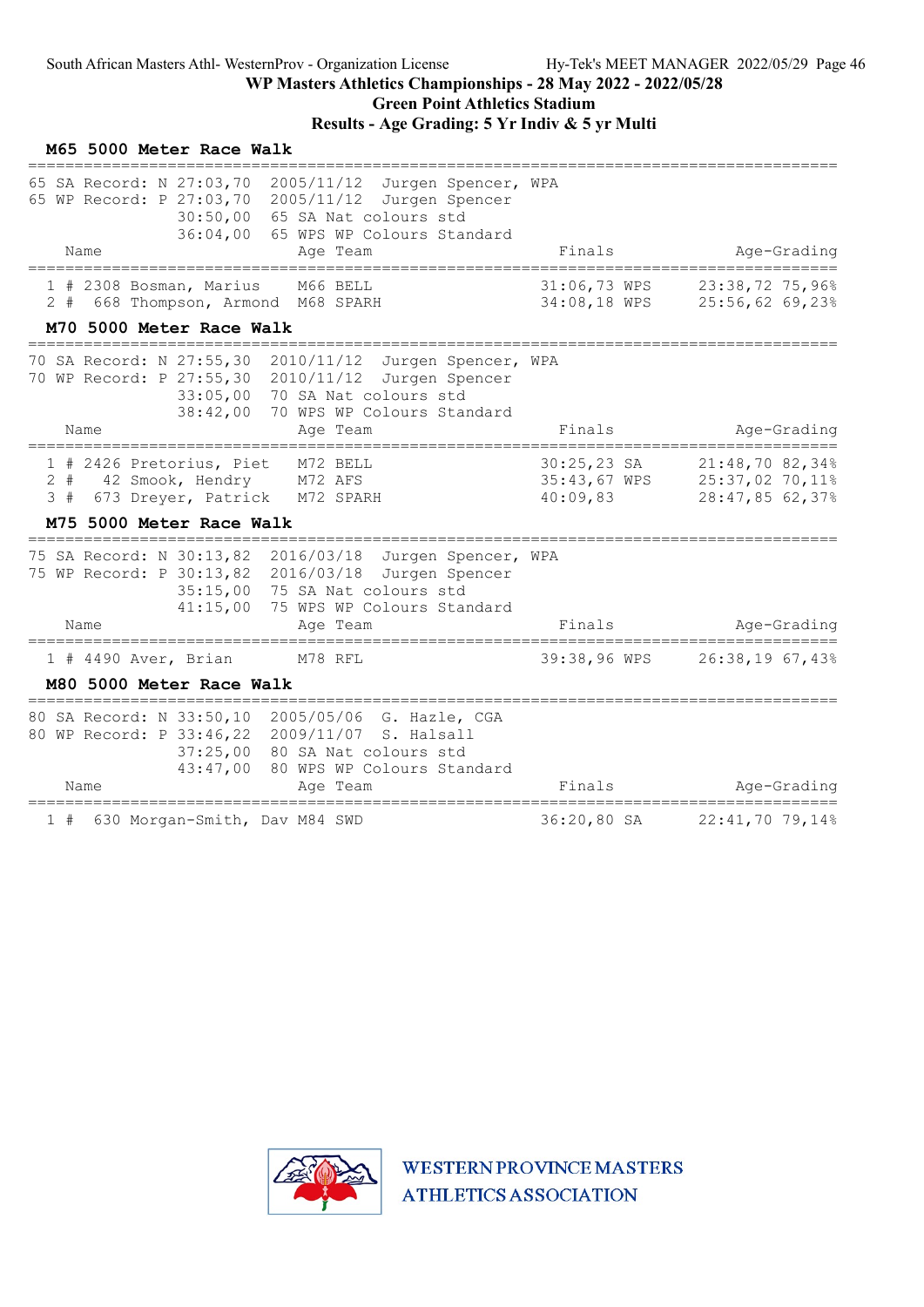WP Masters Athletics Championships - 28 May 2022 - 2022/05/28

Green Point Athletics Stadium

Results - Age Grading: 5 Yr Indiv & 5 yr Multi

## M65 5000 Meter Race Walk

65 SA Record: N 27:03,70 2005/11/12 Jurgen Spencer, WPA
65 WP Record: P 27:03,70 2005/11/12 Jurgen Spencer
30:50,00 65 SA Nat colours std
36:04,00 65 WPS WP Colours Standard

| | Name | Age | Team | Finals | | Age-Grading | |
|---|---|---|---|---|---|---|---|
| 1 # | 2308 Bosman, Marius | M66 | BELL | 31:06,73 | WPS | 23:38,72 | 75,96% |
| 2 # | 668 Thompson, Armond | M68 | SPARH | 34:08,18 | WPS | 25:56,62 | 69,23% |

## M70 5000 Meter Race Walk

70 SA Record: N 27:55,30 2010/11/12 Jurgen Spencer, WPA
70 WP Record: P 27:55,30 2010/11/12 Jurgen Spencer
33:05,00 70 SA Nat colours std
38:42,00 70 WPS WP Colours Standard

| | Name | Age | Team | Finals | | Age-Grading | |
|---|---|---|---|---|---|---|---|
| 1 # | 2426 Pretorius, Piet | M72 | BELL | 30:25,23 | SA | 21:48,70 | 82,34% |
| 2 # | 42 Smook, Hendry | M72 | AFS | 35:43,67 | WPS | 25:37,02 | 70,11% |
| 3 # | 673 Dreyer, Patrick | M72 | SPARH | 40:09,83 | | 28:47,85 | 62,37% |

## M75 5000 Meter Race Walk

75 SA Record: N 30:13,82 2016/03/18 Jurgen Spencer, WPA
75 WP Record: P 30:13,82 2016/03/18 Jurgen Spencer
35:15,00 75 SA Nat colours std
41:15,00 75 WPS WP Colours Standard

| | Name | Age | Team | Finals | | Age-Grading | |
|---|---|---|---|---|---|---|---|
| 1 # | 4490 Aver, Brian | M78 | RFL | 39:38,96 | WPS | 26:38,19 | 67,43% |

## M80 5000 Meter Race Walk

80 SA Record: N 33:50,10 2005/05/06 G. Hazle, CGA
80 WP Record: P 33:46,22 2009/11/07 S. Halsall
37:25,00 80 SA Nat colours std
43:47,00 80 WPS WP Colours Standard

| | Name | Age | Team | Finals | | Age-Grading | |
|---|---|---|---|---|---|---|---|
| 1 # | 630 Morgan-Smith, Dav | M84 | SWD | 36:20,80 | SA | 22:41,70 | 79,14% |

WESTERN PROVINCE MASTERS ATHLETICS ASSOCIATION